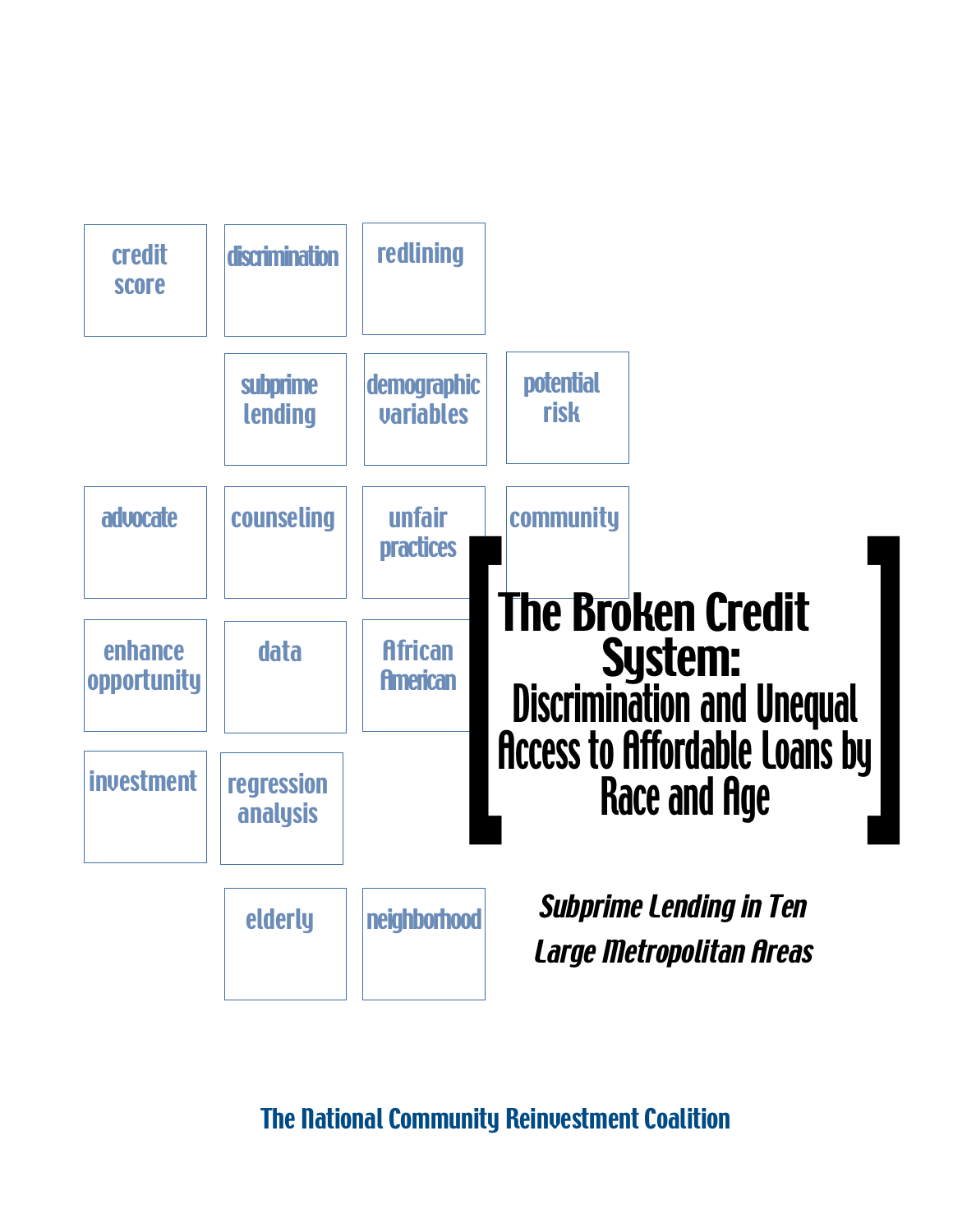credit score

discrimination

redlining

subprime lending

demographic variables

potential risk

advocate

counseling

unfair practices

community

enhance opportunity

data

African American

investment

regression analysis

elderly

neighborhood

# [ The Broken Credit System: Discrimination and Unequal Access to Affordable Loans by Race and Age ]

***Subprime Lending in Ten Large Metropolitan Areas***

**The National Community Reinvestment Coalition**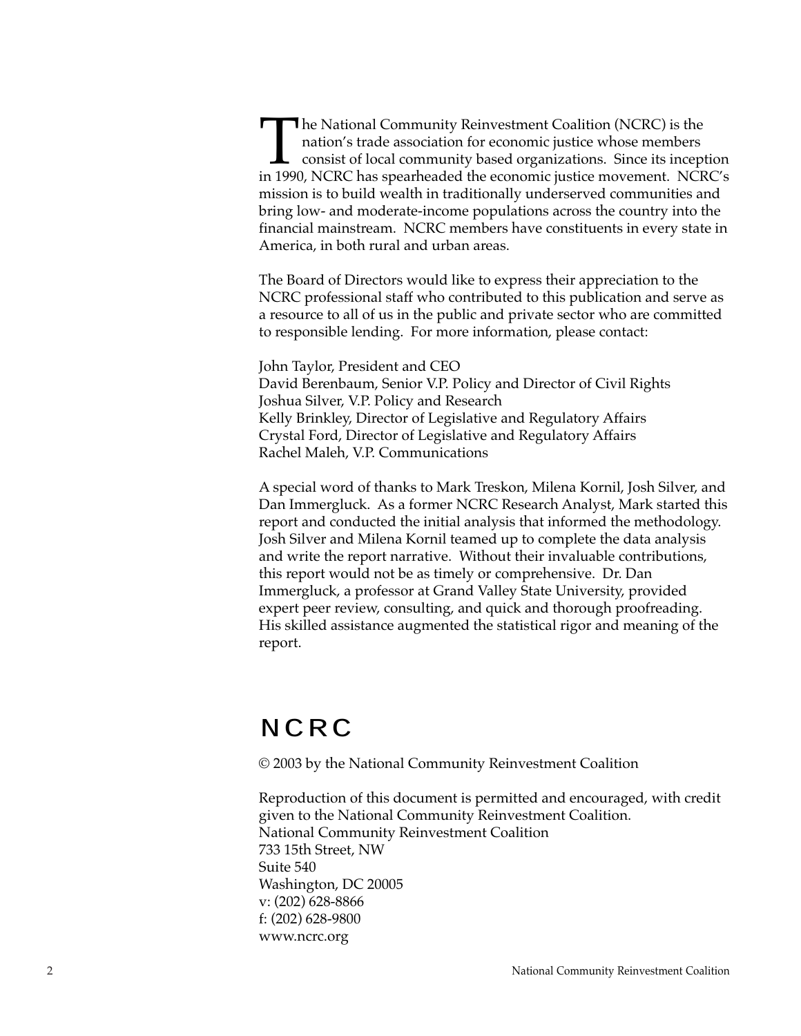The National Community Reinvestment Coalition (NCRC) is the nation's trade association for economic justice whose members consist of local community based organizations. Since its inception in 1990, NCRC has spearheaded the economic justice movement. NCRC's mission is to build wealth in traditionally underserved communities and bring low- and moderate-income populations across the country into the financial mainstream. NCRC members have constituents in every state in America, in both rural and urban areas.

The Board of Directors would like to express their appreciation to the NCRC professional staff who contributed to this publication and serve as a resource to all of us in the public and private sector who are committed to responsible lending. For more information, please contact:

John Taylor, President and CEO
David Berenbaum, Senior V.P. Policy and Director of Civil Rights
Joshua Silver, V.P. Policy and Research
Kelly Brinkley, Director of Legislative and Regulatory Affairs
Crystal Ford, Director of Legislative and Regulatory Affairs
Rachel Maleh, V.P. Communications

A special word of thanks to Mark Treskon, Milena Kornil, Josh Silver, and Dan Immergluck. As a former NCRC Research Analyst, Mark started this report and conducted the initial analysis that informed the methodology. Josh Silver and Milena Kornil teamed up to complete the data analysis and write the report narrative. Without their invaluable contributions, this report would not be as timely or comprehensive. Dr. Dan Immergluck, a professor at Grand Valley State University, provided expert peer review, consulting, and quick and thorough proofreading. His skilled assistance augmented the statistical rigor and meaning of the report.

# NCRC

© 2003 by the National Community Reinvestment Coalition

Reproduction of this document is permitted and encouraged, with credit given to the National Community Reinvestment Coalition.
National Community Reinvestment Coalition
733 15th Street, NW
Suite 540
Washington, DC 20005
v: (202) 628-8866
f: (202) 628-9800
www.ncrc.org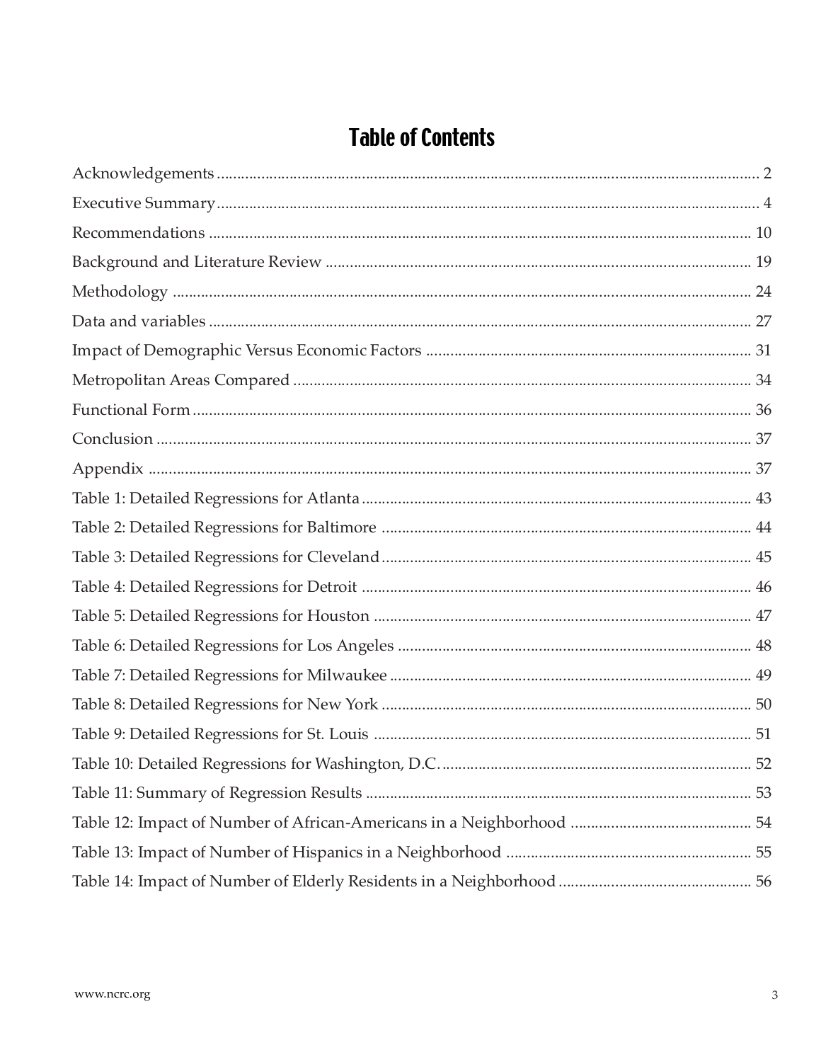# Table of Contents

Acknowledgements ..................................................................... 2

Executive Summary ..................................................................... 4

Recommendations ..................................................................... 10

Background and Literature Review ..................................................................... 19

Methodology ..................................................................... 24

Data and variables ..................................................................... 27

Impact of Demographic Versus Economic Factors ..................................................................... 31

Metropolitan Areas Compared ..................................................................... 34

Functional Form ..................................................................... 36

Conclusion ..................................................................... 37

Appendix ..................................................................... 37

Table 1: Detailed Regressions for Atlanta ..................................................................... 43

Table 2: Detailed Regressions for Baltimore ..................................................................... 44

Table 3: Detailed Regressions for Cleveland ..................................................................... 45

Table 4: Detailed Regressions for Detroit ..................................................................... 46

Table 5: Detailed Regressions for Houston ..................................................................... 47

Table 6: Detailed Regressions for Los Angeles ..................................................................... 48

Table 7: Detailed Regressions for Milwaukee ..................................................................... 49

Table 8: Detailed Regressions for New York ..................................................................... 50

Table 9: Detailed Regressions for St. Louis ..................................................................... 51

Table 10: Detailed Regressions for Washington, D.C. ..................................................................... 52

Table 11: Summary of Regression Results ..................................................................... 53

Table 12: Impact of Number of African-Americans in a Neighborhood ..................................................................... 54

Table 13: Impact of Number of Hispanics in a Neighborhood ..................................................................... 55

Table 14: Impact of Number of Elderly Residents in a Neighborhood ..................................................................... 56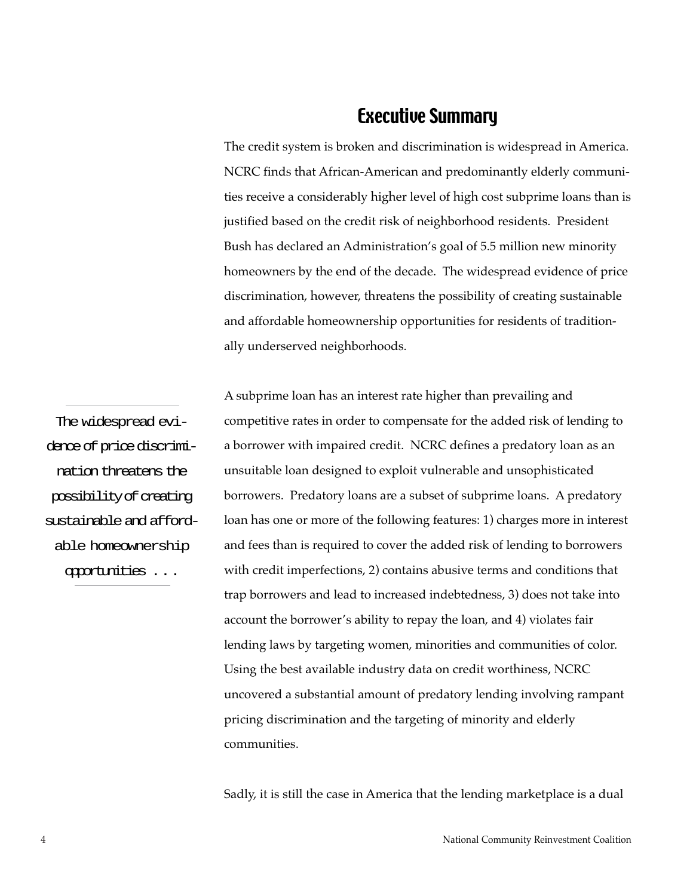## Executive Summary

The credit system is broken and discrimination is widespread in America. NCRC finds that African-American and predominantly elderly communities receive a considerably higher level of high cost subprime loans than is justified based on the credit risk of neighborhood residents. President Bush has declared an Administration's goal of 5.5 million new minority homeowners by the end of the decade. The widespread evidence of price discrimination, however, threatens the possibility of creating sustainable and affordable homeownership opportunities for residents of traditionally underserved neighborhoods.

> The widespread evidence of price discrimination threatens the possibility of creating sustainable and affordable homeownership opportunities . . .

A subprime loan has an interest rate higher than prevailing and competitive rates in order to compensate for the added risk of lending to a borrower with impaired credit. NCRC defines a predatory loan as an unsuitable loan designed to exploit vulnerable and unsophisticated borrowers. Predatory loans are a subset of subprime loans. A predatory loan has one or more of the following features: 1) charges more in interest and fees than is required to cover the added risk of lending to borrowers with credit imperfections, 2) contains abusive terms and conditions that trap borrowers and lead to increased indebtedness, 3) does not take into account the borrower's ability to repay the loan, and 4) violates fair lending laws by targeting women, minorities and communities of color. Using the best available industry data on credit worthiness, NCRC uncovered a substantial amount of predatory lending involving rampant pricing discrimination and the targeting of minority and elderly communities.

Sadly, it is still the case in America that the lending marketplace is a dual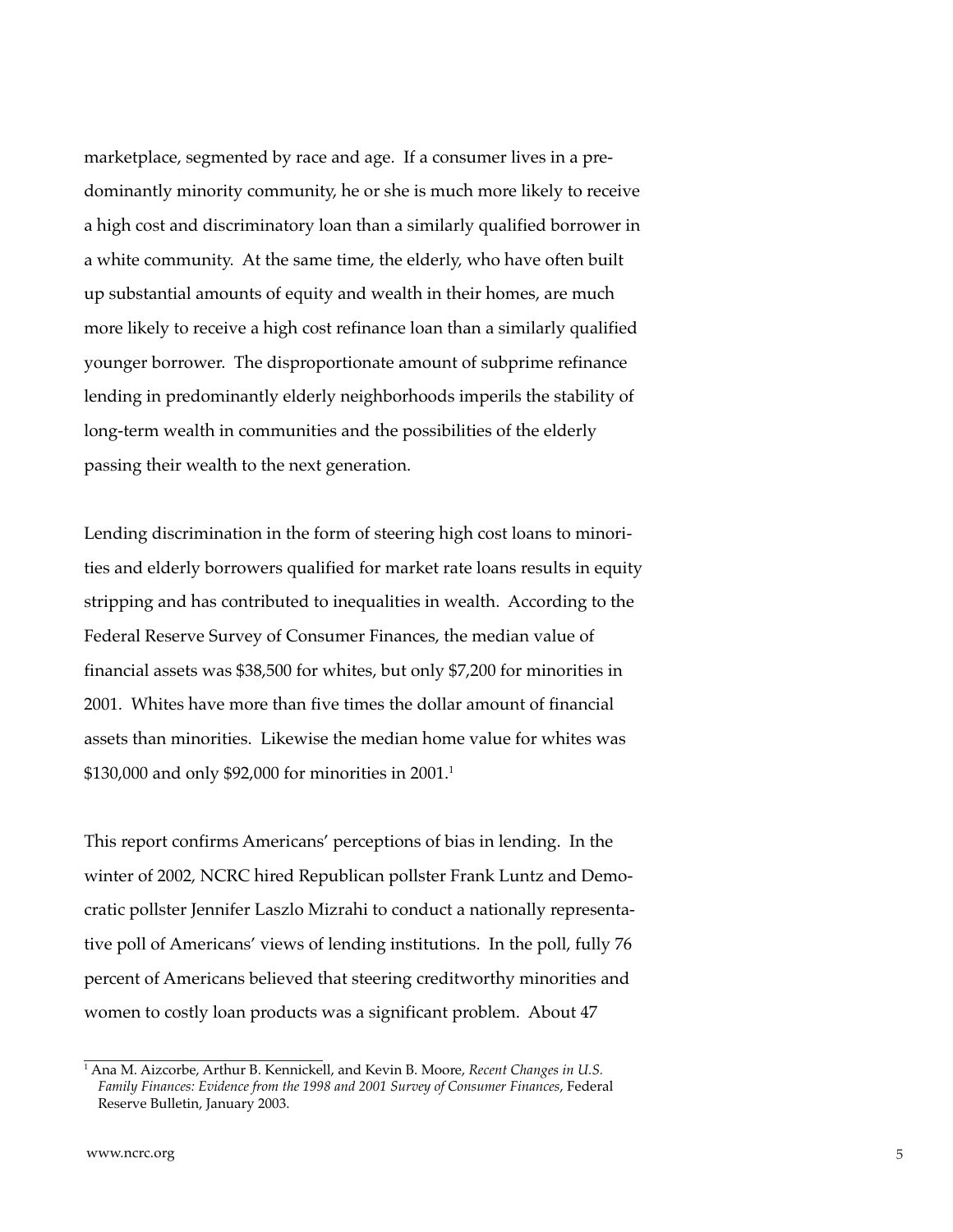marketplace, segmented by race and age. If a consumer lives in a predominantly minority community, he or she is much more likely to receive a high cost and discriminatory loan than a similarly qualified borrower in a white community. At the same time, the elderly, who have often built up substantial amounts of equity and wealth in their homes, are much more likely to receive a high cost refinance loan than a similarly qualified younger borrower. The disproportionate amount of subprime refinance lending in predominantly elderly neighborhoods imperils the stability of long-term wealth in communities and the possibilities of the elderly passing their wealth to the next generation.

Lending discrimination in the form of steering high cost loans to minorities and elderly borrowers qualified for market rate loans results in equity stripping and has contributed to inequalities in wealth. According to the Federal Reserve Survey of Consumer Finances, the median value of financial assets was $38,500 for whites, but only $7,200 for minorities in 2001. Whites have more than five times the dollar amount of financial assets than minorities. Likewise the median home value for whites was $130,000 and only $92,000 for minorities in 2001.[1]

This report confirms Americans' perceptions of bias in lending. In the winter of 2002, NCRC hired Republican pollster Frank Luntz and Democratic pollster Jennifer Laszlo Mizrahi to conduct a nationally representative poll of Americans' views of lending institutions. In the poll, fully 76 percent of Americans believed that steering creditworthy minorities and women to costly loan products was a significant problem. About 47

[1] Ana M. Aizcorbe, Arthur B. Kennickell, and Kevin B. Moore, *Recent Changes in U.S. Family Finances: Evidence from the 1998 and 2001 Survey of Consumer Finances*, Federal Reserve Bulletin, January 2003.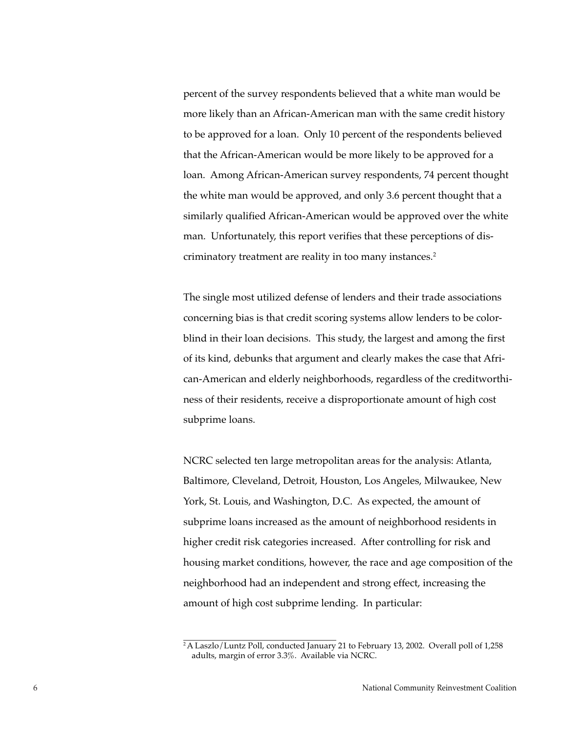percent of the survey respondents believed that a white man would be more likely than an African-American man with the same credit history to be approved for a loan. Only 10 percent of the respondents believed that the African-American would be more likely to be approved for a loan. Among African-American survey respondents, 74 percent thought the white man would be approved, and only 3.6 percent thought that a similarly qualified African-American would be approved over the white man. Unfortunately, this report verifies that these perceptions of discriminatory treatment are reality in too many instances.[2]

The single most utilized defense of lenders and their trade associations concerning bias is that credit scoring systems allow lenders to be colorblind in their loan decisions. This study, the largest and among the first of its kind, debunks that argument and clearly makes the case that African-American and elderly neighborhoods, regardless of the creditworthiness of their residents, receive a disproportionate amount of high cost subprime loans.

NCRC selected ten large metropolitan areas for the analysis: Atlanta, Baltimore, Cleveland, Detroit, Houston, Los Angeles, Milwaukee, New York, St. Louis, and Washington, D.C. As expected, the amount of subprime loans increased as the amount of neighborhood residents in higher credit risk categories increased. After controlling for risk and housing market conditions, however, the race and age composition of the neighborhood had an independent and strong effect, increasing the amount of high cost subprime lending. In particular:

---

[2] A Laszlo/Luntz Poll, conducted January 21 to February 13, 2002. Overall poll of 1,258 adults, margin of error 3.3%. Available via NCRC.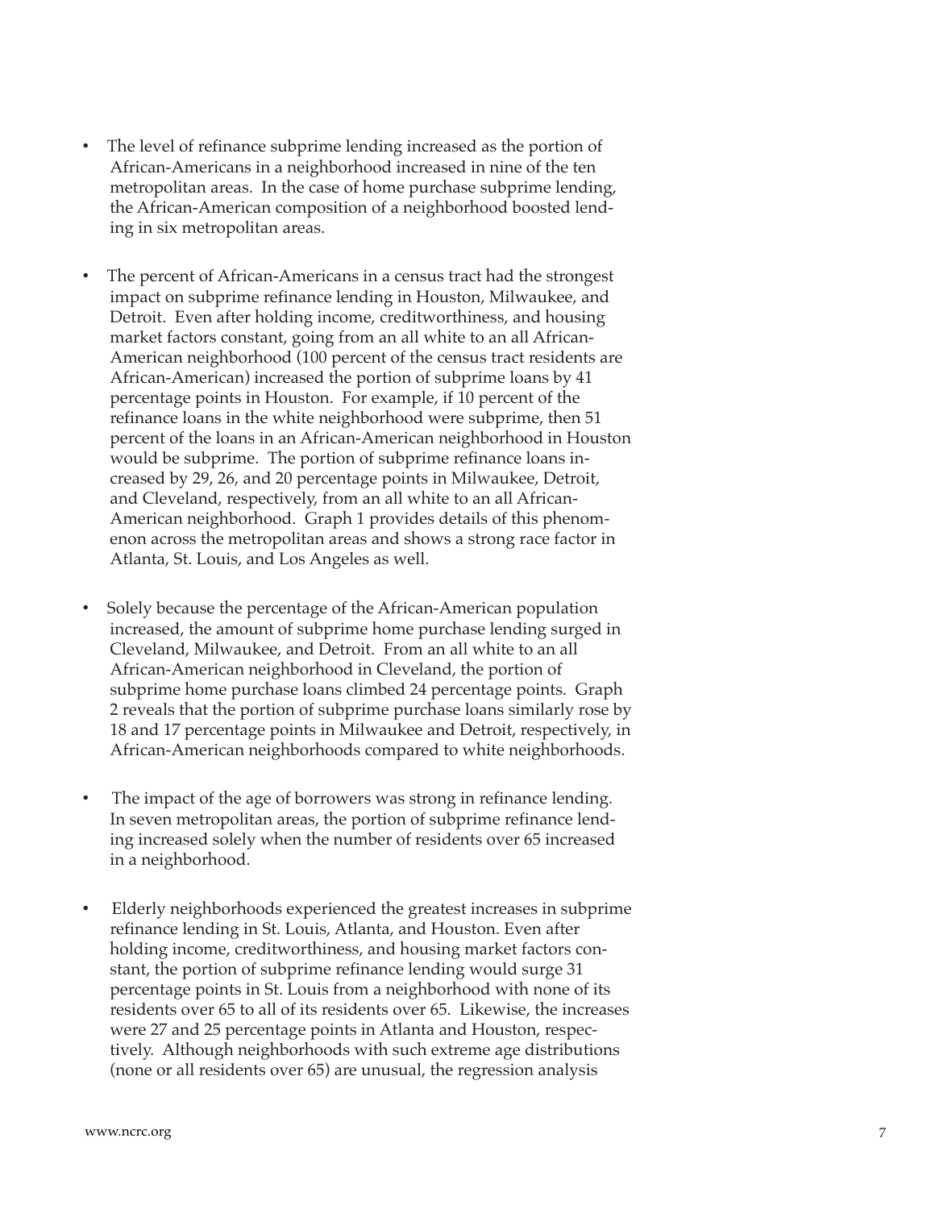- The level of refinance subprime lending increased as the portion of African-Americans in a neighborhood increased in nine of the ten metropolitan areas. In the case of home purchase subprime lending, the African-American composition of a neighborhood boosted lending in six metropolitan areas.

- The percent of African-Americans in a census tract had the strongest impact on subprime refinance lending in Houston, Milwaukee, and Detroit. Even after holding income, creditworthiness, and housing market factors constant, going from an all white to an all African-American neighborhood (100 percent of the census tract residents are African-American) increased the portion of subprime loans by 41 percentage points in Houston. For example, if 10 percent of the refinance loans in the white neighborhood were subprime, then 51 percent of the loans in an African-American neighborhood in Houston would be subprime. The portion of subprime refinance loans increased by 29, 26, and 20 percentage points in Milwaukee, Detroit, and Cleveland, respectively, from an all white to an all African-American neighborhood. Graph 1 provides details of this phenomenon across the metropolitan areas and shows a strong race factor in Atlanta, St. Louis, and Los Angeles as well.

- Solely because the percentage of the African-American population increased, the amount of subprime home purchase lending surged in Cleveland, Milwaukee, and Detroit. From an all white to an all African-American neighborhood in Cleveland, the portion of subprime home purchase loans climbed 24 percentage points. Graph 2 reveals that the portion of subprime purchase loans similarly rose by 18 and 17 percentage points in Milwaukee and Detroit, respectively, in African-American neighborhoods compared to white neighborhoods.

- The impact of the age of borrowers was strong in refinance lending. In seven metropolitan areas, the portion of subprime refinance lending increased solely when the number of residents over 65 increased in a neighborhood.

- Elderly neighborhoods experienced the greatest increases in subprime refinance lending in St. Louis, Atlanta, and Houston. Even after holding income, creditworthiness, and housing market factors constant, the portion of subprime refinance lending would surge 31 percentage points in St. Louis from a neighborhood with none of its residents over 65 to all of its residents over 65. Likewise, the increases were 27 and 25 percentage points in Atlanta and Houston, respectively. Although neighborhoods with such extreme age distributions (none or all residents over 65) are unusual, the regression analysis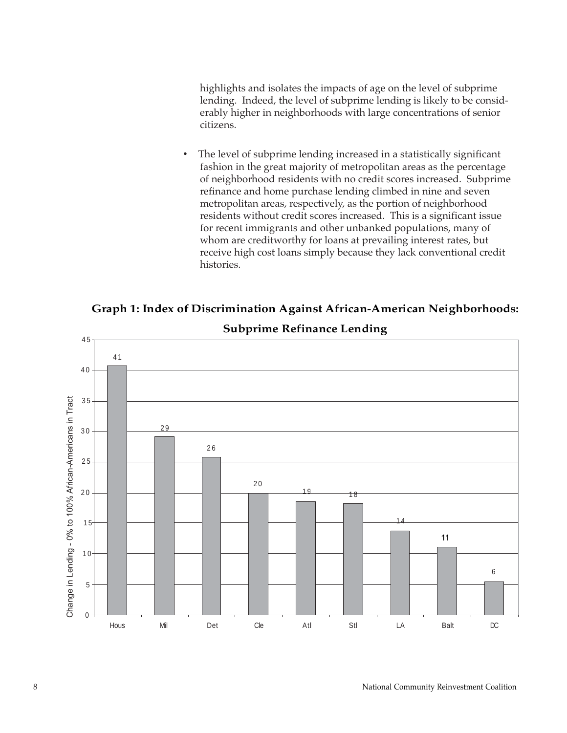highlights and isolates the impacts of age on the level of subprime lending. Indeed, the level of subprime lending is likely to be considerably higher in neighborhoods with large concentrations of senior citizens.

- The level of subprime lending increased in a statistically significant fashion in the great majority of metropolitan areas as the percentage of neighborhood residents with no credit scores increased. Subprime refinance and home purchase lending climbed in nine and seven metropolitan areas, respectively, as the portion of neighborhood residents without credit scores increased. This is a significant issue for recent immigrants and other unbanked populations, many of whom are creditworthy for loans at prevailing interest rates, but receive high cost loans simply because they lack conventional credit histories.

**Graph 1: Index of Discrimination Against African-American Neighborhoods: Subprime Refinance Lending**

| Metro Area | Change in Lending - 0% to 100% African-Americans in Tract |
| --- | --- |
| Hous | 41 |
| Mil | 29 |
| Det | 26 |
| Cle | 20 |
| Atl | 19 |
| Stl | 18 |
| LA | 14 |
| Balt | 11 |
| DC | 6 |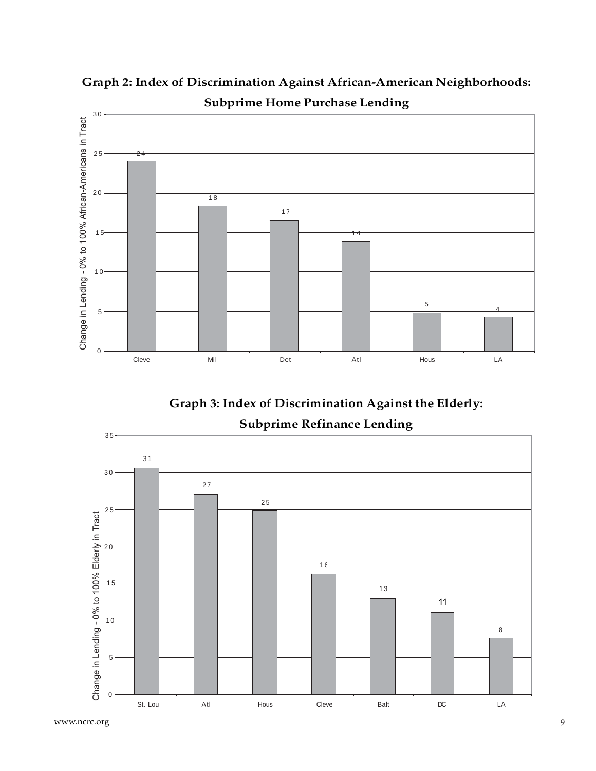**Graph 2: Index of Discrimination Against African-American Neighborhoods: Subprime Home Purchase Lending**

| City | Change in Lending - 0% to 100% African-Americans in Tract |
| --- | --- |
| Cleve | 24 |
| Mil | 18 |
| Det | 17 |
| Atl | 14 |
| Hous | 5 |
| LA | 4 |

**Graph 3: Index of Discrimination Against the Elderly: Subprime Refinance Lending**

| City | Change in Lending - 0% to 100% Elderly in Tract |
| --- | --- |
| St. Lou | 31 |
| Atl | 27 |
| Hous | 25 |
| Cleve | 16 |
| Balt | 13 |
| DC | 11 |
| LA | 8 |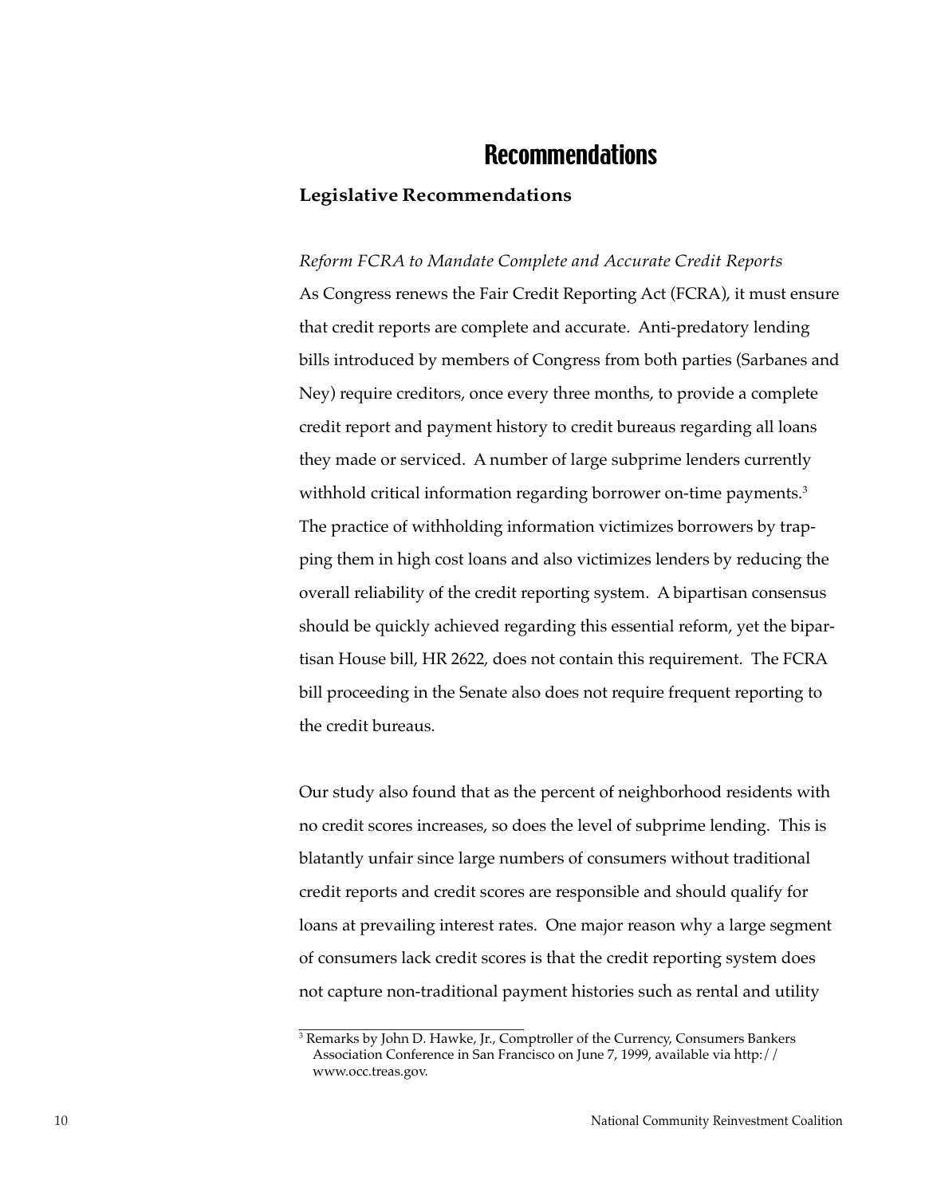# Recommendations

## Legislative Recommendations

*Reform FCRA to Mandate Complete and Accurate Credit Reports*

As Congress renews the Fair Credit Reporting Act (FCRA), it must ensure that credit reports are complete and accurate. Anti-predatory lending bills introduced by members of Congress from both parties (Sarbanes and Ney) require creditors, once every three months, to provide a complete credit report and payment history to credit bureaus regarding all loans they made or serviced. A number of large subprime lenders currently withhold critical information regarding borrower on-time payments.[3] The practice of withholding information victimizes borrowers by trapping them in high cost loans and also victimizes lenders by reducing the overall reliability of the credit reporting system. A bipartisan consensus should be quickly achieved regarding this essential reform, yet the bipartisan House bill, HR 2622, does not contain this requirement. The FCRA bill proceeding in the Senate also does not require frequent reporting to the credit bureaus.

Our study also found that as the percent of neighborhood residents with no credit scores increases, so does the level of subprime lending. This is blatantly unfair since large numbers of consumers without traditional credit reports and credit scores are responsible and should qualify for loans at prevailing interest rates. One major reason why a large segment of consumers lack credit scores is that the credit reporting system does not capture non-traditional payment histories such as rental and utility

[3] Remarks by John D. Hawke, Jr., Comptroller of the Currency, Consumers Bankers Association Conference in San Francisco on June 7, 1999, available via http://www.occ.treas.gov.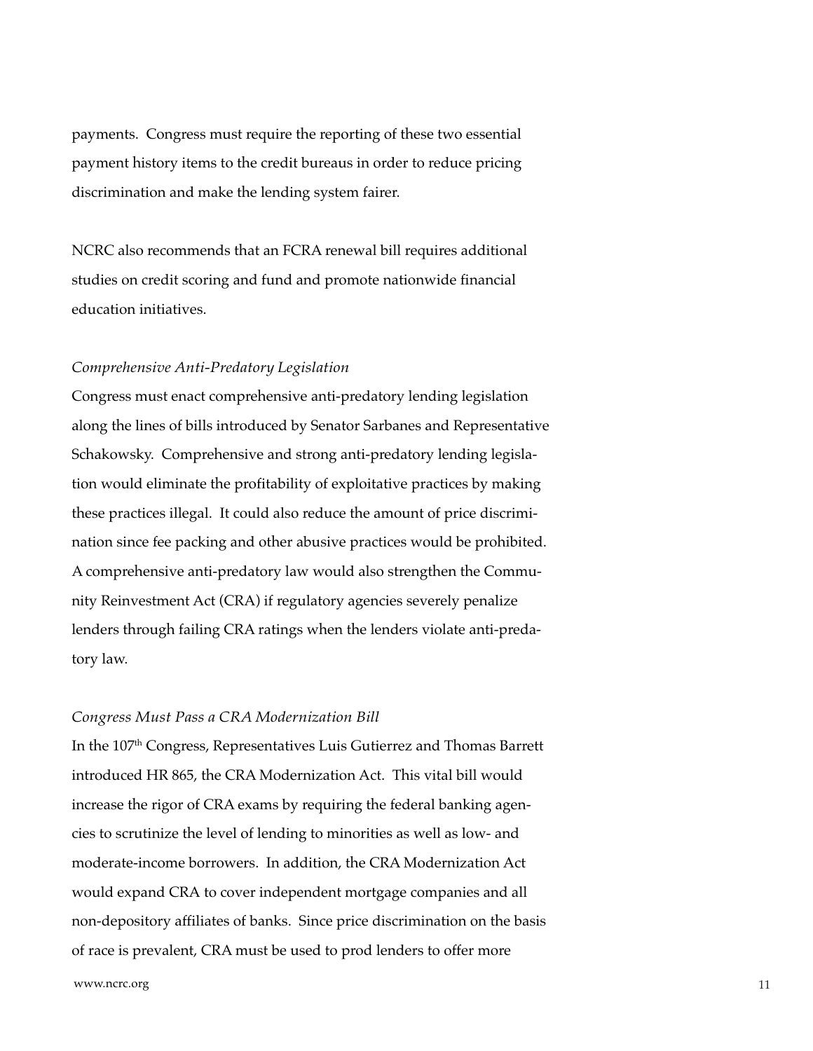payments. Congress must require the reporting of these two essential payment history items to the credit bureaus in order to reduce pricing discrimination and make the lending system fairer.

NCRC also recommends that an FCRA renewal bill requires additional studies on credit scoring and fund and promote nationwide financial education initiatives.

*Comprehensive Anti-Predatory Legislation*

Congress must enact comprehensive anti-predatory lending legislation along the lines of bills introduced by Senator Sarbanes and Representative Schakowsky. Comprehensive and strong anti-predatory lending legislation would eliminate the profitability of exploitative practices by making these practices illegal. It could also reduce the amount of price discrimination since fee packing and other abusive practices would be prohibited. A comprehensive anti-predatory law would also strengthen the Community Reinvestment Act (CRA) if regulatory agencies severely penalize lenders through failing CRA ratings when the lenders violate anti-predatory law.

*Congress Must Pass a CRA Modernization Bill*

In the 107th Congress, Representatives Luis Gutierrez and Thomas Barrett introduced HR 865, the CRA Modernization Act. This vital bill would increase the rigor of CRA exams by requiring the federal banking agencies to scrutinize the level of lending to minorities as well as low- and moderate-income borrowers. In addition, the CRA Modernization Act would expand CRA to cover independent mortgage companies and all non-depository affiliates of banks. Since price discrimination on the basis of race is prevalent, CRA must be used to prod lenders to offer more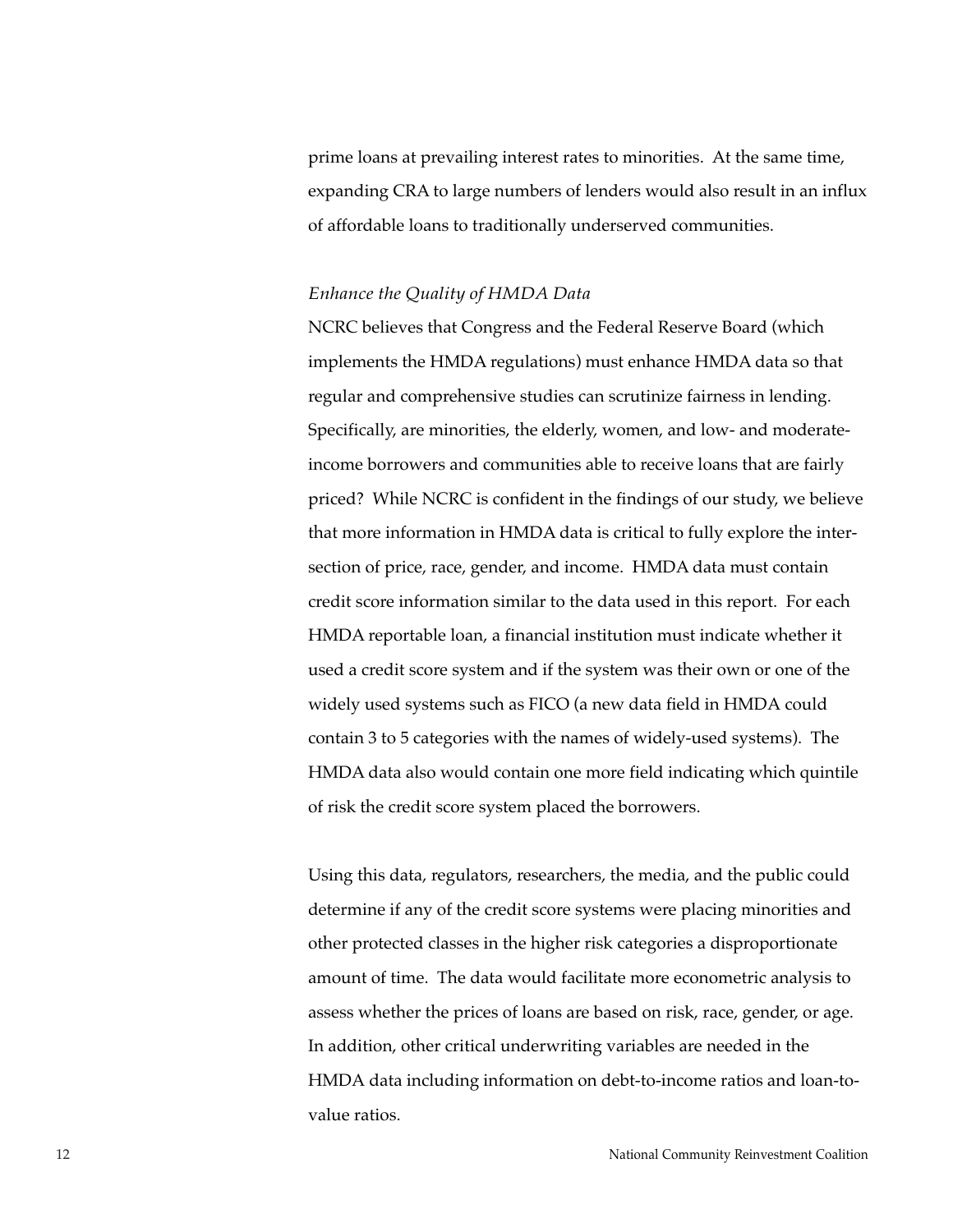prime loans at prevailing interest rates to minorities. At the same time, expanding CRA to large numbers of lenders would also result in an influx of affordable loans to traditionally underserved communities.

*Enhance the Quality of HMDA Data*

NCRC believes that Congress and the Federal Reserve Board (which implements the HMDA regulations) must enhance HMDA data so that regular and comprehensive studies can scrutinize fairness in lending. Specifically, are minorities, the elderly, women, and low- and moderate-income borrowers and communities able to receive loans that are fairly priced? While NCRC is confident in the findings of our study, we believe that more information in HMDA data is critical to fully explore the intersection of price, race, gender, and income. HMDA data must contain credit score information similar to the data used in this report. For each HMDA reportable loan, a financial institution must indicate whether it used a credit score system and if the system was their own or one of the widely used systems such as FICO (a new data field in HMDA could contain 3 to 5 categories with the names of widely-used systems). The HMDA data also would contain one more field indicating which quintile of risk the credit score system placed the borrowers.

Using this data, regulators, researchers, the media, and the public could determine if any of the credit score systems were placing minorities and other protected classes in the higher risk categories a disproportionate amount of time. The data would facilitate more econometric analysis to assess whether the prices of loans are based on risk, race, gender, or age. In addition, other critical underwriting variables are needed in the HMDA data including information on debt-to-income ratios and loan-to-value ratios.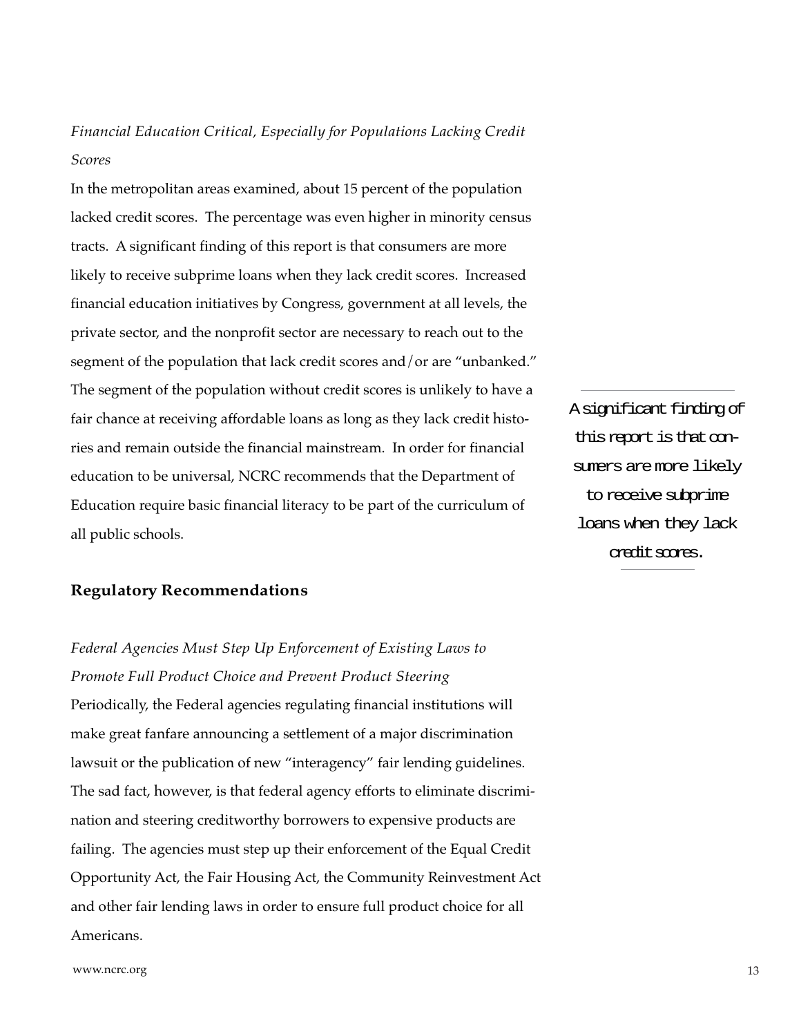*Financial Education Critical, Especially for Populations Lacking Credit Scores*

In the metropolitan areas examined, about 15 percent of the population lacked credit scores. The percentage was even higher in minority census tracts. A significant finding of this report is that consumers are more likely to receive subprime loans when they lack credit scores. Increased financial education initiatives by Congress, government at all levels, the private sector, and the nonprofit sector are necessary to reach out to the segment of the population that lack credit scores and/or are "unbanked." The segment of the population without credit scores is unlikely to have a fair chance at receiving affordable loans as long as they lack credit histories and remain outside the financial mainstream. In order for financial education to be universal, NCRC recommends that the Department of Education require basic financial literacy to be part of the curriculum of all public schools.

> A significant finding of this report is that consumers are more likely to receive subprime loans when they lack credit scores.

## Regulatory Recommendations

*Federal Agencies Must Step Up Enforcement of Existing Laws to Promote Full Product Choice and Prevent Product Steering*

Periodically, the Federal agencies regulating financial institutions will make great fanfare announcing a settlement of a major discrimination lawsuit or the publication of new "interagency" fair lending guidelines. The sad fact, however, is that federal agency efforts to eliminate discrimination and steering creditworthy borrowers to expensive products are failing. The agencies must step up their enforcement of the Equal Credit Opportunity Act, the Fair Housing Act, the Community Reinvestment Act and other fair lending laws in order to ensure full product choice for all Americans.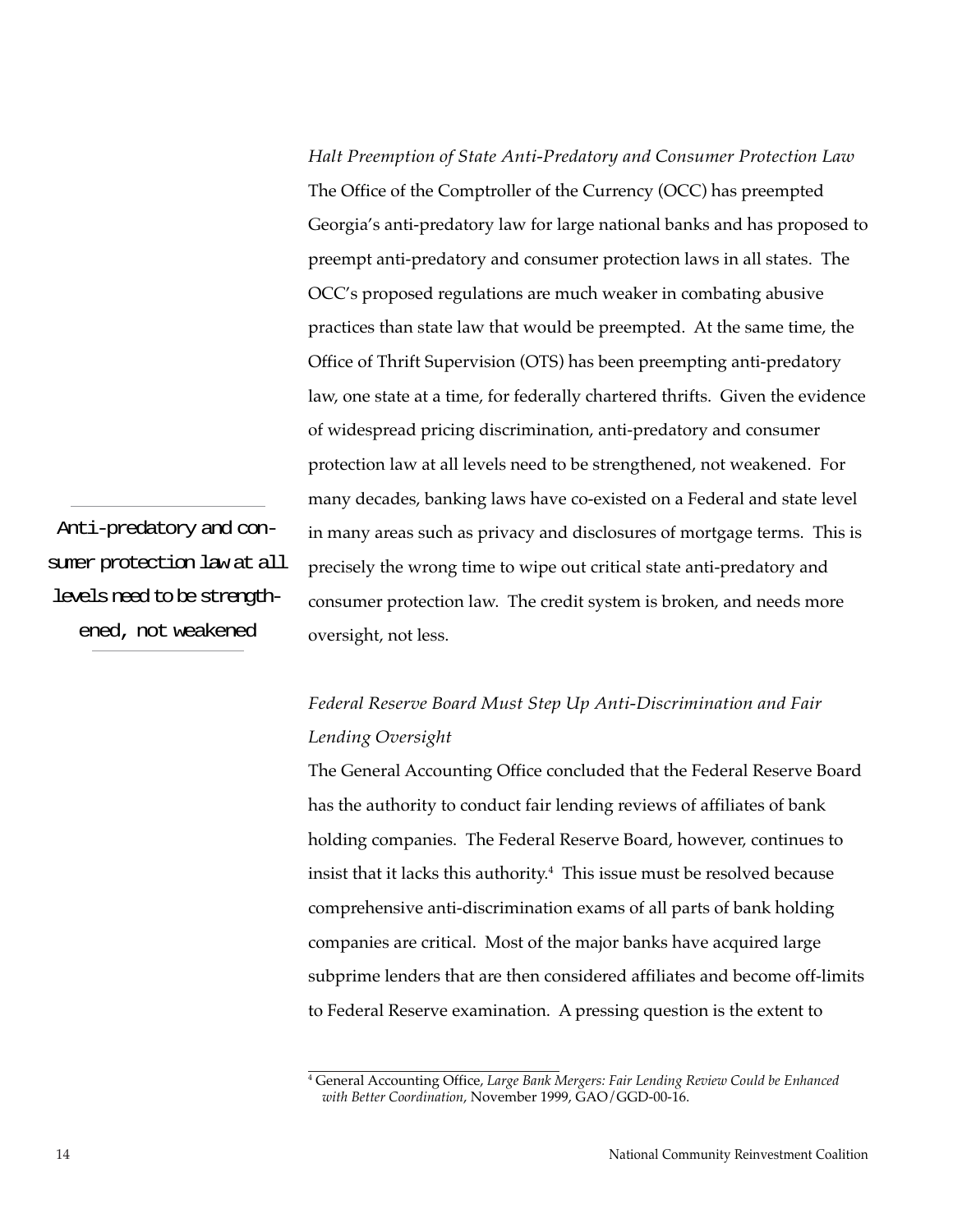*Halt Preemption of State Anti-Predatory and Consumer Protection Law*

The Office of the Comptroller of the Currency (OCC) has preempted Georgia's anti-predatory law for large national banks and has proposed to preempt anti-predatory and consumer protection laws in all states. The OCC's proposed regulations are much weaker in combating abusive practices than state law that would be preempted. At the same time, the Office of Thrift Supervision (OTS) has been preempting anti-predatory law, one state at a time, for federally chartered thrifts. Given the evidence of widespread pricing discrimination, anti-predatory and consumer protection law at all levels need to be strengthened, not weakened. For many decades, banking laws have co-existed on a Federal and state level in many areas such as privacy and disclosures of mortgage terms. This is precisely the wrong time to wipe out critical state anti-predatory and consumer protection law. The credit system is broken, and needs more oversight, not less.

> Anti-predatory and consumer protection law at all levels need to be strengthened, not weakened

*Federal Reserve Board Must Step Up Anti-Discrimination and Fair Lending Oversight*

The General Accounting Office concluded that the Federal Reserve Board has the authority to conduct fair lending reviews of affiliates of bank holding companies. The Federal Reserve Board, however, continues to insist that it lacks this authority.[4] This issue must be resolved because comprehensive anti-discrimination exams of all parts of bank holding companies are critical. Most of the major banks have acquired large subprime lenders that are then considered affiliates and become off-limits to Federal Reserve examination. A pressing question is the extent to

[4] General Accounting Office, *Large Bank Mergers: Fair Lending Review Could be Enhanced with Better Coordination*, November 1999, GAO/GGD-00-16.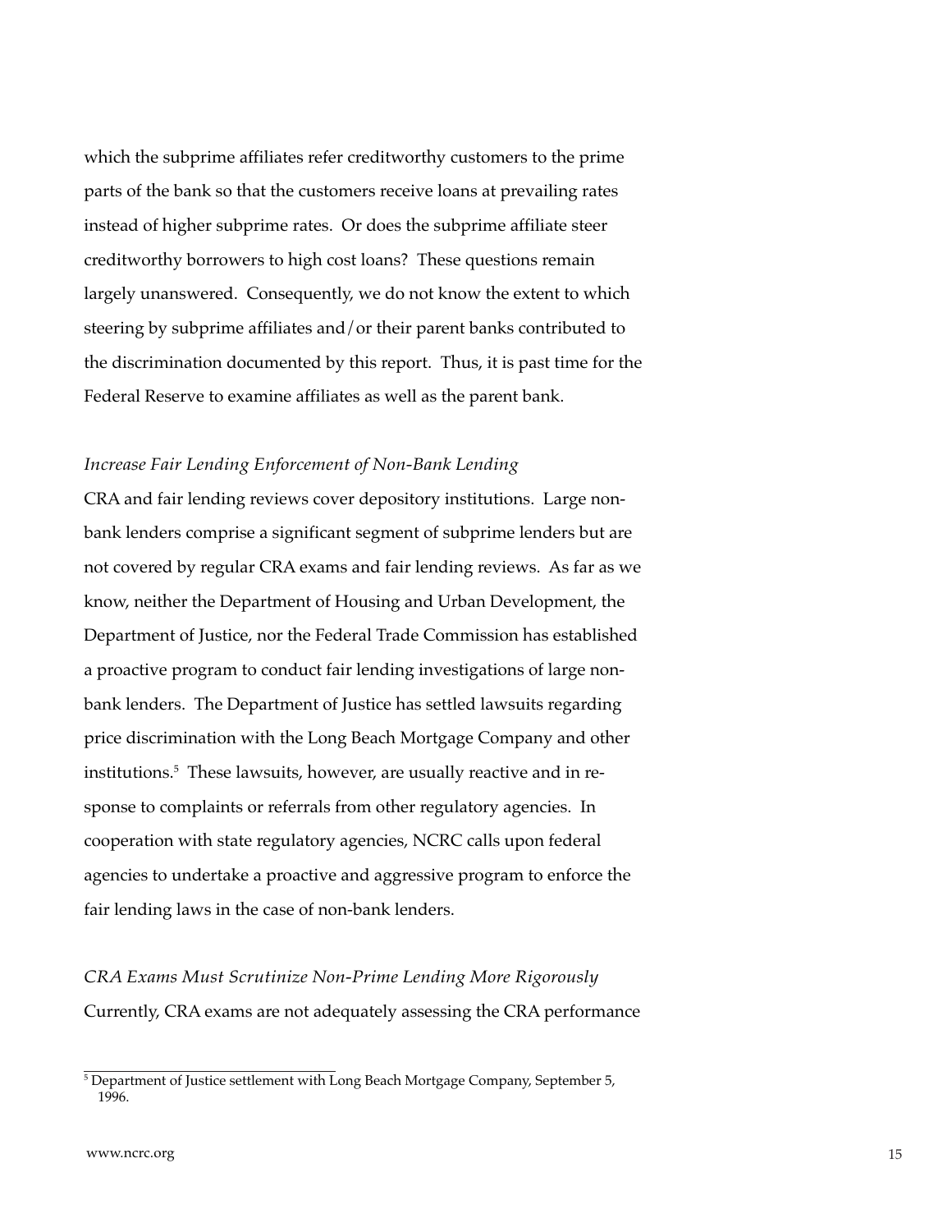which the subprime affiliates refer creditworthy customers to the prime parts of the bank so that the customers receive loans at prevailing rates instead of higher subprime rates. Or does the subprime affiliate steer creditworthy borrowers to high cost loans? These questions remain largely unanswered. Consequently, we do not know the extent to which steering by subprime affiliates and/or their parent banks contributed to the discrimination documented by this report. Thus, it is past time for the Federal Reserve to examine affiliates as well as the parent bank.

*Increase Fair Lending Enforcement of Non-Bank Lending*

CRA and fair lending reviews cover depository institutions. Large non-bank lenders comprise a significant segment of subprime lenders but are not covered by regular CRA exams and fair lending reviews. As far as we know, neither the Department of Housing and Urban Development, the Department of Justice, nor the Federal Trade Commission has established a proactive program to conduct fair lending investigations of large non-bank lenders. The Department of Justice has settled lawsuits regarding price discrimination with the Long Beach Mortgage Company and other institutions.[5] These lawsuits, however, are usually reactive and in response to complaints or referrals from other regulatory agencies. In cooperation with state regulatory agencies, NCRC calls upon federal agencies to undertake a proactive and aggressive program to enforce the fair lending laws in the case of non-bank lenders.

*CRA Exams Must Scrutinize Non-Prime Lending More Rigorously*

Currently, CRA exams are not adequately assessing the CRA performance

---

[5] Department of Justice settlement with Long Beach Mortgage Company, September 5, 1996.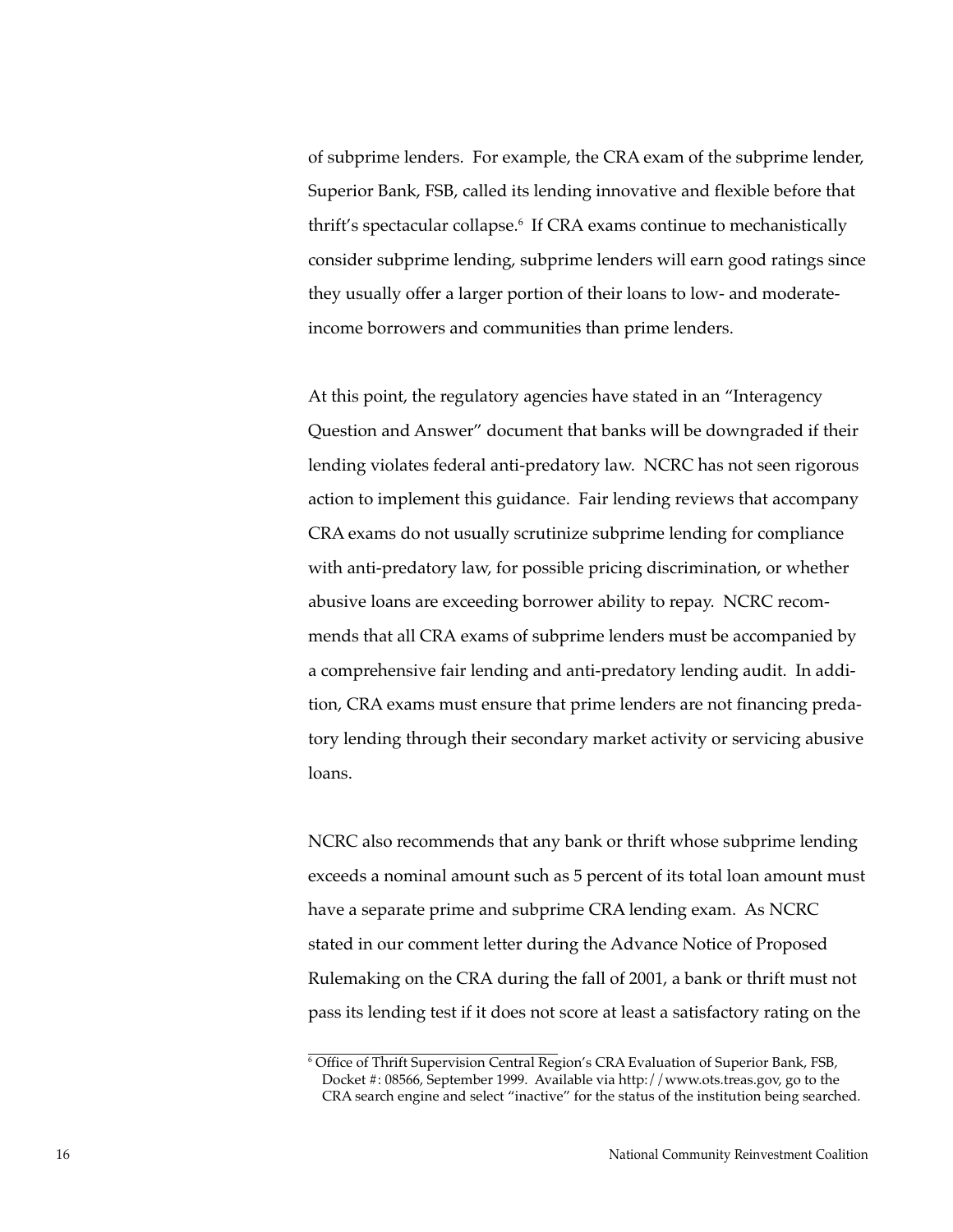of subprime lenders. For example, the CRA exam of the subprime lender, Superior Bank, FSB, called its lending innovative and flexible before that thrift's spectacular collapse.[6] If CRA exams continue to mechanistically consider subprime lending, subprime lenders will earn good ratings since they usually offer a larger portion of their loans to low- and moderate-income borrowers and communities than prime lenders.

At this point, the regulatory agencies have stated in an "Interagency Question and Answer" document that banks will be downgraded if their lending violates federal anti-predatory law. NCRC has not seen rigorous action to implement this guidance. Fair lending reviews that accompany CRA exams do not usually scrutinize subprime lending for compliance with anti-predatory law, for possible pricing discrimination, or whether abusive loans are exceeding borrower ability to repay. NCRC recommends that all CRA exams of subprime lenders must be accompanied by a comprehensive fair lending and anti-predatory lending audit. In addition, CRA exams must ensure that prime lenders are not financing predatory lending through their secondary market activity or servicing abusive loans.

NCRC also recommends that any bank or thrift whose subprime lending exceeds a nominal amount such as 5 percent of its total loan amount must have a separate prime and subprime CRA lending exam. As NCRC stated in our comment letter during the Advance Notice of Proposed Rulemaking on the CRA during the fall of 2001, a bank or thrift must not pass its lending test if it does not score at least a satisfactory rating on the

[6] Office of Thrift Supervision Central Region's CRA Evaluation of Superior Bank, FSB, Docket #: 08566, September 1999. Available via http://www.ots.treas.gov, go to the CRA search engine and select "inactive" for the status of the institution being searched.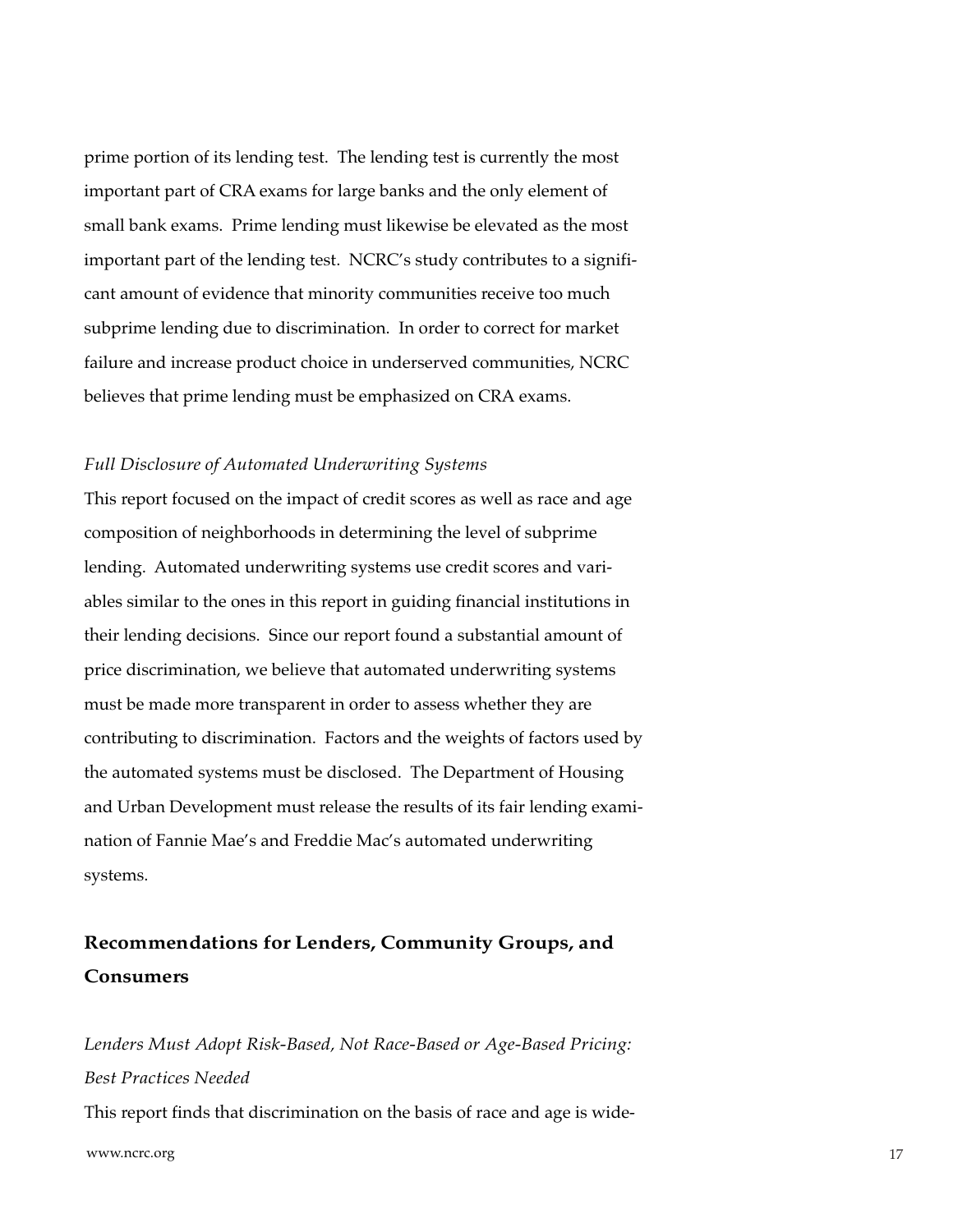prime portion of its lending test. The lending test is currently the most important part of CRA exams for large banks and the only element of small bank exams. Prime lending must likewise be elevated as the most important part of the lending test. NCRC's study contributes to a significant amount of evidence that minority communities receive too much subprime lending due to discrimination. In order to correct for market failure and increase product choice in underserved communities, NCRC believes that prime lending must be emphasized on CRA exams.

*Full Disclosure of Automated Underwriting Systems*

This report focused on the impact of credit scores as well as race and age composition of neighborhoods in determining the level of subprime lending. Automated underwriting systems use credit scores and variables similar to the ones in this report in guiding financial institutions in their lending decisions. Since our report found a substantial amount of price discrimination, we believe that automated underwriting systems must be made more transparent in order to assess whether they are contributing to discrimination. Factors and the weights of factors used by the automated systems must be disclosed. The Department of Housing and Urban Development must release the results of its fair lending examination of Fannie Mae's and Freddie Mac's automated underwriting systems.

## Recommendations for Lenders, Community Groups, and Consumers

*Lenders Must Adopt Risk-Based, Not Race-Based or Age-Based Pricing: Best Practices Needed*

This report finds that discrimination on the basis of race and age is wide-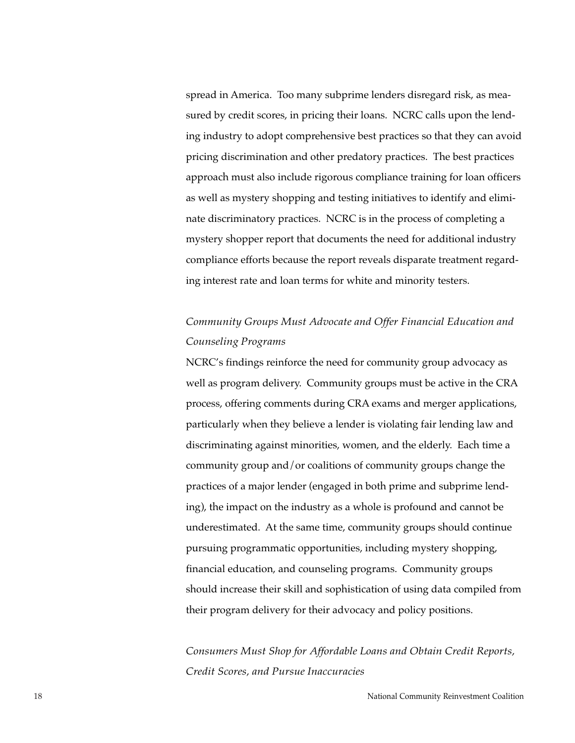spread in America. Too many subprime lenders disregard risk, as measured by credit scores, in pricing their loans. NCRC calls upon the lending industry to adopt comprehensive best practices so that they can avoid pricing discrimination and other predatory practices. The best practices approach must also include rigorous compliance training for loan officers as well as mystery shopping and testing initiatives to identify and eliminate discriminatory practices. NCRC is in the process of completing a mystery shopper report that documents the need for additional industry compliance efforts because the report reveals disparate treatment regarding interest rate and loan terms for white and minority testers.

*Community Groups Must Advocate and Offer Financial Education and Counseling Programs*

NCRC's findings reinforce the need for community group advocacy as well as program delivery. Community groups must be active in the CRA process, offering comments during CRA exams and merger applications, particularly when they believe a lender is violating fair lending law and discriminating against minorities, women, and the elderly. Each time a community group and/or coalitions of community groups change the practices of a major lender (engaged in both prime and subprime lending), the impact on the industry as a whole is profound and cannot be underestimated. At the same time, community groups should continue pursuing programmatic opportunities, including mystery shopping, financial education, and counseling programs. Community groups should increase their skill and sophistication of using data compiled from their program delivery for their advocacy and policy positions.

*Consumers Must Shop for Affordable Loans and Obtain Credit Reports, Credit Scores, and Pursue Inaccuracies*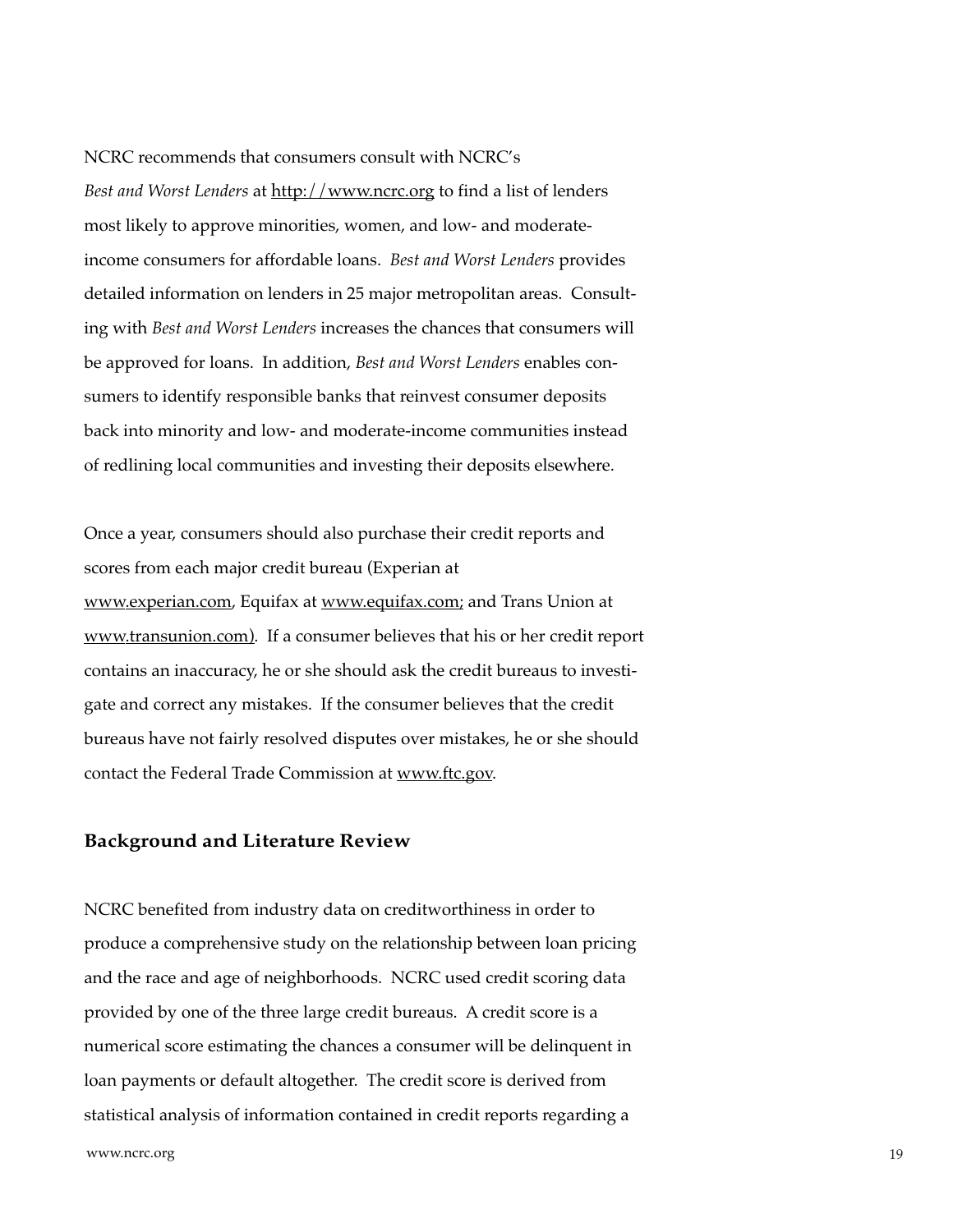NCRC recommends that consumers consult with NCRC's *Best and Worst Lenders* at http://www.ncrc.org to find a list of lenders most likely to approve minorities, women, and low- and moderate-income consumers for affordable loans. *Best and Worst Lenders* provides detailed information on lenders in 25 major metropolitan areas. Consulting with *Best and Worst Lenders* increases the chances that consumers will be approved for loans. In addition, *Best and Worst Lenders* enables consumers to identify responsible banks that reinvest consumer deposits back into minority and low- and moderate-income communities instead of redlining local communities and investing their deposits elsewhere.

Once a year, consumers should also purchase their credit reports and scores from each major credit bureau (Experian at www.experian.com, Equifax at www.equifax.com; and Trans Union at www.transunion.com). If a consumer believes that his or her credit report contains an inaccuracy, he or she should ask the credit bureaus to investigate and correct any mistakes. If the consumer believes that the credit bureaus have not fairly resolved disputes over mistakes, he or she should contact the Federal Trade Commission at www.ftc.gov.

## Background and Literature Review

NCRC benefited from industry data on creditworthiness in order to produce a comprehensive study on the relationship between loan pricing and the race and age of neighborhoods. NCRC used credit scoring data provided by one of the three large credit bureaus. A credit score is a numerical score estimating the chances a consumer will be delinquent in loan payments or default altogether. The credit score is derived from statistical analysis of information contained in credit reports regarding a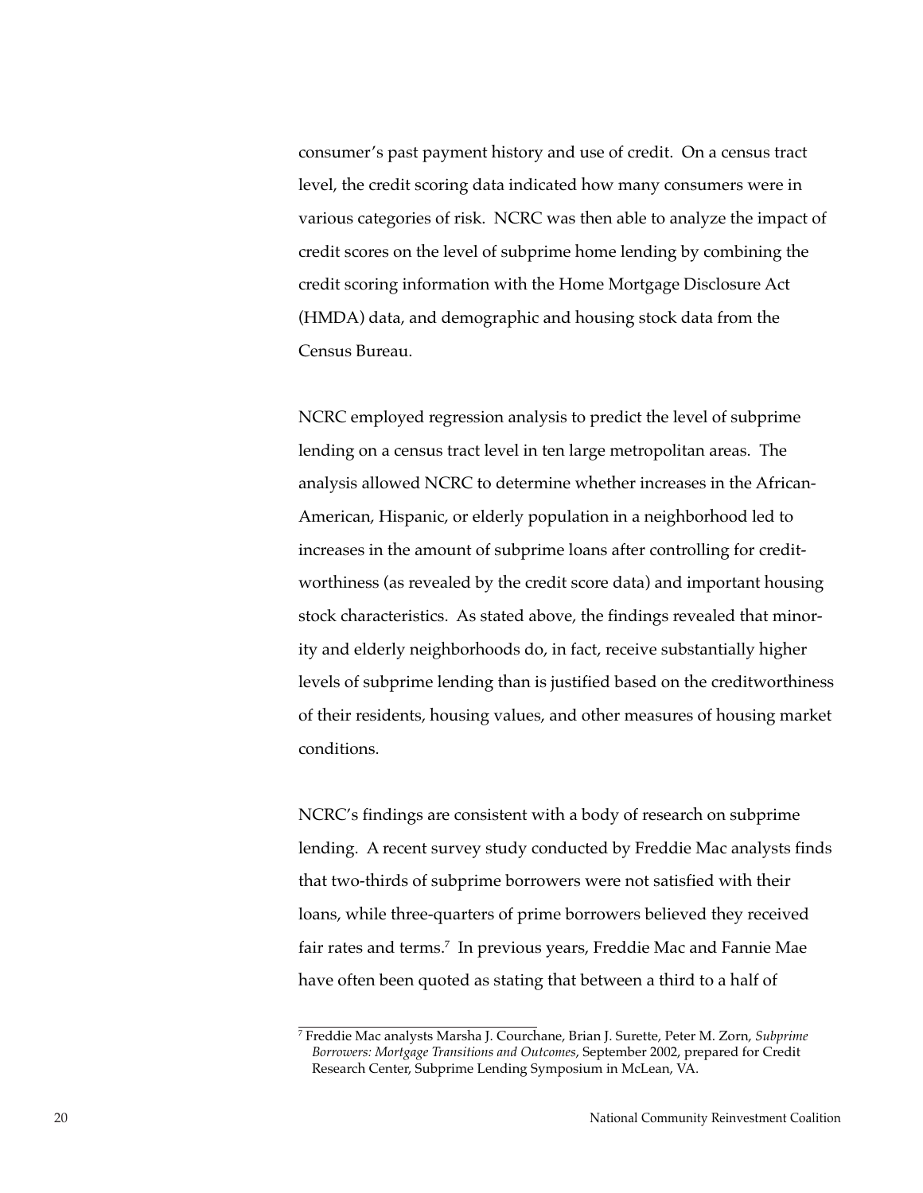consumer's past payment history and use of credit. On a census tract level, the credit scoring data indicated how many consumers were in various categories of risk. NCRC was then able to analyze the impact of credit scores on the level of subprime home lending by combining the credit scoring information with the Home Mortgage Disclosure Act (HMDA) data, and demographic and housing stock data from the Census Bureau.

NCRC employed regression analysis to predict the level of subprime lending on a census tract level in ten large metropolitan areas. The analysis allowed NCRC to determine whether increases in the African-American, Hispanic, or elderly population in a neighborhood led to increases in the amount of subprime loans after controlling for credit-worthiness (as revealed by the credit score data) and important housing stock characteristics. As stated above, the findings revealed that minority and elderly neighborhoods do, in fact, receive substantially higher levels of subprime lending than is justified based on the creditworthiness of their residents, housing values, and other measures of housing market conditions.

NCRC's findings are consistent with a body of research on subprime lending. A recent survey study conducted by Freddie Mac analysts finds that two-thirds of subprime borrowers were not satisfied with their loans, while three-quarters of prime borrowers believed they received fair rates and terms.[7] In previous years, Freddie Mac and Fannie Mae have often been quoted as stating that between a third to a half of

---

[7] Freddie Mac analysts Marsha J. Courchane, Brian J. Surette, Peter M. Zorn, *Subprime Borrowers: Mortgage Transitions and Outcomes*, September 2002, prepared for Credit Research Center, Subprime Lending Symposium in McLean, VA.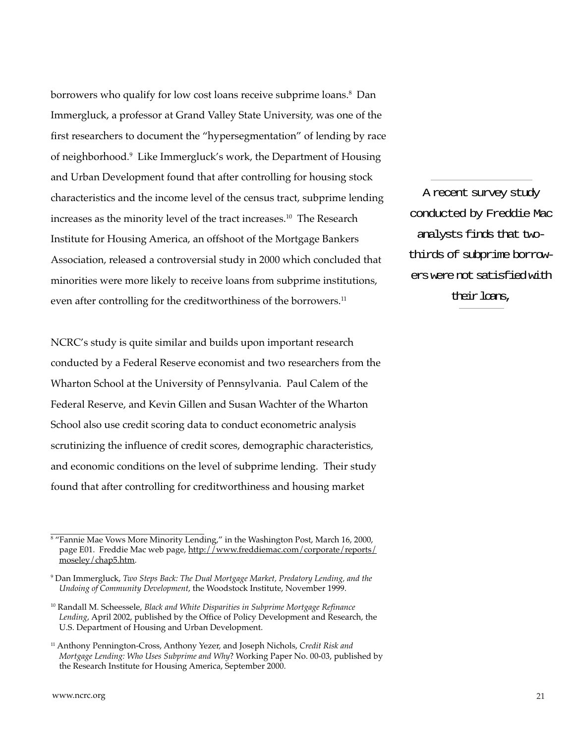borrowers who qualify for low cost loans receive subprime loans.[8] Dan Immergluck, a professor at Grand Valley State University, was one of the first researchers to document the "hypersegmentation" of lending by race of neighborhood.[9] Like Immergluck's work, the Department of Housing and Urban Development found that after controlling for housing stock characteristics and the income level of the census tract, subprime lending increases as the minority level of the tract increases.[10] The Research Institute for Housing America, an offshoot of the Mortgage Bankers Association, released a controversial study in 2000 which concluded that minorities were more likely to receive loans from subprime institutions, even after controlling for the creditworthiness of the borrowers.[11]

> A recent survey study conducted by Freddie Mac analysts finds that two-thirds of subprime borrowers were not satisfied with their loans,

NCRC's study is quite similar and builds upon important research conducted by a Federal Reserve economist and two researchers from the Wharton School at the University of Pennsylvania. Paul Calem of the Federal Reserve, and Kevin Gillen and Susan Wachter of the Wharton School also use credit scoring data to conduct econometric analysis scrutinizing the influence of credit scores, demographic characteristics, and economic conditions on the level of subprime lending. Their study found that after controlling for creditworthiness and housing market

---

[8] "Fannie Mae Vows More Minority Lending," in the Washington Post, March 16, 2000, page E01. Freddie Mac web page, http://www.freddiemac.com/corporate/reports/moseley/chap5.htm.

[9] Dan Immergluck, *Two Steps Back: The Dual Mortgage Market, Predatory Lending, and the Undoing of Community Development*, the Woodstock Institute, November 1999.

[10] Randall M. Scheessele, *Black and White Disparities in Subprime Mortgage Refinance Lending*, April 2002, published by the Office of Policy Development and Research, the U.S. Department of Housing and Urban Development.

[11] Anthony Pennington-Cross, Anthony Yezer, and Joseph Nichols, *Credit Risk and Mortgage Lending: Who Uses Subprime and Why*? Working Paper No. 00-03, published by the Research Institute for Housing America, September 2000.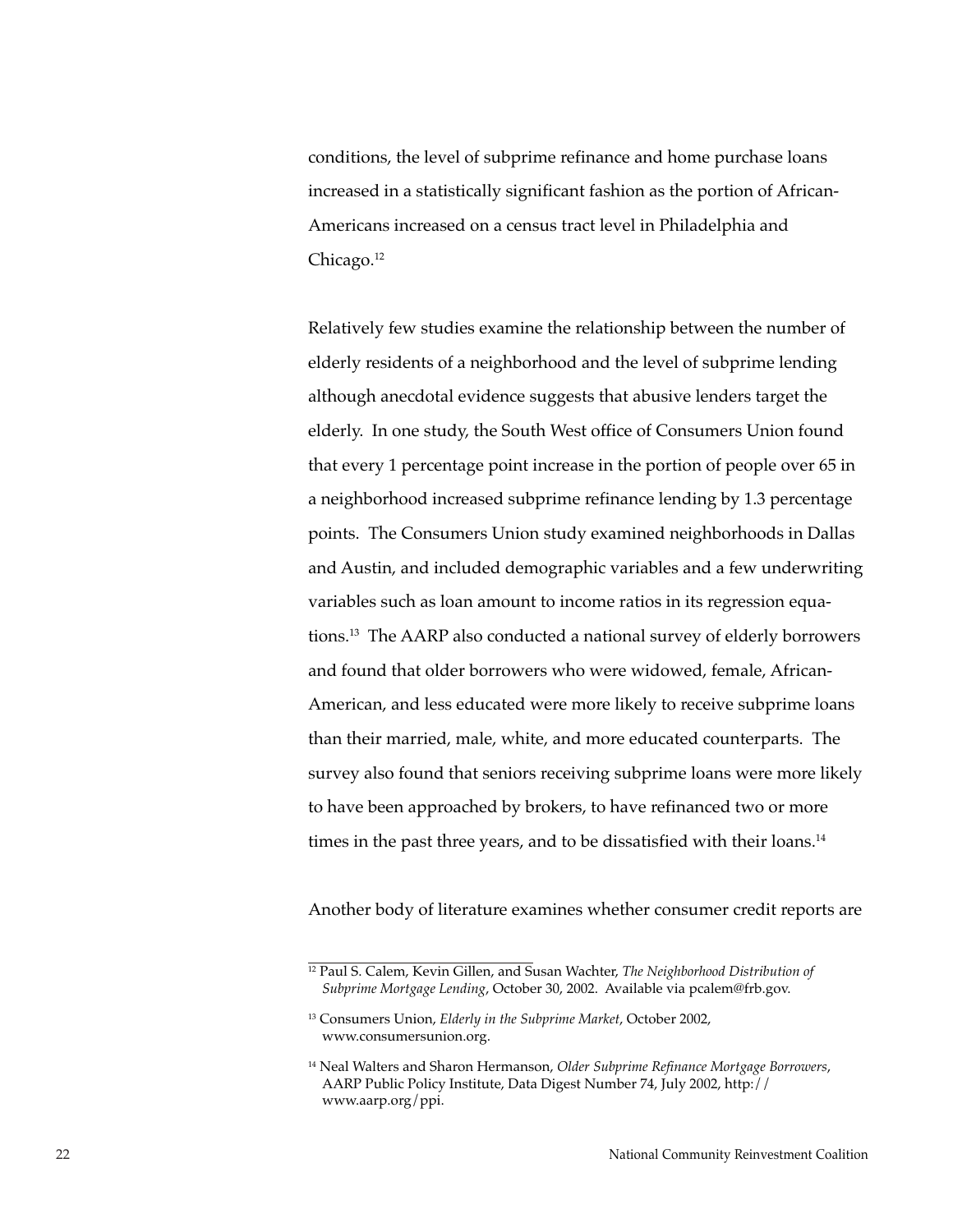conditions, the level of subprime refinance and home purchase loans increased in a statistically significant fashion as the portion of African-Americans increased on a census tract level in Philadelphia and Chicago.[12]

Relatively few studies examine the relationship between the number of elderly residents of a neighborhood and the level of subprime lending although anecdotal evidence suggests that abusive lenders target the elderly. In one study, the South West office of Consumers Union found that every 1 percentage point increase in the portion of people over 65 in a neighborhood increased subprime refinance lending by 1.3 percentage points. The Consumers Union study examined neighborhoods in Dallas and Austin, and included demographic variables and a few underwriting variables such as loan amount to income ratios in its regression equations.[13] The AARP also conducted a national survey of elderly borrowers and found that older borrowers who were widowed, female, African-American, and less educated were more likely to receive subprime loans than their married, male, white, and more educated counterparts. The survey also found that seniors receiving subprime loans were more likely to have been approached by brokers, to have refinanced two or more times in the past three years, and to be dissatisfied with their loans.[14]

Another body of literature examines whether consumer credit reports are

---

[12] Paul S. Calem, Kevin Gillen, and Susan Wachter, *The Neighborhood Distribution of Subprime Mortgage Lending*, October 30, 2002. Available via pcalem@frb.gov.

[13] Consumers Union, *Elderly in the Subprime Market*, October 2002, www.consumersunion.org.

[14] Neal Walters and Sharon Hermanson, *Older Subprime Refinance Mortgage Borrowers*, AARP Public Policy Institute, Data Digest Number 74, July 2002, http://www.aarp.org/ppi.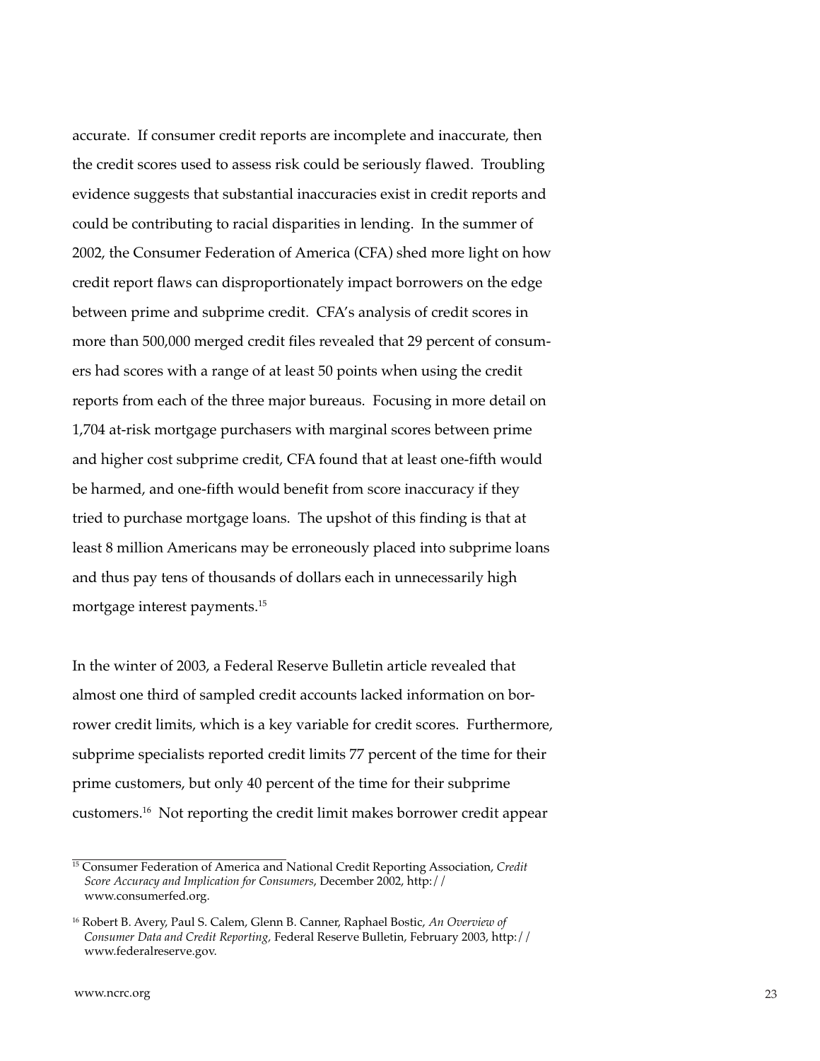accurate. If consumer credit reports are incomplete and inaccurate, then the credit scores used to assess risk could be seriously flawed. Troubling evidence suggests that substantial inaccuracies exist in credit reports and could be contributing to racial disparities in lending. In the summer of 2002, the Consumer Federation of America (CFA) shed more light on how credit report flaws can disproportionately impact borrowers on the edge between prime and subprime credit. CFA's analysis of credit scores in more than 500,000 merged credit files revealed that 29 percent of consumers had scores with a range of at least 50 points when using the credit reports from each of the three major bureaus. Focusing in more detail on 1,704 at-risk mortgage purchasers with marginal scores between prime and higher cost subprime credit, CFA found that at least one-fifth would be harmed, and one-fifth would benefit from score inaccuracy if they tried to purchase mortgage loans. The upshot of this finding is that at least 8 million Americans may be erroneously placed into subprime loans and thus pay tens of thousands of dollars each in unnecessarily high mortgage interest payments.[15]

In the winter of 2003, a Federal Reserve Bulletin article revealed that almost one third of sampled credit accounts lacked information on borrower credit limits, which is a key variable for credit scores. Furthermore, subprime specialists reported credit limits 77 percent of the time for their prime customers, but only 40 percent of the time for their subprime customers.[16] Not reporting the credit limit makes borrower credit appear

---

[15] Consumer Federation of America and National Credit Reporting Association, *Credit Score Accuracy and Implication for Consumers*, December 2002, http://www.consumerfed.org.

[16] Robert B. Avery, Paul S. Calem, Glenn B. Canner, Raphael Bostic, *An Overview of Consumer Data and Credit Reporting,* Federal Reserve Bulletin, February 2003, http://www.federalreserve.gov.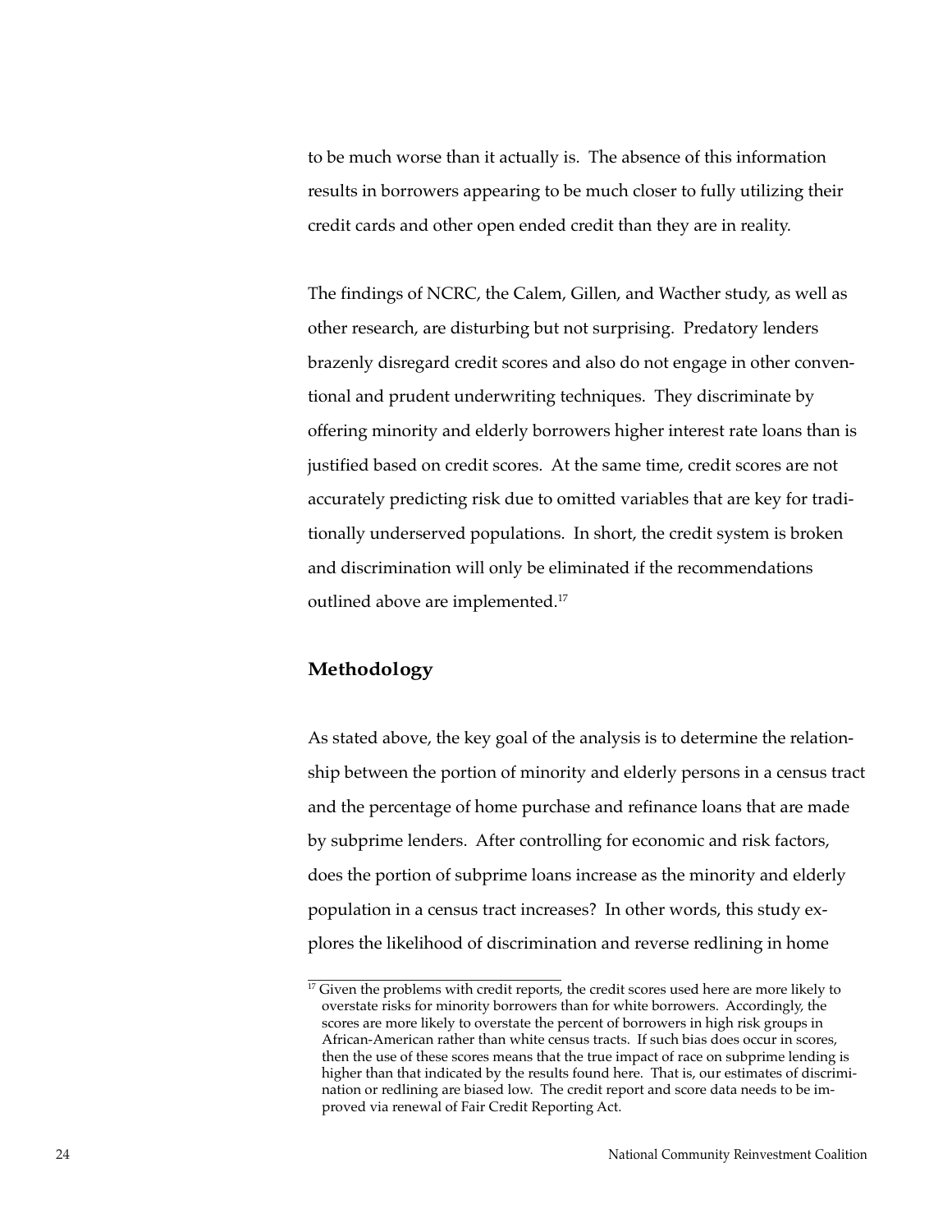to be much worse than it actually is. The absence of this information results in borrowers appearing to be much closer to fully utilizing their credit cards and other open ended credit than they are in reality.

The findings of NCRC, the Calem, Gillen, and Wacther study, as well as other research, are disturbing but not surprising. Predatory lenders brazenly disregard credit scores and also do not engage in other conventional and prudent underwriting techniques. They discriminate by offering minority and elderly borrowers higher interest rate loans than is justified based on credit scores. At the same time, credit scores are not accurately predicting risk due to omitted variables that are key for traditionally underserved populations. In short, the credit system is broken and discrimination will only be eliminated if the recommendations outlined above are implemented.[17]

## Methodology

As stated above, the key goal of the analysis is to determine the relationship between the portion of minority and elderly persons in a census tract and the percentage of home purchase and refinance loans that are made by subprime lenders. After controlling for economic and risk factors, does the portion of subprime loans increase as the minority and elderly population in a census tract increases? In other words, this study explores the likelihood of discrimination and reverse redlining in home

---

[17] Given the problems with credit reports, the credit scores used here are more likely to overstate risks for minority borrowers than for white borrowers. Accordingly, the scores are more likely to overstate the percent of borrowers in high risk groups in African-American rather than white census tracts. If such bias does occur in scores, then the use of these scores means that the true impact of race on subprime lending is higher than that indicated by the results found here. That is, our estimates of discrimination or redlining are biased low. The credit report and score data needs to be improved via renewal of Fair Credit Reporting Act.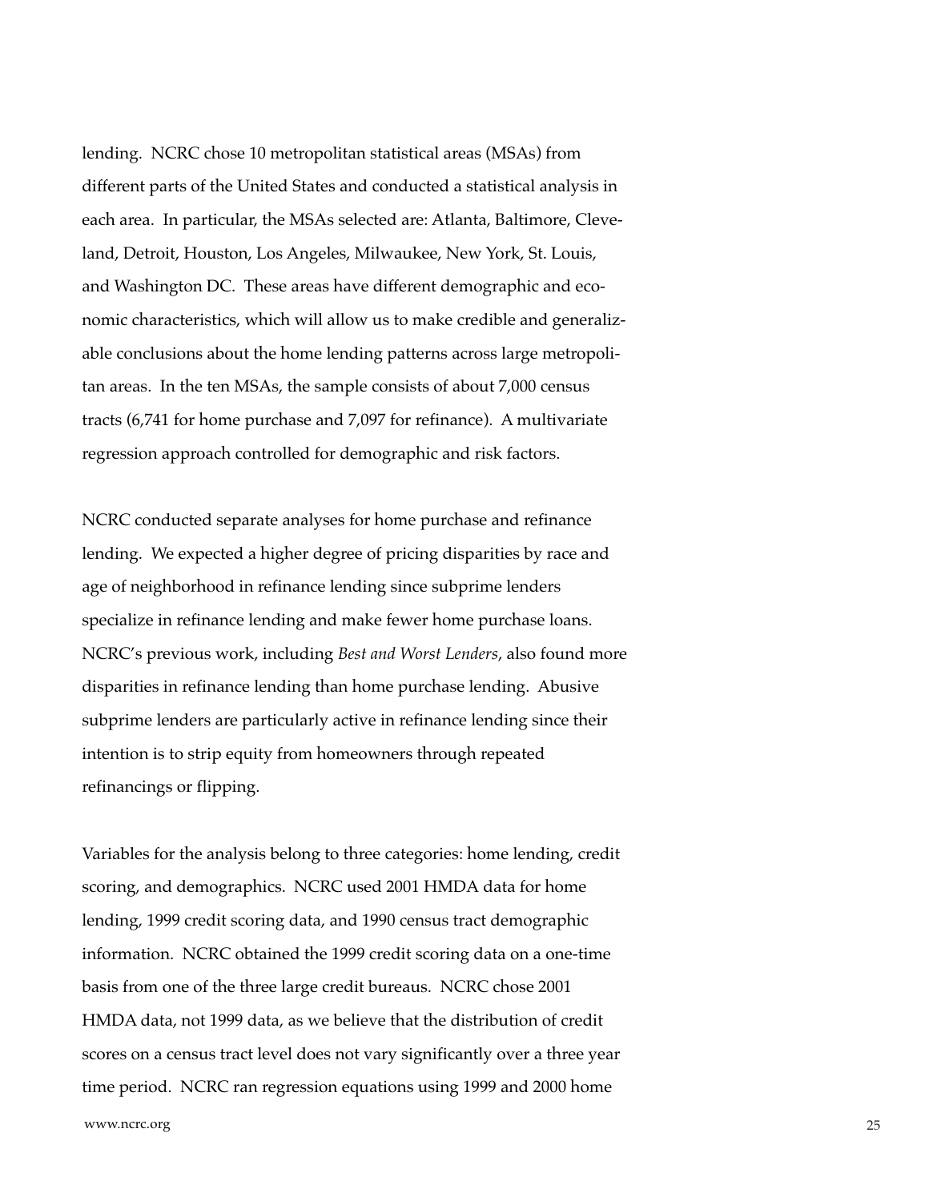lending. NCRC chose 10 metropolitan statistical areas (MSAs) from different parts of the United States and conducted a statistical analysis in each area. In particular, the MSAs selected are: Atlanta, Baltimore, Cleveland, Detroit, Houston, Los Angeles, Milwaukee, New York, St. Louis, and Washington DC. These areas have different demographic and economic characteristics, which will allow us to make credible and generalizable conclusions about the home lending patterns across large metropolitan areas. In the ten MSAs, the sample consists of about 7,000 census tracts (6,741 for home purchase and 7,097 for refinance). A multivariate regression approach controlled for demographic and risk factors.

NCRC conducted separate analyses for home purchase and refinance lending. We expected a higher degree of pricing disparities by race and age of neighborhood in refinance lending since subprime lenders specialize in refinance lending and make fewer home purchase loans. NCRC's previous work, including *Best and Worst Lenders*, also found more disparities in refinance lending than home purchase lending. Abusive subprime lenders are particularly active in refinance lending since their intention is to strip equity from homeowners through repeated refinancings or flipping.

Variables for the analysis belong to three categories: home lending, credit scoring, and demographics. NCRC used 2001 HMDA data for home lending, 1999 credit scoring data, and 1990 census tract demographic information. NCRC obtained the 1999 credit scoring data on a one-time basis from one of the three large credit bureaus. NCRC chose 2001 HMDA data, not 1999 data, as we believe that the distribution of credit scores on a census tract level does not vary significantly over a three year time period. NCRC ran regression equations using 1999 and 2000 home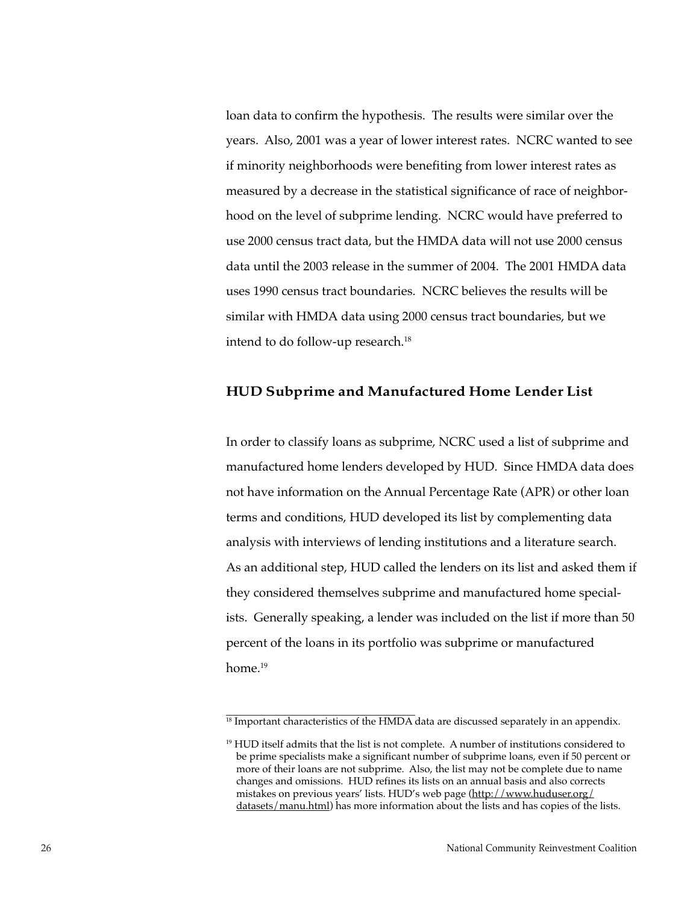loan data to confirm the hypothesis. The results were similar over the years. Also, 2001 was a year of lower interest rates. NCRC wanted to see if minority neighborhoods were benefiting from lower interest rates as measured by a decrease in the statistical significance of race of neighborhood on the level of subprime lending. NCRC would have preferred to use 2000 census tract data, but the HMDA data will not use 2000 census data until the 2003 release in the summer of 2004. The 2001 HMDA data uses 1990 census tract boundaries. NCRC believes the results will be similar with HMDA data using 2000 census tract boundaries, but we intend to do follow-up research.[18]

### HUD Subprime and Manufactured Home Lender List

In order to classify loans as subprime, NCRC used a list of subprime and manufactured home lenders developed by HUD. Since HMDA data does not have information on the Annual Percentage Rate (APR) or other loan terms and conditions, HUD developed its list by complementing data analysis with interviews of lending institutions and a literature search. As an additional step, HUD called the lenders on its list and asked them if they considered themselves subprime and manufactured home specialists. Generally speaking, a lender was included on the list if more than 50 percent of the loans in its portfolio was subprime or manufactured home.[19]

---

[18] Important characteristics of the HMDA data are discussed separately in an appendix.

[19] HUD itself admits that the list is not complete. A number of institutions considered to be prime specialists make a significant number of subprime loans, even if 50 percent or more of their loans are not subprime. Also, the list may not be complete due to name changes and omissions. HUD refines its lists on an annual basis and also corrects mistakes on previous years' lists. HUD's web page (http://www.huduser.org/datasets/manu.html) has more information about the lists and has copies of the lists.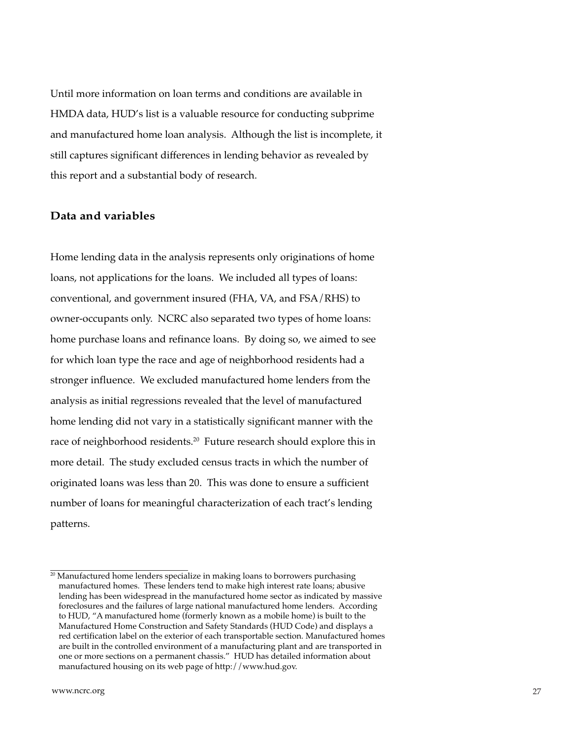Until more information on loan terms and conditions are available in HMDA data, HUD's list is a valuable resource for conducting subprime and manufactured home loan analysis. Although the list is incomplete, it still captures significant differences in lending behavior as revealed by this report and a substantial body of research.

## Data and variables

Home lending data in the analysis represents only originations of home loans, not applications for the loans. We included all types of loans: conventional, and government insured (FHA, VA, and FSA/RHS) to owner-occupants only. NCRC also separated two types of home loans: home purchase loans and refinance loans. By doing so, we aimed to see for which loan type the race and age of neighborhood residents had a stronger influence. We excluded manufactured home lenders from the analysis as initial regressions revealed that the level of manufactured home lending did not vary in a statistically significant manner with the race of neighborhood residents.[20] Future research should explore this in more detail. The study excluded census tracts in which the number of originated loans was less than 20. This was done to ensure a sufficient number of loans for meaningful characterization of each tract's lending patterns.

[20] Manufactured home lenders specialize in making loans to borrowers purchasing manufactured homes. These lenders tend to make high interest rate loans; abusive lending has been widespread in the manufactured home sector as indicated by massive foreclosures and the failures of large national manufactured home lenders. According to HUD, "A manufactured home (formerly known as a mobile home) is built to the Manufactured Home Construction and Safety Standards (HUD Code) and displays a red certification label on the exterior of each transportable section. Manufactured homes are built in the controlled environment of a manufacturing plant and are transported in one or more sections on a permanent chassis." HUD has detailed information about manufactured housing on its web page of http://www.hud.gov.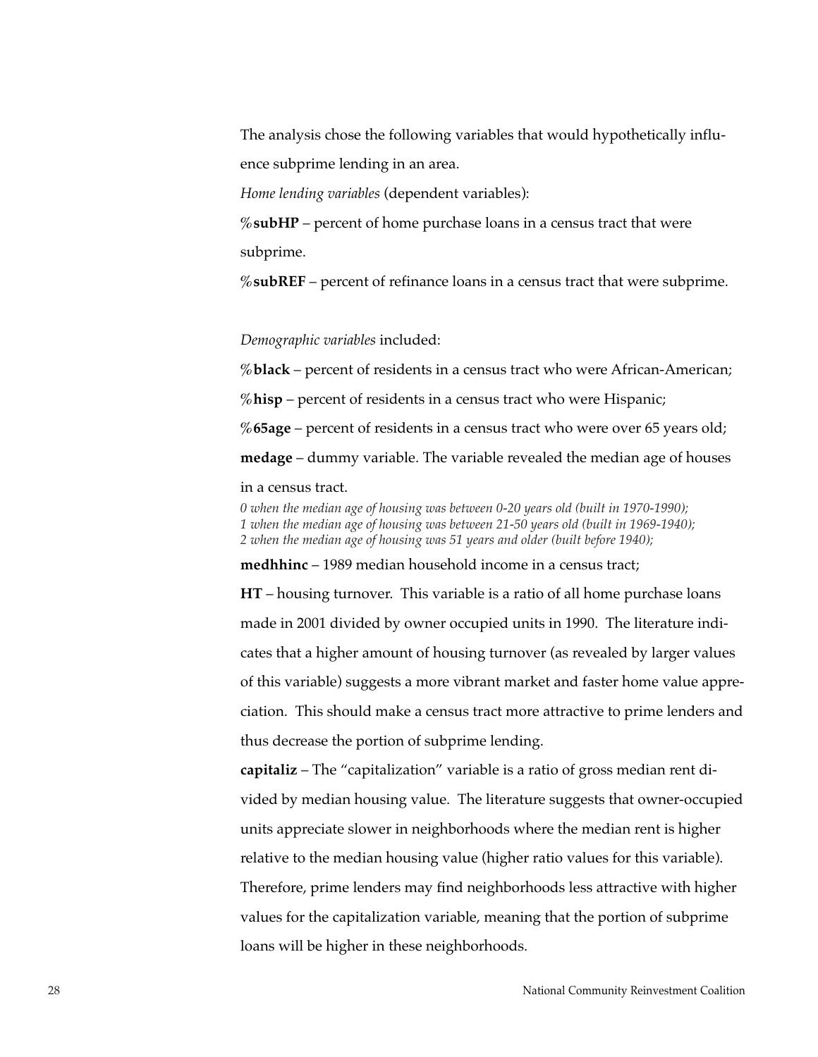The analysis chose the following variables that would hypothetically influence subprime lending in an area.

*Home lending variables* (dependent variables):

%**subHP** – percent of home purchase loans in a census tract that were subprime.

%**subREF** – percent of refinance loans in a census tract that were subprime.

*Demographic variables* included:

%**black** – percent of residents in a census tract who were African-American;

%**hisp** – percent of residents in a census tract who were Hispanic;

%**65age** – percent of residents in a census tract who were over 65 years old;

**medage** – dummy variable. The variable revealed the median age of houses in a census tract.

*0 when the median age of housing was between 0-20 years old (built in 1970-1990);*
*1 when the median age of housing was between 21-50 years old (built in 1969-1940);*
*2 when the median age of housing was 51 years and older (built before 1940);*

**medhhinc** – 1989 median household income in a census tract;

**HT** – housing turnover. This variable is a ratio of all home purchase loans made in 2001 divided by owner occupied units in 1990. The literature indicates that a higher amount of housing turnover (as revealed by larger values of this variable) suggests a more vibrant market and faster home value appreciation. This should make a census tract more attractive to prime lenders and thus decrease the portion of subprime lending.

**capitaliz** – The "capitalization" variable is a ratio of gross median rent divided by median housing value. The literature suggests that owner-occupied units appreciate slower in neighborhoods where the median rent is higher relative to the median housing value (higher ratio values for this variable). Therefore, prime lenders may find neighborhoods less attractive with higher values for the capitalization variable, meaning that the portion of subprime loans will be higher in these neighborhoods.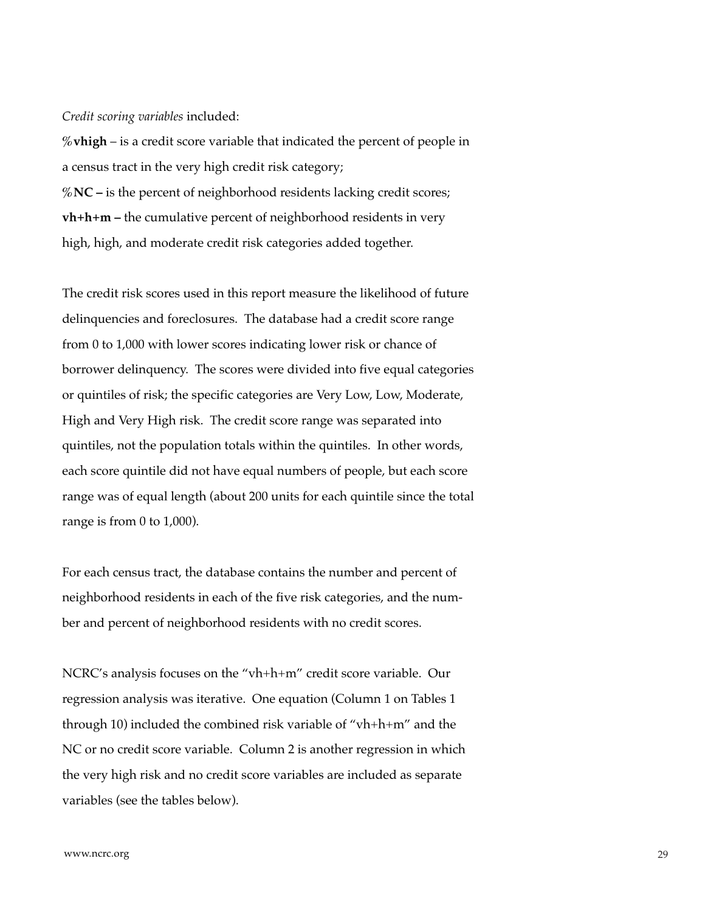*Credit scoring variables* included:

%**vhigh** – is a credit score variable that indicated the percent of people in a census tract in the very high credit risk category;

%**NC –** is the percent of neighborhood residents lacking credit scores;

**vh+h+m –** the cumulative percent of neighborhood residents in very high, high, and moderate credit risk categories added together.

The credit risk scores used in this report measure the likelihood of future delinquencies and foreclosures. The database had a credit score range from 0 to 1,000 with lower scores indicating lower risk or chance of borrower delinquency. The scores were divided into five equal categories or quintiles of risk; the specific categories are Very Low, Low, Moderate, High and Very High risk. The credit score range was separated into quintiles, not the population totals within the quintiles. In other words, each score quintile did not have equal numbers of people, but each score range was of equal length (about 200 units for each quintile since the total range is from 0 to 1,000).

For each census tract, the database contains the number and percent of neighborhood residents in each of the five risk categories, and the number and percent of neighborhood residents with no credit scores.

NCRC's analysis focuses on the "vh+h+m" credit score variable. Our regression analysis was iterative. One equation (Column 1 on Tables 1 through 10) included the combined risk variable of "vh+h+m" and the NC or no credit score variable. Column 2 is another regression in which the very high risk and no credit score variables are included as separate variables (see the tables below).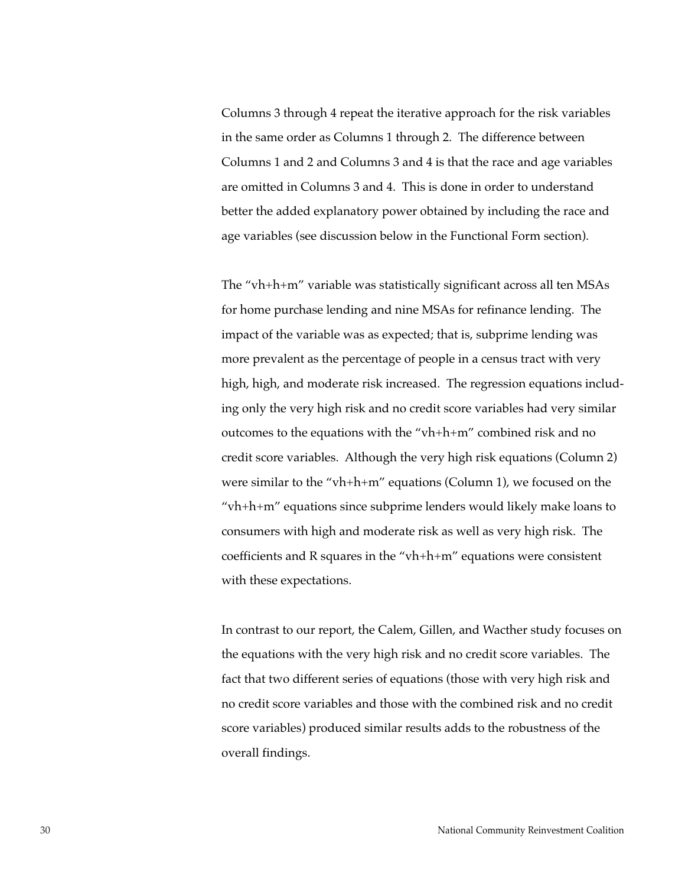Columns 3 through 4 repeat the iterative approach for the risk variables in the same order as Columns 1 through 2. The difference between Columns 1 and 2 and Columns 3 and 4 is that the race and age variables are omitted in Columns 3 and 4. This is done in order to understand better the added explanatory power obtained by including the race and age variables (see discussion below in the Functional Form section).

The "vh+h+m" variable was statistically significant across all ten MSAs for home purchase lending and nine MSAs for refinance lending. The impact of the variable was as expected; that is, subprime lending was more prevalent as the percentage of people in a census tract with very high, high, and moderate risk increased. The regression equations including only the very high risk and no credit score variables had very similar outcomes to the equations with the "vh+h+m" combined risk and no credit score variables. Although the very high risk equations (Column 2) were similar to the "vh+h+m" equations (Column 1), we focused on the "vh+h+m" equations since subprime lenders would likely make loans to consumers with high and moderate risk as well as very high risk. The coefficients and R squares in the "vh+h+m" equations were consistent with these expectations.

In contrast to our report, the Calem, Gillen, and Wacther study focuses on the equations with the very high risk and no credit score variables. The fact that two different series of equations (those with very high risk and no credit score variables and those with the combined risk and no credit score variables) produced similar results adds to the robustness of the overall findings.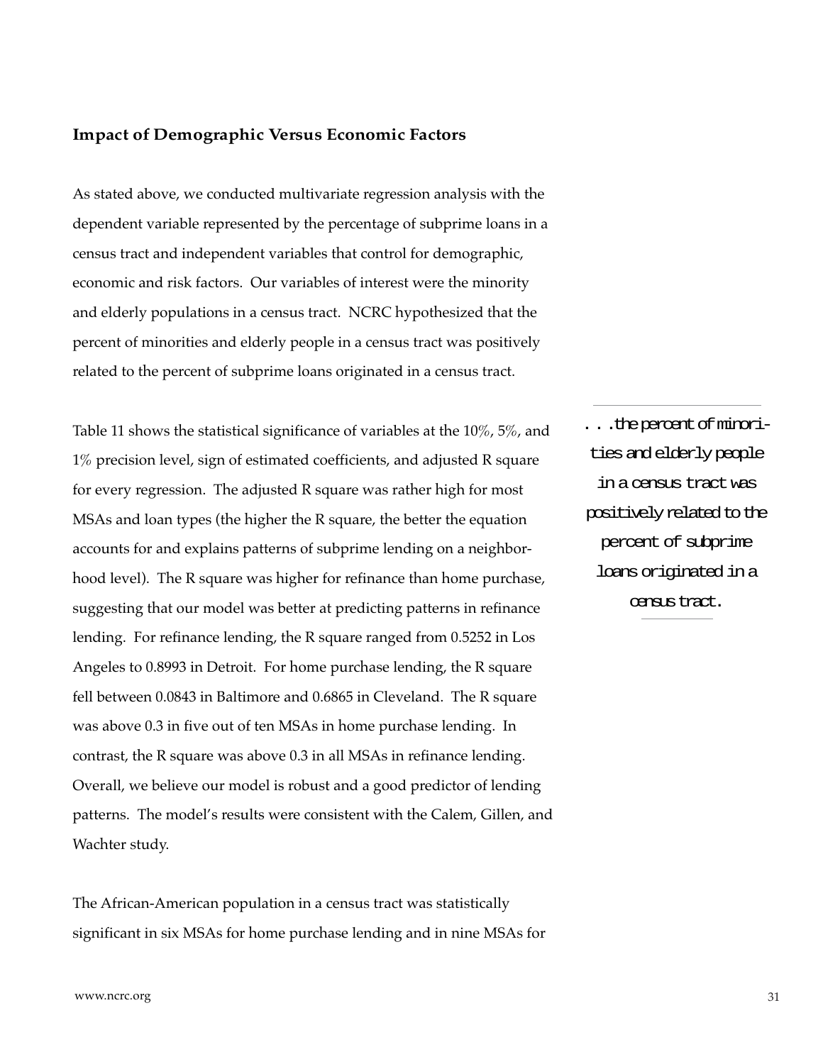### Impact of Demographic Versus Economic Factors

As stated above, we conducted multivariate regression analysis with the dependent variable represented by the percentage of subprime loans in a census tract and independent variables that control for demographic, economic and risk factors. Our variables of interest were the minority and elderly populations in a census tract. NCRC hypothesized that the percent of minorities and elderly people in a census tract was positively related to the percent of subprime loans originated in a census tract.

> . . .the percent of minorities and elderly people in a census tract was positively related to the percent of subprime loans originated in a census tract.

Table 11 shows the statistical significance of variables at the 10%, 5%, and 1% precision level, sign of estimated coefficients, and adjusted R square for every regression. The adjusted R square was rather high for most MSAs and loan types (the higher the R square, the better the equation accounts for and explains patterns of subprime lending on a neighborhood level). The R square was higher for refinance than home purchase, suggesting that our model was better at predicting patterns in refinance lending. For refinance lending, the R square ranged from 0.5252 in Los Angeles to 0.8993 in Detroit. For home purchase lending, the R square fell between 0.0843 in Baltimore and 0.6865 in Cleveland. The R square was above 0.3 in five out of ten MSAs in home purchase lending. In contrast, the R square was above 0.3 in all MSAs in refinance lending. Overall, we believe our model is robust and a good predictor of lending patterns. The model's results were consistent with the Calem, Gillen, and Wachter study.

The African-American population in a census tract was statistically significant in six MSAs for home purchase lending and in nine MSAs for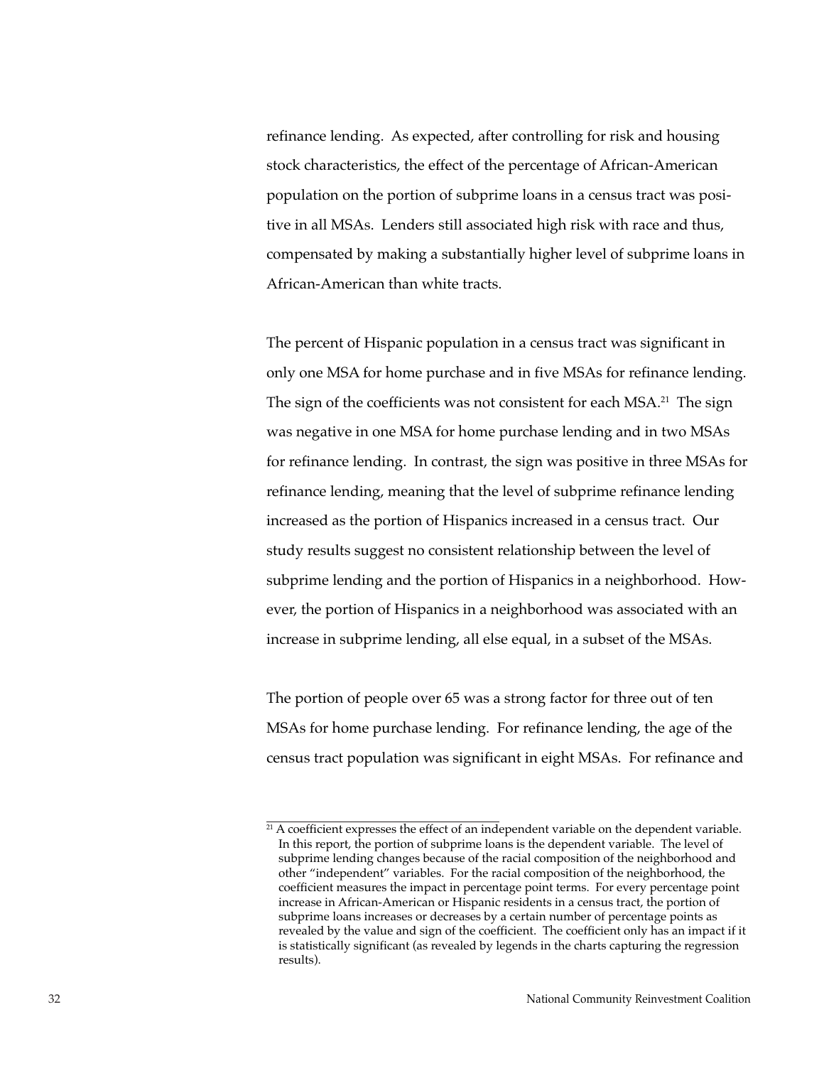refinance lending. As expected, after controlling for risk and housing stock characteristics, the effect of the percentage of African-American population on the portion of subprime loans in a census tract was positive in all MSAs. Lenders still associated high risk with race and thus, compensated by making a substantially higher level of subprime loans in African-American than white tracts.

The percent of Hispanic population in a census tract was significant in only one MSA for home purchase and in five MSAs for refinance lending. The sign of the coefficients was not consistent for each MSA.[21] The sign was negative in one MSA for home purchase lending and in two MSAs for refinance lending. In contrast, the sign was positive in three MSAs for refinance lending, meaning that the level of subprime refinance lending increased as the portion of Hispanics increased in a census tract. Our study results suggest no consistent relationship between the level of subprime lending and the portion of Hispanics in a neighborhood. However, the portion of Hispanics in a neighborhood was associated with an increase in subprime lending, all else equal, in a subset of the MSAs.

The portion of people over 65 was a strong factor for three out of ten MSAs for home purchase lending. For refinance lending, the age of the census tract population was significant in eight MSAs. For refinance and

---

[21] A coefficient expresses the effect of an independent variable on the dependent variable. In this report, the portion of subprime loans is the dependent variable. The level of subprime lending changes because of the racial composition of the neighborhood and other "independent" variables. For the racial composition of the neighborhood, the coefficient measures the impact in percentage point terms. For every percentage point increase in African-American or Hispanic residents in a census tract, the portion of subprime loans increases or decreases by a certain number of percentage points as revealed by the value and sign of the coefficient. The coefficient only has an impact if it is statistically significant (as revealed by legends in the charts capturing the regression results).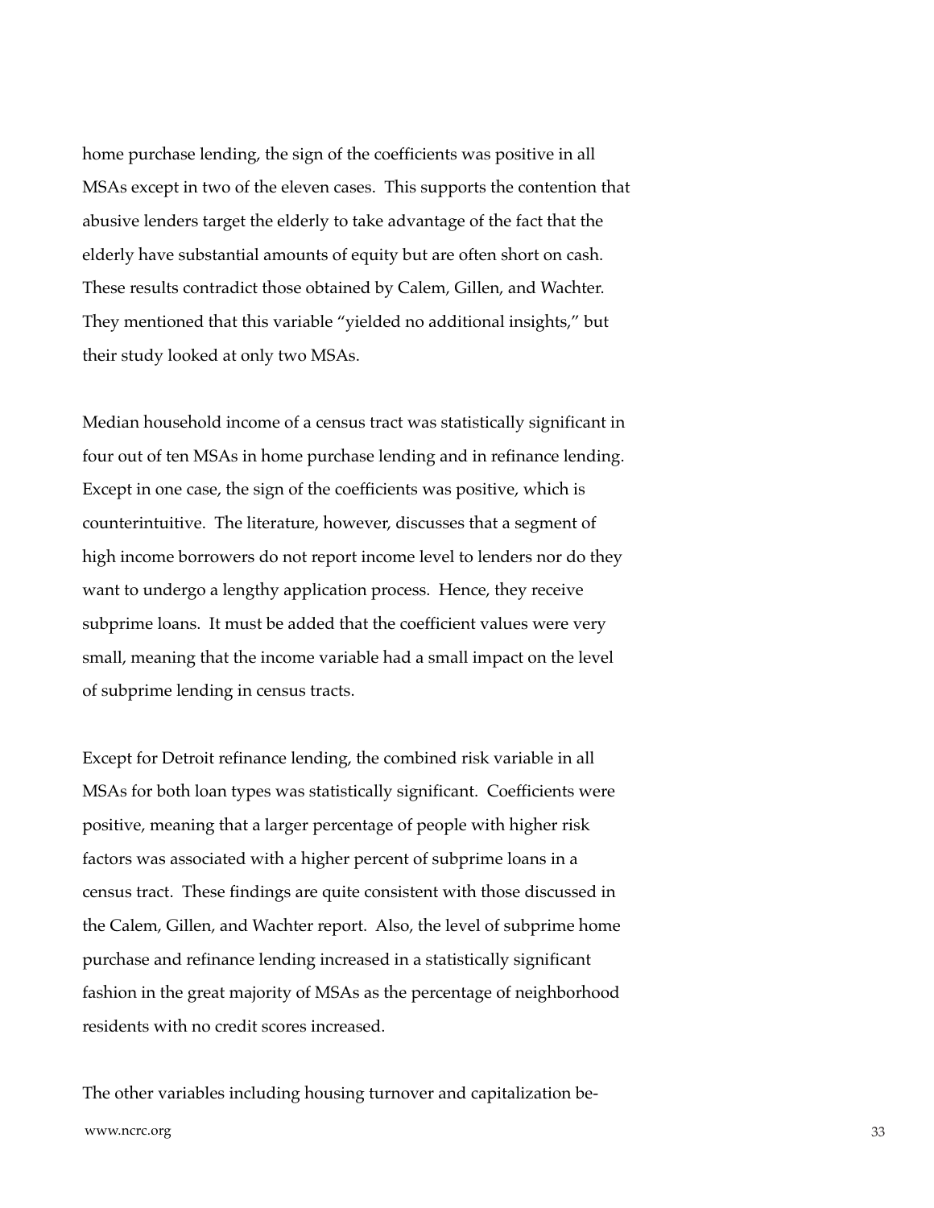home purchase lending, the sign of the coefficients was positive in all MSAs except in two of the eleven cases. This supports the contention that abusive lenders target the elderly to take advantage of the fact that the elderly have substantial amounts of equity but are often short on cash. These results contradict those obtained by Calem, Gillen, and Wachter. They mentioned that this variable "yielded no additional insights," but their study looked at only two MSAs.

Median household income of a census tract was statistically significant in four out of ten MSAs in home purchase lending and in refinance lending. Except in one case, the sign of the coefficients was positive, which is counterintuitive. The literature, however, discusses that a segment of high income borrowers do not report income level to lenders nor do they want to undergo a lengthy application process. Hence, they receive subprime loans. It must be added that the coefficient values were very small, meaning that the income variable had a small impact on the level of subprime lending in census tracts.

Except for Detroit refinance lending, the combined risk variable in all MSAs for both loan types was statistically significant. Coefficients were positive, meaning that a larger percentage of people with higher risk factors was associated with a higher percent of subprime loans in a census tract. These findings are quite consistent with those discussed in the Calem, Gillen, and Wachter report. Also, the level of subprime home purchase and refinance lending increased in a statistically significant fashion in the great majority of MSAs as the percentage of neighborhood residents with no credit scores increased.

The other variables including housing turnover and capitalization be-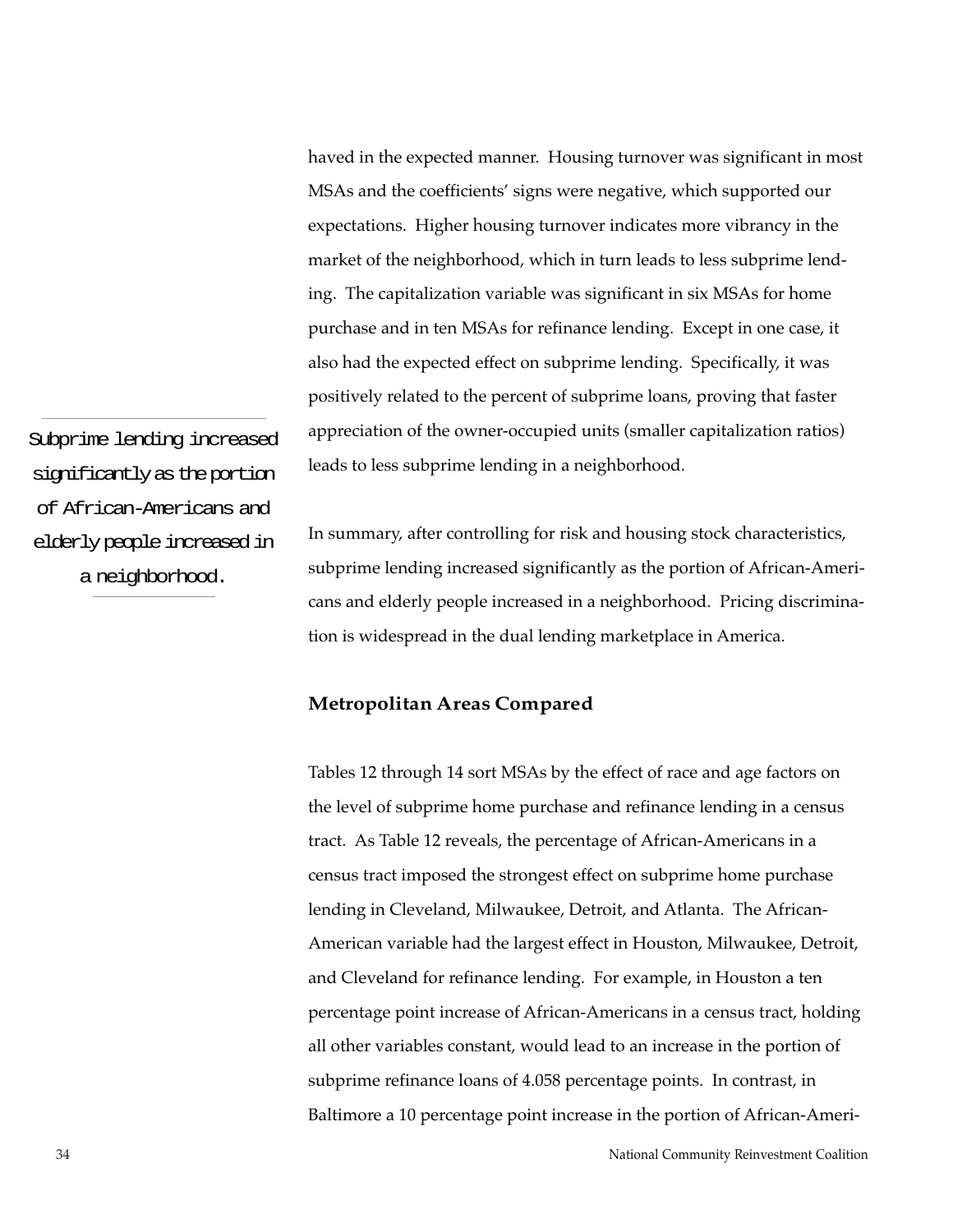haved in the expected manner. Housing turnover was significant in most MSAs and the coefficients' signs were negative, which supported our expectations. Higher housing turnover indicates more vibrancy in the market of the neighborhood, which in turn leads to less subprime lending. The capitalization variable was significant in six MSAs for home purchase and in ten MSAs for refinance lending. Except in one case, it also had the expected effect on subprime lending. Specifically, it was positively related to the percent of subprime loans, proving that faster appreciation of the owner-occupied units (smaller capitalization ratios) leads to less subprime lending in a neighborhood.

> Subprime lending increased significantly as the portion of African-Americans and elderly people increased in a neighborhood.

In summary, after controlling for risk and housing stock characteristics, subprime lending increased significantly as the portion of African-Americans and elderly people increased in a neighborhood. Pricing discrimination is widespread in the dual lending marketplace in America.

### Metropolitan Areas Compared

Tables 12 through 14 sort MSAs by the effect of race and age factors on the level of subprime home purchase and refinance lending in a census tract. As Table 12 reveals, the percentage of African-Americans in a census tract imposed the strongest effect on subprime home purchase lending in Cleveland, Milwaukee, Detroit, and Atlanta. The African-American variable had the largest effect in Houston, Milwaukee, Detroit, and Cleveland for refinance lending. For example, in Houston a ten percentage point increase of African-Americans in a census tract, holding all other variables constant, would lead to an increase in the portion of subprime refinance loans of 4.058 percentage points. In contrast, in Baltimore a 10 percentage point increase in the portion of African-Ameri-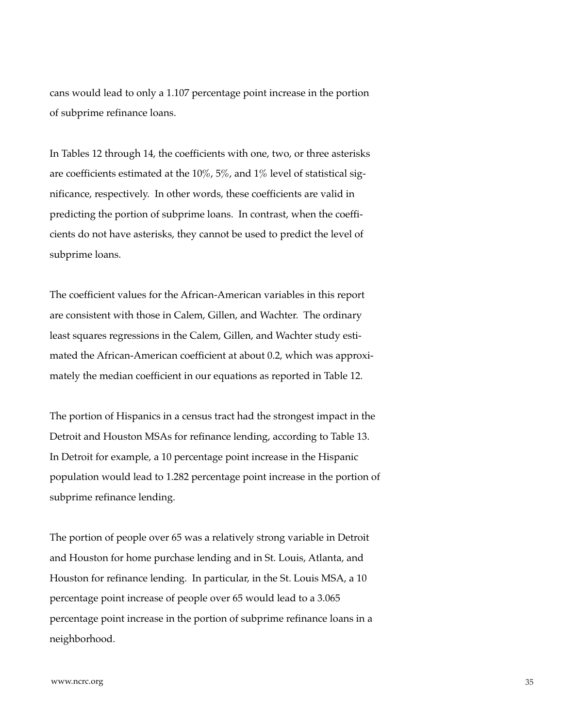cans would lead to only a 1.107 percentage point increase in the portion of subprime refinance loans.

In Tables 12 through 14, the coefficients with one, two, or three asterisks are coefficients estimated at the 10%, 5%, and 1% level of statistical significance, respectively. In other words, these coefficients are valid in predicting the portion of subprime loans. In contrast, when the coefficients do not have asterisks, they cannot be used to predict the level of subprime loans.

The coefficient values for the African-American variables in this report are consistent with those in Calem, Gillen, and Wachter. The ordinary least squares regressions in the Calem, Gillen, and Wachter study estimated the African-American coefficient at about 0.2, which was approximately the median coefficient in our equations as reported in Table 12.

The portion of Hispanics in a census tract had the strongest impact in the Detroit and Houston MSAs for refinance lending, according to Table 13. In Detroit for example, a 10 percentage point increase in the Hispanic population would lead to 1.282 percentage point increase in the portion of subprime refinance lending.

The portion of people over 65 was a relatively strong variable in Detroit and Houston for home purchase lending and in St. Louis, Atlanta, and Houston for refinance lending. In particular, in the St. Louis MSA, a 10 percentage point increase of people over 65 would lead to a 3.065 percentage point increase in the portion of subprime refinance loans in a neighborhood.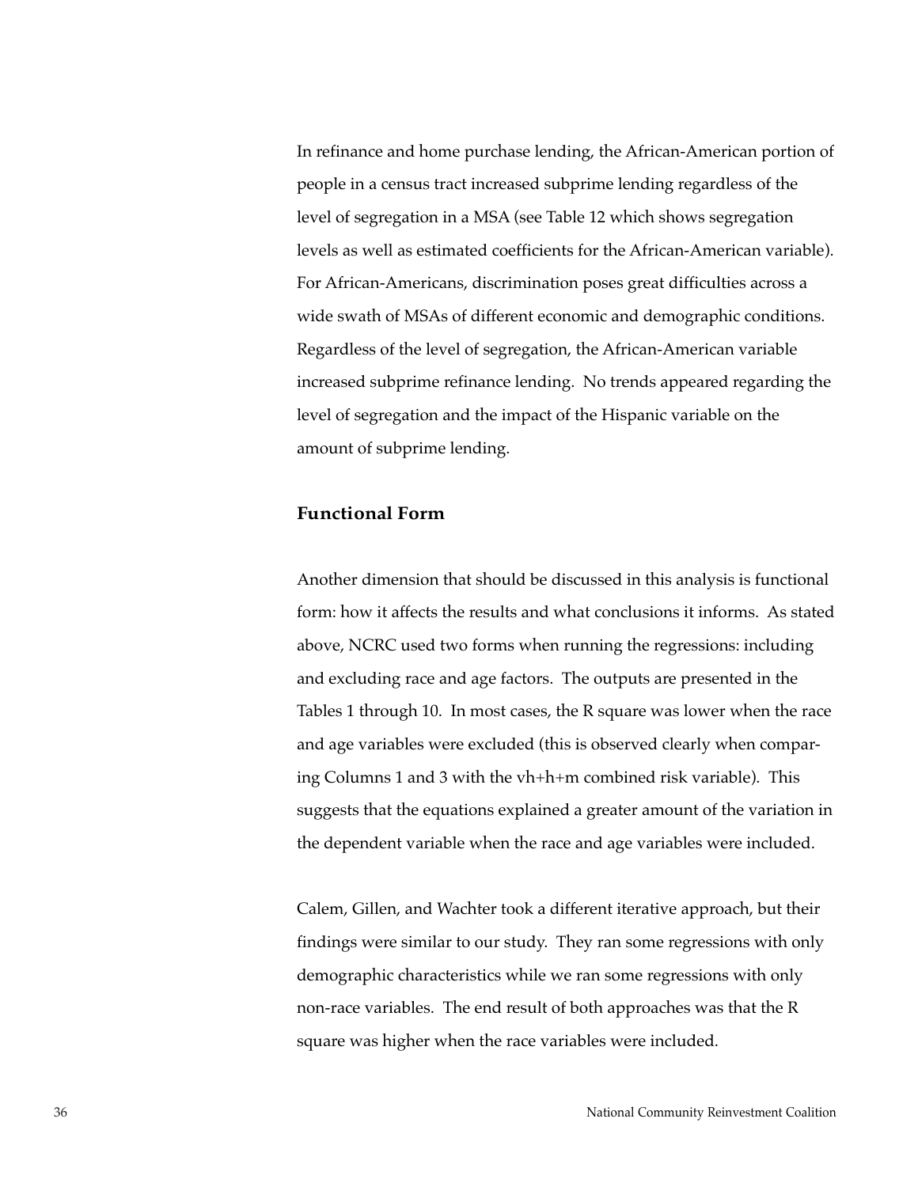In refinance and home purchase lending, the African-American portion of people in a census tract increased subprime lending regardless of the level of segregation in a MSA (see Table 12 which shows segregation levels as well as estimated coefficients for the African-American variable). For African-Americans, discrimination poses great difficulties across a wide swath of MSAs of different economic and demographic conditions. Regardless of the level of segregation, the African-American variable increased subprime refinance lending. No trends appeared regarding the level of segregation and the impact of the Hispanic variable on the amount of subprime lending.

## Functional Form

Another dimension that should be discussed in this analysis is functional form: how it affects the results and what conclusions it informs. As stated above, NCRC used two forms when running the regressions: including and excluding race and age factors. The outputs are presented in the Tables 1 through 10. In most cases, the R square was lower when the race and age variables were excluded (this is observed clearly when comparing Columns 1 and 3 with the vh+h+m combined risk variable). This suggests that the equations explained a greater amount of the variation in the dependent variable when the race and age variables were included.

Calem, Gillen, and Wachter took a different iterative approach, but their findings were similar to our study. They ran some regressions with only demographic characteristics while we ran some regressions with only non-race variables. The end result of both approaches was that the R square was higher when the race variables were included.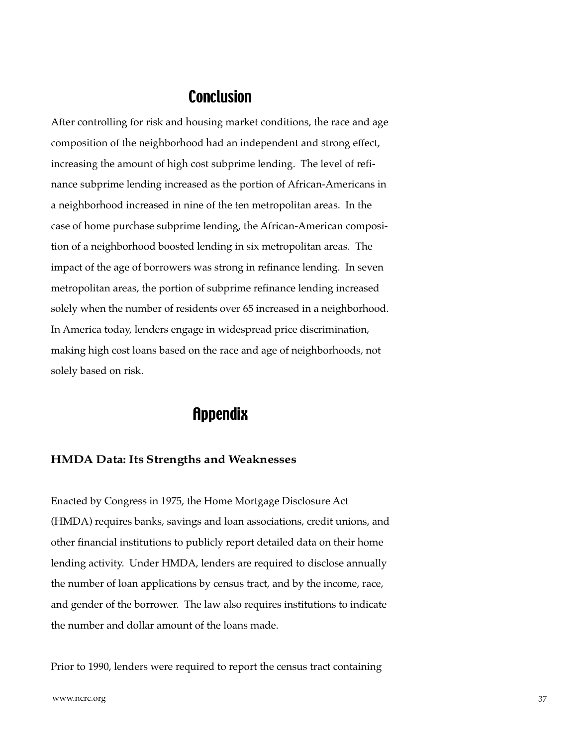# Conclusion

After controlling for risk and housing market conditions, the race and age composition of the neighborhood had an independent and strong effect, increasing the amount of high cost subprime lending. The level of refinance subprime lending increased as the portion of African-Americans in a neighborhood increased in nine of the ten metropolitan areas. In the case of home purchase subprime lending, the African-American composition of a neighborhood boosted lending in six metropolitan areas. The impact of the age of borrowers was strong in refinance lending. In seven metropolitan areas, the portion of subprime refinance lending increased solely when the number of residents over 65 increased in a neighborhood. In America today, lenders engage in widespread price discrimination, making high cost loans based on the race and age of neighborhoods, not solely based on risk.

# Appendix

### HMDA Data: Its Strengths and Weaknesses

Enacted by Congress in 1975, the Home Mortgage Disclosure Act (HMDA) requires banks, savings and loan associations, credit unions, and other financial institutions to publicly report detailed data on their home lending activity. Under HMDA, lenders are required to disclose annually the number of loan applications by census tract, and by the income, race, and gender of the borrower. The law also requires institutions to indicate the number and dollar amount of the loans made.

Prior to 1990, lenders were required to report the census tract containing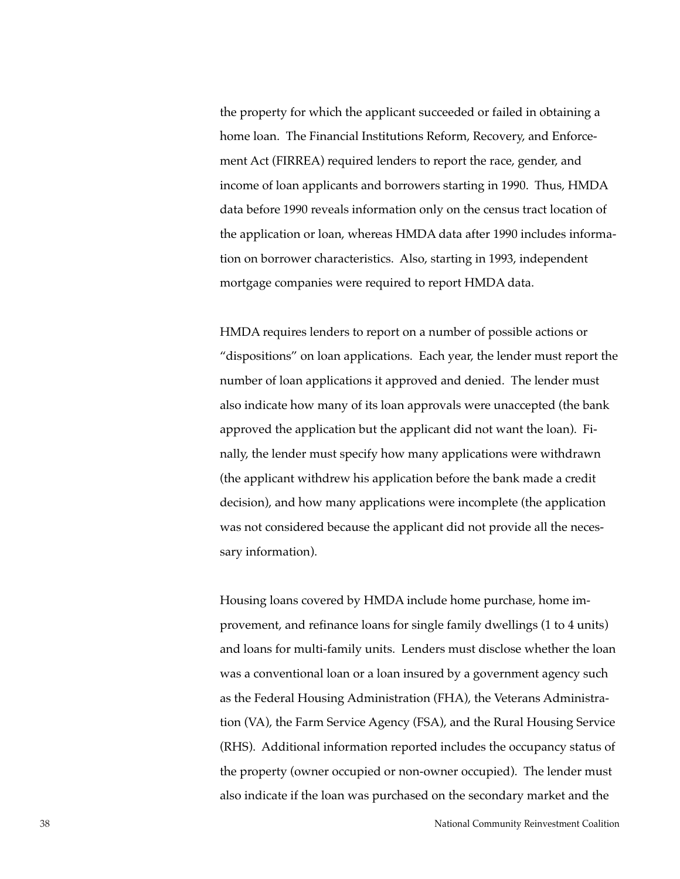the property for which the applicant succeeded or failed in obtaining a home loan. The Financial Institutions Reform, Recovery, and Enforcement Act (FIRREA) required lenders to report the race, gender, and income of loan applicants and borrowers starting in 1990. Thus, HMDA data before 1990 reveals information only on the census tract location of the application or loan, whereas HMDA data after 1990 includes information on borrower characteristics. Also, starting in 1993, independent mortgage companies were required to report HMDA data.

HMDA requires lenders to report on a number of possible actions or "dispositions" on loan applications. Each year, the lender must report the number of loan applications it approved and denied. The lender must also indicate how many of its loan approvals were unaccepted (the bank approved the application but the applicant did not want the loan). Finally, the lender must specify how many applications were withdrawn (the applicant withdrew his application before the bank made a credit decision), and how many applications were incomplete (the application was not considered because the applicant did not provide all the necessary information).

Housing loans covered by HMDA include home purchase, home improvement, and refinance loans for single family dwellings (1 to 4 units) and loans for multi-family units. Lenders must disclose whether the loan was a conventional loan or a loan insured by a government agency such as the Federal Housing Administration (FHA), the Veterans Administration (VA), the Farm Service Agency (FSA), and the Rural Housing Service (RHS). Additional information reported includes the occupancy status of the property (owner occupied or non-owner occupied). The lender must also indicate if the loan was purchased on the secondary market and the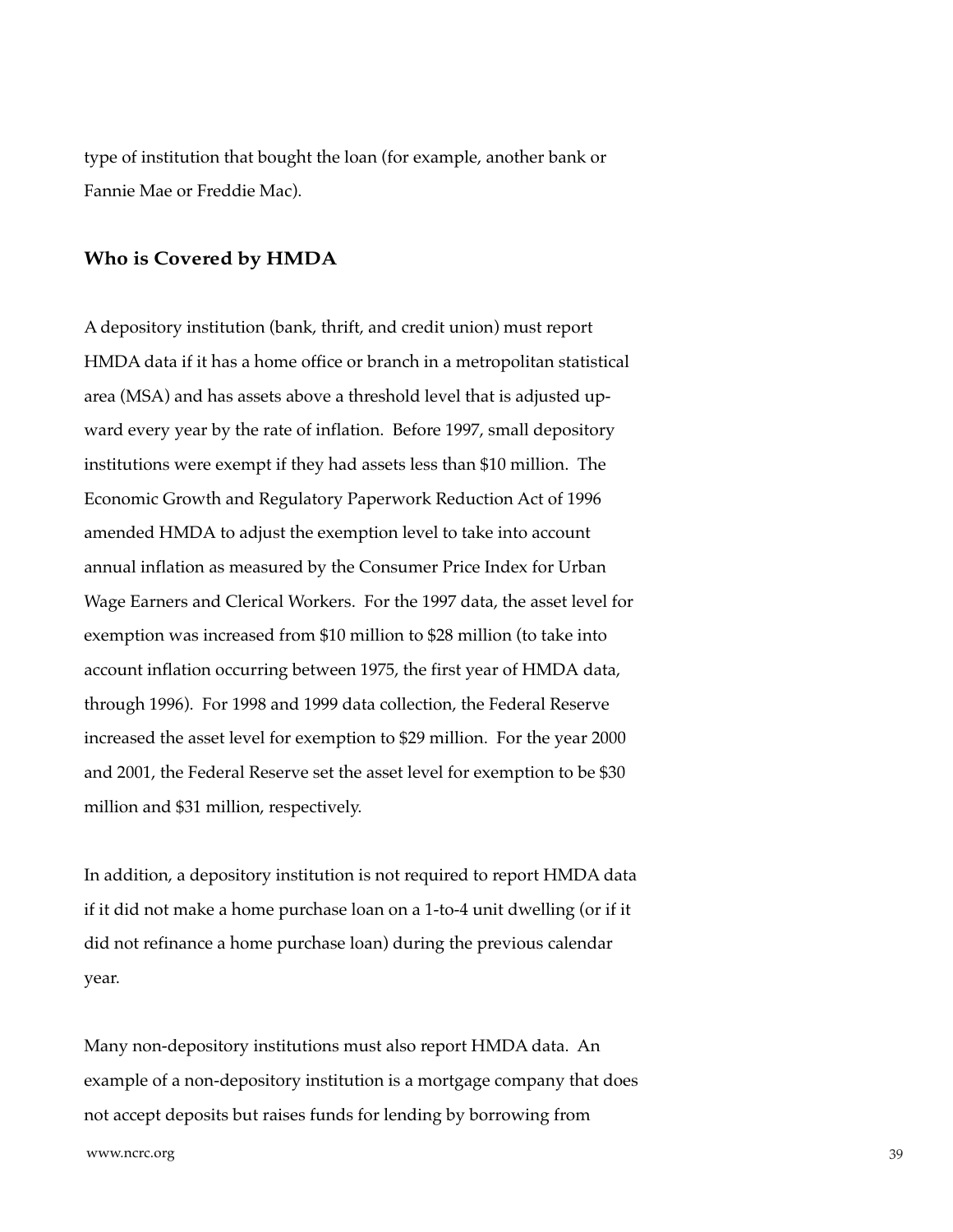type of institution that bought the loan (for example, another bank or Fannie Mae or Freddie Mac).

### Who is Covered by HMDA

A depository institution (bank, thrift, and credit union) must report HMDA data if it has a home office or branch in a metropolitan statistical area (MSA) and has assets above a threshold level that is adjusted upward every year by the rate of inflation. Before 1997, small depository institutions were exempt if they had assets less than $10 million. The Economic Growth and Regulatory Paperwork Reduction Act of 1996 amended HMDA to adjust the exemption level to take into account annual inflation as measured by the Consumer Price Index for Urban Wage Earners and Clerical Workers. For the 1997 data, the asset level for exemption was increased from $10 million to $28 million (to take into account inflation occurring between 1975, the first year of HMDA data, through 1996). For 1998 and 1999 data collection, the Federal Reserve increased the asset level for exemption to $29 million. For the year 2000 and 2001, the Federal Reserve set the asset level for exemption to be $30 million and $31 million, respectively.

In addition, a depository institution is not required to report HMDA data if it did not make a home purchase loan on a 1-to-4 unit dwelling (or if it did not refinance a home purchase loan) during the previous calendar year.

Many non-depository institutions must also report HMDA data. An example of a non-depository institution is a mortgage company that does not accept deposits but raises funds for lending by borrowing from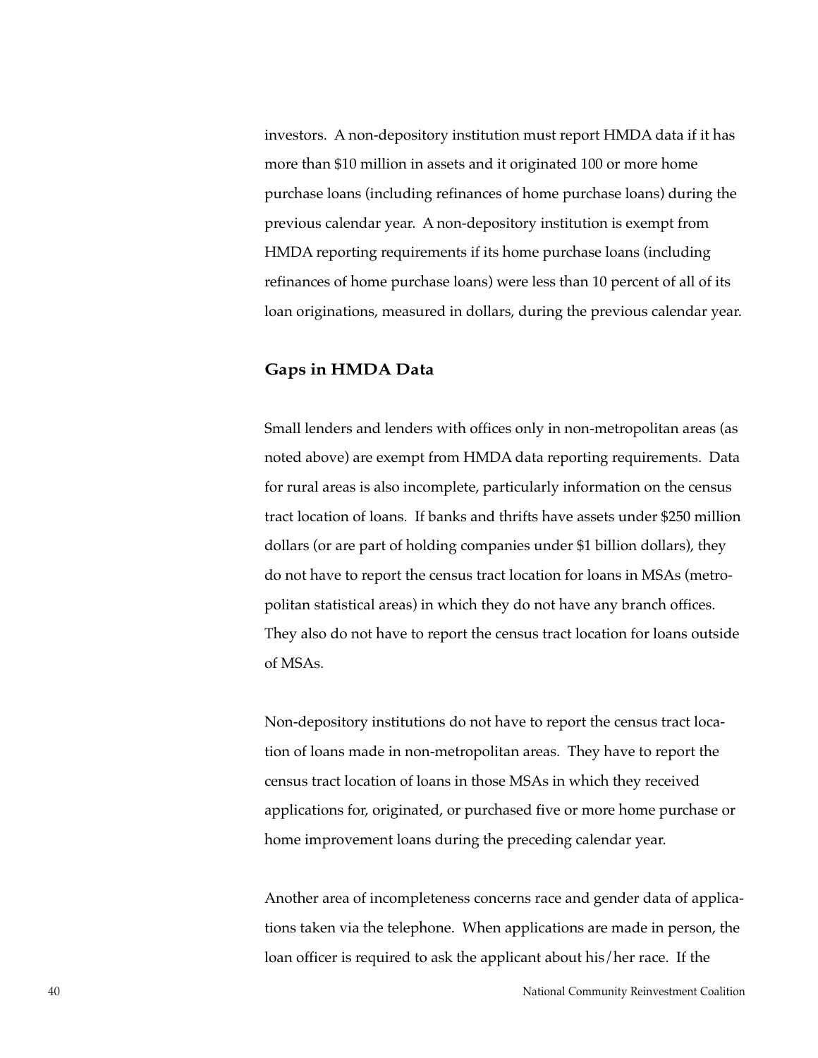investors. A non-depository institution must report HMDA data if it has more than $10 million in assets and it originated 100 or more home purchase loans (including refinances of home purchase loans) during the previous calendar year. A non-depository institution is exempt from HMDA reporting requirements if its home purchase loans (including refinances of home purchase loans) were less than 10 percent of all of its loan originations, measured in dollars, during the previous calendar year.

### Gaps in HMDA Data

Small lenders and lenders with offices only in non-metropolitan areas (as noted above) are exempt from HMDA data reporting requirements. Data for rural areas is also incomplete, particularly information on the census tract location of loans. If banks and thrifts have assets under $250 million dollars (or are part of holding companies under $1 billion dollars), they do not have to report the census tract location for loans in MSAs (metropolitan statistical areas) in which they do not have any branch offices. They also do not have to report the census tract location for loans outside of MSAs.

Non-depository institutions do not have to report the census tract location of loans made in non-metropolitan areas. They have to report the census tract location of loans in those MSAs in which they received applications for, originated, or purchased five or more home purchase or home improvement loans during the preceding calendar year.

Another area of incompleteness concerns race and gender data of applications taken via the telephone. When applications are made in person, the loan officer is required to ask the applicant about his/her race. If the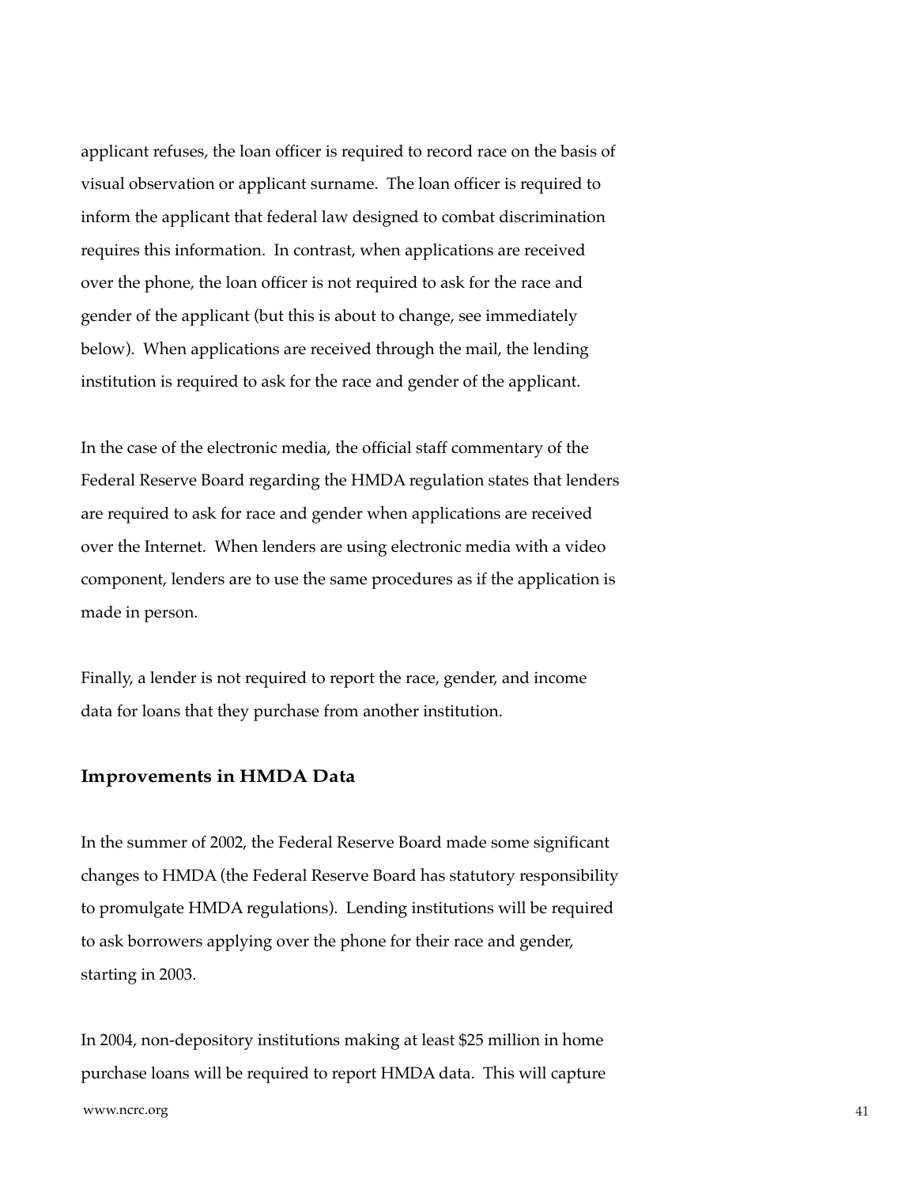applicant refuses, the loan officer is required to record race on the basis of visual observation or applicant surname. The loan officer is required to inform the applicant that federal law designed to combat discrimination requires this information. In contrast, when applications are received over the phone, the loan officer is not required to ask for the race and gender of the applicant (but this is about to change, see immediately below). When applications are received through the mail, the lending institution is required to ask for the race and gender of the applicant.

In the case of the electronic media, the official staff commentary of the Federal Reserve Board regarding the HMDA regulation states that lenders are required to ask for race and gender when applications are received over the Internet. When lenders are using electronic media with a video component, lenders are to use the same procedures as if the application is made in person.

Finally, a lender is not required to report the race, gender, and income data for loans that they purchase from another institution.

### Improvements in HMDA Data

In the summer of 2002, the Federal Reserve Board made some significant changes to HMDA (the Federal Reserve Board has statutory responsibility to promulgate HMDA regulations). Lending institutions will be required to ask borrowers applying over the phone for their race and gender, starting in 2003.

In 2004, non-depository institutions making at least $25 million in home purchase loans will be required to report HMDA data. This will capture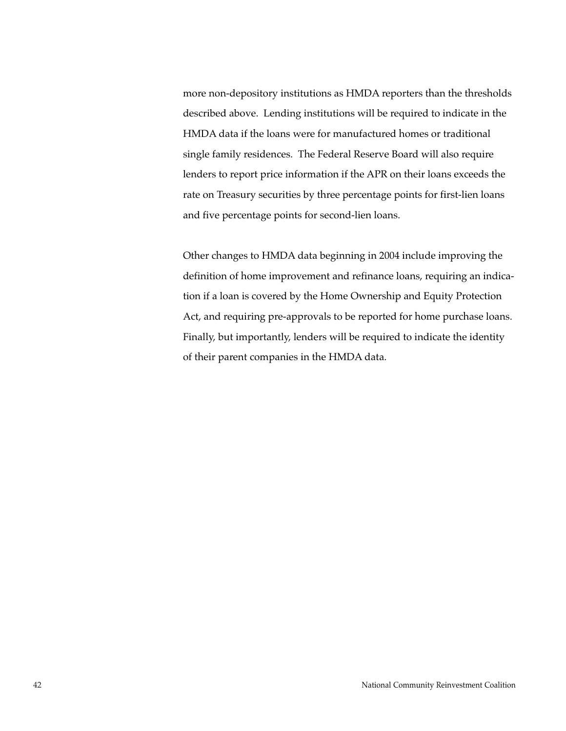more non-depository institutions as HMDA reporters than the thresholds described above. Lending institutions will be required to indicate in the HMDA data if the loans were for manufactured homes or traditional single family residences. The Federal Reserve Board will also require lenders to report price information if the APR on their loans exceeds the rate on Treasury securities by three percentage points for first-lien loans and five percentage points for second-lien loans.

Other changes to HMDA data beginning in 2004 include improving the definition of home improvement and refinance loans, requiring an indication if a loan is covered by the Home Ownership and Equity Protection Act, and requiring pre-approvals to be reported for home purchase loans. Finally, but importantly, lenders will be required to indicate the identity of their parent companies in the HMDA data.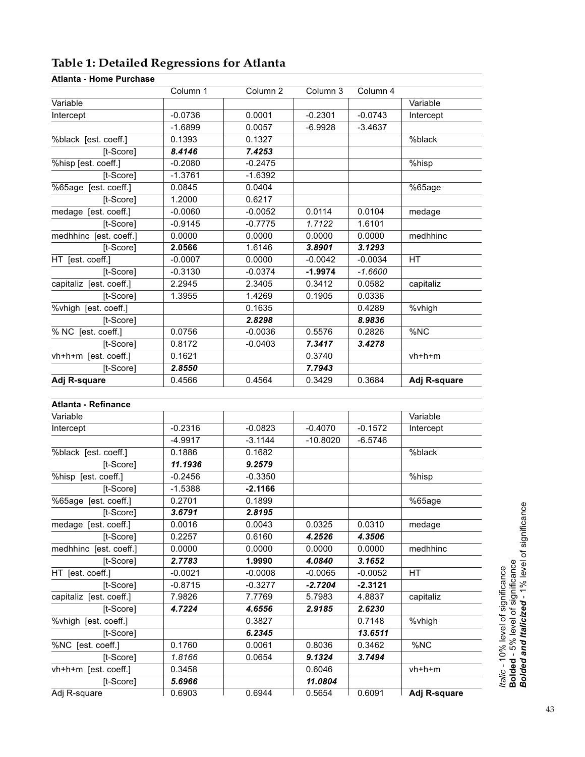## Table 1: Detailed Regressions for Atlanta

| **Atlanta - Home Purchase** | | | | | |
|---|---|---|---|---|---|
| | Column 1 | Column 2 | Column 3 | Column 4 | |
| Variable | | | | | Variable |
| Intercept | -0.0736 | 0.0001 | -0.2301 | -0.0743 | Intercept |
| | -1.6899 | 0.0057 | -6.9928 | -3.4637 | |
| %black [est. coeff.] | 0.1393 | 0.1327 | | | %black |
| [t-Score] | ***8.4146*** | ***7.4253*** | | | |
| %hisp [est. coeff.] | -0.2080 | -0.2475 | | | %hisp |
| [t-Score] | -1.3761 | -1.6392 | | | |
| %65age [est. coeff.] | 0.0845 | 0.0404 | | | %65age |
| [t-Score] | 1.2000 | 0.6217 | | | |
| medage [est. coeff.] | -0.0060 | -0.0052 | 0.0114 | 0.0104 | medage |
| [t-Score] | -0.9145 | -0.7775 | *1.7122* | 1.6101 | |
| medhhinc [est. coeff.] | 0.0000 | 0.0000 | 0.0000 | 0.0000 | medhhinc |
| [t-Score] | **2.0566** | 1.6146 | ***3.8901*** | ***3.1293*** | |
| HT [est. coeff.] | -0.0007 | 0.0000 | -0.0042 | -0.0034 | HT |
| [t-Score] | -0.3130 | -0.0374 | **-1.9974** | *-1.6600* | |
| capitaliz [est. coeff.] | 2.2945 | 2.3405 | 0.3412 | 0.0582 | capitaliz |
| [t-Score] | 1.3955 | 1.4269 | 0.1905 | 0.0336 | |
| %vhigh [est. coeff.] | | 0.1635 | | 0.4289 | %vhigh |
| [t-Score] | | ***2.8298*** | | ***8.9836*** | |
| % NC [est. coeff.] | 0.0756 | -0.0036 | 0.5576 | 0.2826 | %NC |
| [t-Score] | 0.8172 | -0.0403 | ***7.3417*** | ***3.4278*** | |
| vh+h+m [est. coeff.] | 0.1621 | | 0.3740 | | vh+h+m |
| [t-Score] | ***2.8550*** | | ***7.7943*** | | |
| **Adj R-square** | 0.4566 | 0.4564 | 0.3429 | 0.3684 | **Adj R-square** |

| **Atlanta - Refinance** | | | | | |
|---|---|---|---|---|---|
| Variable | | | | | Variable |
| Intercept | -0.2316 | -0.0823 | -0.4070 | -0.1572 | Intercept |
| | -4.9917 | -3.1144 | -10.8020 | -6.5746 | |
| %black [est. coeff.] | 0.1886 | 0.1682 | | | %black |
| [t-Score] | ***11.1936*** | ***9.2579*** | | | |
| %hisp [est. coeff.] | -0.2456 | -0.3350 | | | %hisp |
| [t-Score] | -1.5388 | **-2.1166** | | | |
| %65age [est. coeff.] | 0.2701 | 0.1899 | | | %65age |
| [t-Score] | ***3.6791*** | ***2.8195*** | | | |
| medage [est. coeff.] | 0.0016 | 0.0043 | 0.0325 | 0.0310 | medage |
| [t-Score] | 0.2257 | 0.6160 | ***4.2526*** | ***4.3506*** | |
| medhhinc [est. coeff.] | 0.0000 | 0.0000 | 0.0000 | 0.0000 | medhhinc |
| [t-Score] | ***2.7783*** | **1.9990** | ***4.0840*** | ***3.1652*** | |
| HT [est. coeff.] | -0.0021 | -0.0008 | -0.0065 | -0.0052 | HT |
| [t-Score] | -0.8715 | -0.3277 | ***-2.7204*** | **-2.3121** | |
| capitaliz [est. coeff.] | 7.9826 | 7.7769 | 5.7983 | 4.8837 | capitaliz |
| [t-Score] | ***4.7224*** | ***4.6556*** | ***2.9185*** | ***2.6230*** | |
| %vhigh [est. coeff.] | | 0.3827 | | 0.7148 | %vhigh |
| [t-Score] | | ***6.2345*** | | ***13.6511*** | |
| %NC [est. coeff.] | 0.1760 | 0.0061 | 0.8036 | 0.3462 | %NC |
| [t-Score] | *1.8166* | 0.0654 | ***9.1324*** | ***3.7494*** | |
| vh+h+m [est. coeff.] | 0.3458 | | 0.6046 | | vh+h+m |
| [t-Score] | ***5.6966*** | | ***11.0804*** | | |
| Adj R-square | 0.6903 | 0.6944 | 0.5654 | 0.6091 | **Adj R-square** |

*Italic* - 10% level of significance
**Bolded** - 5% level of significance
***Bolded and Italicized*** - 1% level of significance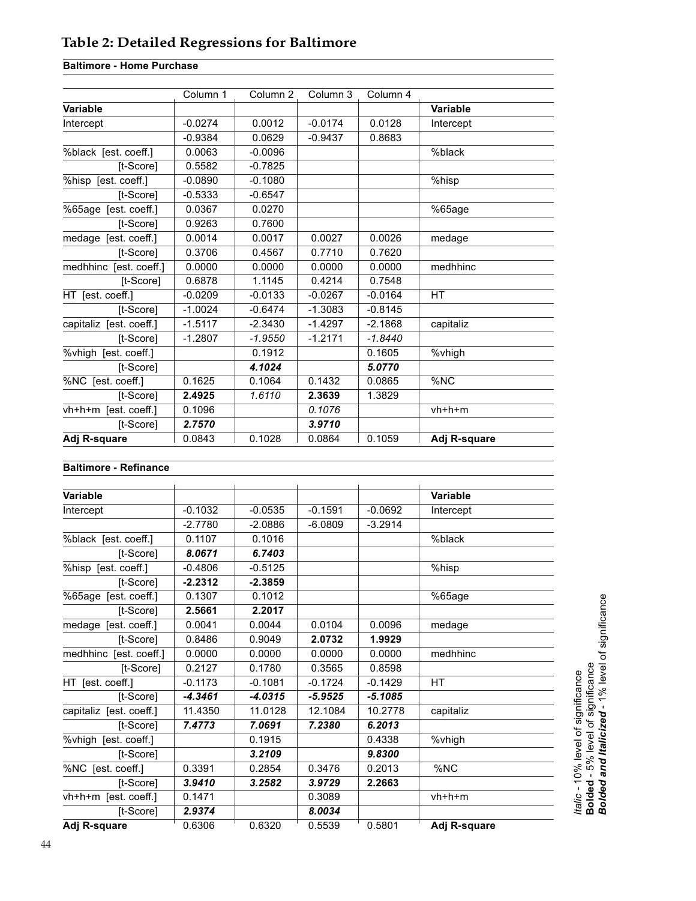## Table 2: Detailed Regressions for Baltimore

**Baltimore - Home Purchase**

| Variable | Column 1 | Column 2 | Column 3 | Column 4 | Variable |
|---|---|---|---|---|---|
| Intercept | -0.0274 | 0.0012 | -0.0174 | 0.0128 | Intercept |
| | -0.9384 | 0.0629 | -0.9437 | 0.8683 | |
| %black [est. coeff.] | 0.0063 | -0.0096 | | | %black |
| [t-Score] | 0.5582 | -0.7825 | | | |
| %hisp [est. coeff.] | -0.0890 | -0.1080 | | | %hisp |
| [t-Score] | -0.5333 | -0.6547 | | | |
| %65age [est. coeff.] | 0.0367 | 0.0270 | | | %65age |
| [t-Score] | 0.9263 | 0.7600 | | | |
| medage [est. coeff.] | 0.0014 | 0.0017 | 0.0027 | 0.0026 | medage |
| [t-Score] | 0.3706 | 0.4567 | 0.7710 | 0.7620 | |
| medhhinc [est. coeff.] | 0.0000 | 0.0000 | 0.0000 | 0.0000 | medhhinc |
| [t-Score] | 0.6878 | 1.1145 | 0.4214 | 0.7548 | |
| HT [est. coeff.] | -0.0209 | -0.0133 | -0.0267 | -0.0164 | HT |
| [t-Score] | -1.0024 | -0.6474 | -1.3083 | -0.8145 | |
| capitaliz [est. coeff.] | -1.5117 | -2.3430 | -1.4297 | -2.1868 | capitaliz |
| [t-Score] | -1.2807 | *-1.9550* | -1.2171 | *-1.8440* | |
| %vhigh [est. coeff.] | | 0.1912 | | 0.1605 | %vhigh |
| [t-Score] | | ***4.1024*** | | ***5.0770*** | |
| %NC [est. coeff.] | 0.1625 | 0.1064 | 0.1432 | 0.0865 | %NC |
| [t-Score] | **2.4925** | *1.6110* | **2.3639** | 1.3829 | |
| vh+h+m [est. coeff.] | 0.1096 | | *0.1076* | | vh+h+m |
| [t-Score] | ***2.7570*** | | ***3.9710*** | | |
| **Adj R-square** | 0.0843 | 0.1028 | 0.0864 | 0.1059 | **Adj R-square** |

**Baltimore - Refinance**

| Variable | Column 1 | Column 2 | Column 3 | Column 4 | Variable |
|---|---|---|---|---|---|
| Intercept | -0.1032 | -0.0535 | -0.1591 | -0.0692 | Intercept |
| | -2.7780 | -2.0886 | -6.0809 | -3.2914 | |
| %black [est. coeff.] | 0.1107 | 0.1016 | | | %black |
| [t-Score] | ***8.0671*** | ***6.7403*** | | | |
| %hisp [est. coeff.] | -0.4806 | -0.5125 | | | %hisp |
| [t-Score] | **-2.2312** | **-2.3859** | | | |
| %65age [est. coeff.] | 0.1307 | 0.1012 | | | %65age |
| [t-Score] | **2.5661** | **2.2017** | | | |
| medage [est. coeff.] | 0.0041 | 0.0044 | 0.0104 | 0.0096 | medage |
| [t-Score] | 0.8486 | 0.9049 | **2.0732** | **1.9929** | |
| medhhinc [est. coeff.] | 0.0000 | 0.0000 | 0.0000 | 0.0000 | medhhinc |
| [t-Score] | 0.2127 | 0.1780 | 0.3565 | 0.8598 | |
| HT [est. coeff.] | -0.1173 | -0.1081 | -0.1724 | -0.1429 | HT |
| [t-Score] | ***-4.3461*** | ***-4.0315*** | ***-5.9525*** | ***-5.1085*** | |
| capitaliz [est. coeff.] | 11.4350 | 11.0128 | 12.1084 | 10.2778 | capitaliz |
| [t-Score] | ***7.4773*** | ***7.0691*** | ***7.2380*** | ***6.2013*** | |
| %vhigh [est. coeff.] | | 0.1915 | | 0.4338 | %vhigh |
| [t-Score] | | ***3.2109*** | | ***9.8300*** | |
| %NC [est. coeff.] | 0.3391 | 0.2854 | 0.3476 | 0.2013 | %NC |
| [t-Score] | ***3.9410*** | ***3.2582*** | ***3.9729*** | **2.2663** | |
| vh+h+m [est. coeff.] | 0.1471 | | 0.3089 | | vh+h+m |
| [t-Score] | ***2.9374*** | | ***8.0034*** | | |
| **Adj R-square** | 0.6306 | 0.6320 | 0.5539 | 0.5801 | **Adj R-square** |

*Italic* - 10% level of significance
**Bolded** - 5% level of significance
***Bolded and Italicized*** - 1% level of significance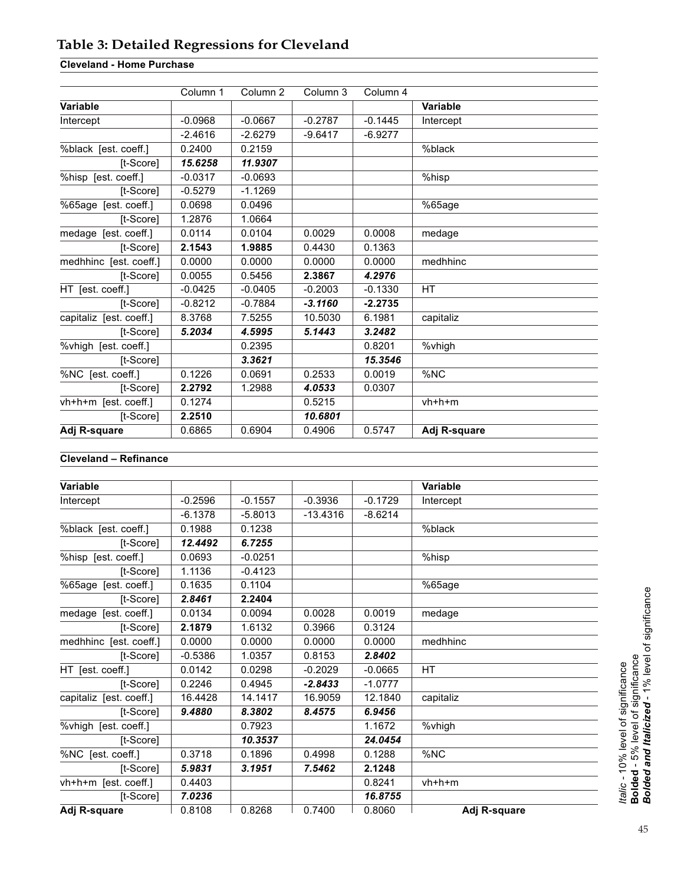## Table 3: Detailed Regressions for Cleveland

**Cleveland - Home Purchase**

| | Column 1 | Column 2 | Column 3 | Column 4 | |
|---|---|---|---|---|---|
| **Variable** | | | | | **Variable** |
| Intercept | -0.0968 | -0.0667 | -0.2787 | -0.1445 | Intercept |
| | -2.4616 | -2.6279 | -9.6417 | -6.9277 | |
| %black [est. coeff.] | 0.2400 | 0.2159 | | | %black |
| [t-Score] | ***15.6258*** | ***11.9307*** | | | |
| %hisp [est. coeff.] | -0.0317 | -0.0693 | | | %hisp |
| [t-Score] | -0.5279 | -1.1269 | | | |
| %65age [est. coeff.] | 0.0698 | 0.0496 | | | %65age |
| [t-Score] | 1.2876 | 1.0664 | | | |
| medage [est. coeff.] | 0.0114 | 0.0104 | 0.0029 | 0.0008 | medage |
| [t-Score] | **2.1543** | **1.9885** | 0.4430 | 0.1363 | |
| medhhinc [est. coeff.] | 0.0000 | 0.0000 | 0.0000 | 0.0000 | medhhinc |
| [t-Score] | 0.0055 | 0.5456 | **2.3867** | ***4.2976*** | |
| HT [est. coeff.] | -0.0425 | -0.0405 | -0.2003 | -0.1330 | HT |
| [t-Score] | -0.8212 | -0.7884 | ***-3.1160*** | **-2.2735** | |
| capitaliz [est. coeff.] | 8.3768 | 7.5255 | 10.5030 | 6.1981 | capitaliz |
| [t-Score] | ***5.2034*** | ***4.5995*** | ***5.1443*** | ***3.2482*** | |
| %vhigh [est. coeff.] | | 0.2395 | | 0.8201 | %vhigh |
| [t-Score] | | ***3.3621*** | | ***15.3546*** | |
| %NC [est. coeff.] | 0.1226 | 0.0691 | 0.2533 | 0.0019 | %NC |
| [t-Score] | **2.2792** | 1.2988 | ***4.0533*** | 0.0307 | |
| vh+h+m [est. coeff.] | 0.1274 | | 0.5215 | | vh+h+m |
| [t-Score] | **2.2510** | | ***10.6801*** | | |
| **Adj R-square** | 0.6865 | 0.6904 | 0.4906 | 0.5747 | **Adj R-square** |

**Cleveland – Refinance**

| **Variable** | | | | | **Variable** |
|---|---|---|---|---|---|
| Intercept | -0.2596 | -0.1557 | -0.3936 | -0.1729 | Intercept |
| | -6.1378 | -5.8013 | -13.4316 | -8.6214 | |
| %black [est. coeff.] | 0.1988 | 0.1238 | | | %black |
| [t-Score] | ***12.4492*** | ***6.7255*** | | | |
| %hisp [est. coeff.] | 0.0693 | -0.0251 | | | %hisp |
| [t-Score] | 1.1136 | -0.4123 | | | |
| %65age [est. coeff.] | 0.1635 | 0.1104 | | | %65age |
| [t-Score] | ***2.8461*** | **2.2404** | | | |
| medage [est. coeff.] | 0.0134 | 0.0094 | 0.0028 | 0.0019 | medage |
| [t-Score] | **2.1879** | 1.6132 | 0.3966 | 0.3124 | |
| medhhinc [est. coeff.] | 0.0000 | 0.0000 | 0.0000 | 0.0000 | medhhinc |
| [t-Score] | -0.5386 | 1.0357 | 0.8153 | ***2.8402*** | |
| HT [est. coeff.] | 0.0142 | 0.0298 | -0.2029 | -0.0665 | HT |
| [t-Score] | 0.2246 | 0.4945 | ***-2.8433*** | -1.0777 | |
| capitaliz [est. coeff.] | 16.4428 | 14.1417 | 16.9059 | 12.1840 | capitaliz |
| [t-Score] | ***9.4880*** | ***8.3802*** | ***8.4575*** | ***6.9456*** | |
| %vhigh [est. coeff.] | | 0.7923 | | 1.1672 | %vhigh |
| [t-Score] | | ***10.3537*** | | ***24.0454*** | |
| %NC [est. coeff.] | 0.3718 | 0.1896 | 0.4998 | 0.1288 | %NC |
| [t-Score] | ***5.9831*** | ***3.1951*** | ***7.5462*** | **2.1248** | |
| vh+h+m [est. coeff.] | 0.4403 | | | 0.8241 | vh+h+m |
| [t-Score] | ***7.0236*** | | | ***16.8755*** | |
| **Adj R-square** | 0.8108 | 0.8268 | 0.7400 | 0.8060 | **Adj R-square** |

*Italic* - 10% level of significance
**Bolded** - 5% level of significance
***Bolded and Italicized*** - 1% level of significance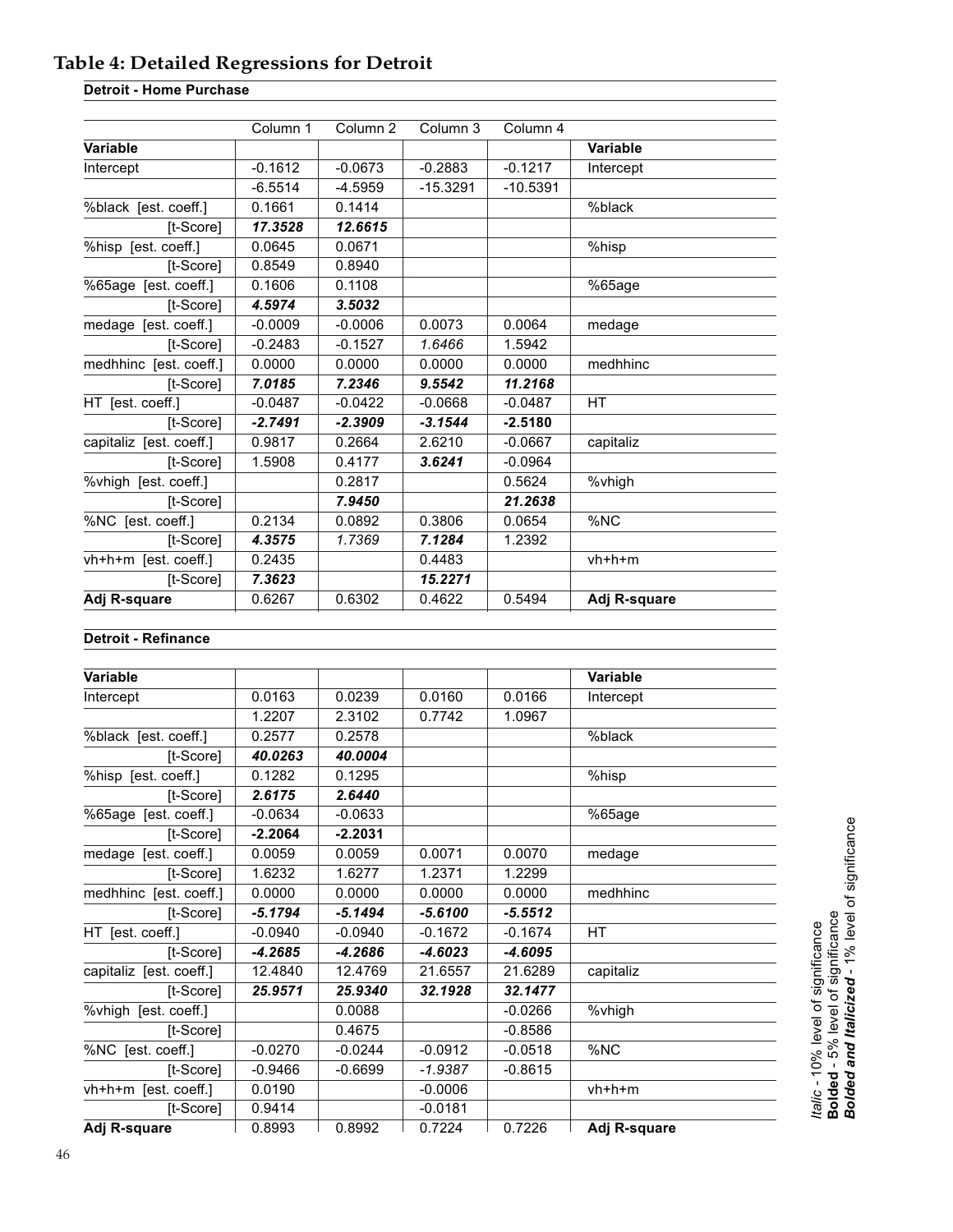## Table 4: Detailed Regressions for Detroit

**Detroit - Home Purchase**

| Variable | Column 1 | Column 2 | Column 3 | Column 4 | Variable |
|---|---|---|---|---|---|
| Intercept | -0.1612 | -0.0673 | -0.2883 | -0.1217 | Intercept |
| | -6.5514 | -4.5959 | -15.3291 | -10.5391 | |
| %black [est. coeff.] | 0.1661 | 0.1414 | | | %black |
| [t-Score] | ***17.3528*** | ***12.6615*** | | | |
| %hisp [est. coeff.] | 0.0645 | 0.0671 | | | %hisp |
| [t-Score] | 0.8549 | 0.8940 | | | |
| %65age [est. coeff.] | 0.1606 | 0.1108 | | | %65age |
| [t-Score] | ***4.5974*** | ***3.5032*** | | | |
| medage [est. coeff.] | -0.0009 | -0.0006 | 0.0073 | 0.0064 | medage |
| [t-Score] | -0.2483 | -0.1527 | *1.6466* | 1.5942 | |
| medhhinc [est. coeff.] | 0.0000 | 0.0000 | 0.0000 | 0.0000 | medhhinc |
| [t-Score] | ***7.0185*** | ***7.2346*** | ***9.5542*** | ***11.2168*** | |
| HT [est. coeff.] | -0.0487 | -0.0422 | -0.0668 | -0.0487 | HT |
| [t-Score] | ***-2.7491*** | ***-2.3909*** | ***-3.1544*** | **-2.5180** | |
| capitaliz [est. coeff.] | 0.9817 | 0.2664 | 2.6210 | -0.0667 | capitaliz |
| [t-Score] | 1.5908 | 0.4177 | ***3.6241*** | -0.0964 | |
| %vhigh [est. coeff.] | | 0.2817 | | 0.5624 | %vhigh |
| [t-Score] | | ***7.9450*** | | ***21.2638*** | |
| %NC [est. coeff.] | 0.2134 | 0.0892 | 0.3806 | 0.0654 | %NC |
| [t-Score] | ***4.3575*** | *1.7369* | ***7.1284*** | 1.2392 | |
| vh+h+m [est. coeff.] | 0.2435 | | 0.4483 | | vh+h+m |
| [t-Score] | ***7.3623*** | | ***15.2271*** | | |
| **Adj R-square** | 0.6267 | 0.6302 | 0.4622 | 0.5494 | **Adj R-square** |

**Detroit - Refinance**

| Variable | Column 1 | Column 2 | Column 3 | Column 4 | Variable |
|---|---|---|---|---|---|
| Intercept | 0.0163 | 0.0239 | 0.0160 | 0.0166 | Intercept |
| | 1.2207 | 2.3102 | 0.7742 | 1.0967 | |
| %black [est. coeff.] | 0.2577 | 0.2578 | | | %black |
| [t-Score] | ***40.0263*** | ***40.0004*** | | | |
| %hisp [est. coeff.] | 0.1282 | 0.1295 | | | %hisp |
| [t-Score] | ***2.6175*** | ***2.6440*** | | | |
| %65age [est. coeff.] | -0.0634 | -0.0633 | | | %65age |
| [t-Score] | **-2.2064** | **-2.2031** | | | |
| medage [est. coeff.] | 0.0059 | 0.0059 | 0.0071 | 0.0070 | medage |
| [t-Score] | 1.6232 | 1.6277 | 1.2371 | 1.2299 | |
| medhhinc [est. coeff.] | 0.0000 | 0.0000 | 0.0000 | 0.0000 | medhhinc |
| [t-Score] | ***-5.1794*** | ***-5.1494*** | ***-5.6100*** | ***-5.5512*** | |
| HT [est. coeff.] | -0.0940 | -0.0940 | -0.1672 | -0.1674 | HT |
| [t-Score] | ***-4.2685*** | ***-4.2686*** | ***-4.6023*** | ***-4.6095*** | |
| capitaliz [est. coeff.] | 12.4840 | 12.4769 | 21.6557 | 21.6289 | capitaliz |
| [t-Score] | ***25.9571*** | ***25.9340*** | ***32.1928*** | ***32.1477*** | |
| %vhigh [est. coeff.] | | 0.0088 | | -0.0266 | %vhigh |
| [t-Score] | | 0.4675 | | -0.8586 | |
| %NC [est. coeff.] | -0.0270 | -0.0244 | -0.0912 | -0.0518 | %NC |
| [t-Score] | -0.9466 | -0.6699 | *-1.9387* | -0.8615 | |
| vh+h+m [est. coeff.] | 0.0190 | | -0.0006 | | vh+h+m |
| [t-Score] | 0.9414 | | -0.0181 | | |
| **Adj R-square** | 0.8993 | 0.8992 | 0.7224 | 0.7226 | **Adj R-square** |

*Italic* - 10% level of significance
**Bolded** - 5% level of significance
***Bolded and Italicized*** - 1% level of significance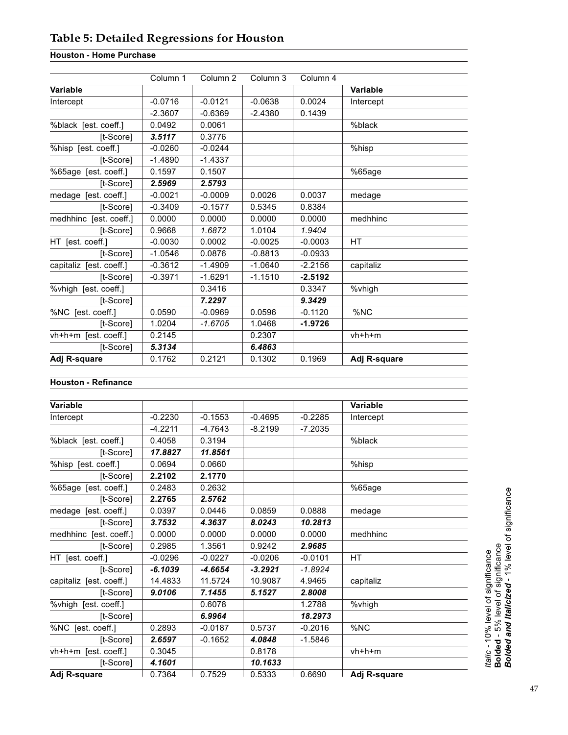## Table 5: Detailed Regressions for Houston

**Houston - Home Purchase**

| | Column 1 | Column 2 | Column 3 | Column 4 | |
|---|---|---|---|---|---|
| **Variable** | | | | | **Variable** |
| Intercept | -0.0716 | -0.0121 | -0.0638 | 0.0024 | Intercept |
| | -2.3607 | -0.6369 | -2.4380 | 0.1439 | |
| %black [est. coeff.] | 0.0492 | 0.0061 | | | %black |
| [t-Score] | ***3.5117*** | 0.3776 | | | |
| %hisp [est. coeff.] | -0.0260 | -0.0244 | | | %hisp |
| [t-Score] | -1.4890 | -1.4337 | | | |
| %65age [est. coeff.] | 0.1597 | 0.1507 | | | %65age |
| [t-Score] | ***2.5969*** | ***2.5793*** | | | |
| medage [est. coeff.] | -0.0021 | -0.0009 | 0.0026 | 0.0037 | medage |
| [t-Score] | -0.3409 | -0.1577 | 0.5345 | 0.8384 | |
| medhhinc [est. coeff.] | 0.0000 | 0.0000 | 0.0000 | 0.0000 | medhhinc |
| [t-Score] | 0.9668 | *1.6872* | 1.0104 | *1.9404* | |
| HT [est. coeff.] | -0.0030 | 0.0002 | -0.0025 | -0.0003 | HT |
| [t-Score] | -1.0546 | 0.0876 | -0.8813 | -0.0933 | |
| capitaliz [est. coeff.] | -0.3612 | -1.4909 | -1.0640 | -2.2156 | capitaliz |
| [t-Score] | -0.3971 | -1.6291 | -1.1510 | **-2.5192** | |
| %vhigh [est. coeff.] | | 0.3416 | | 0.3347 | %vhigh |
| [t-Score] | | ***7.2297*** | | ***9.3429*** | |
| %NC [est. coeff.] | 0.0590 | -0.0969 | 0.0596 | -0.1120 | %NC |
| [t-Score] | 1.0204 | *-1.6705* | 1.0468 | **-1.9726** | |
| vh+h+m [est. coeff.] | 0.2145 | | 0.2307 | | vh+h+m |
| [t-Score] | ***5.3134*** | | ***6.4863*** | | |
| **Adj R-square** | 0.1762 | 0.2121 | 0.1302 | 0.1969 | **Adj R-square** |

**Houston - Refinance**

| **Variable** | | | | | **Variable** |
|---|---|---|---|---|---|
| Intercept | -0.2230 | -0.1553 | -0.4695 | -0.2285 | Intercept |
| | -4.2211 | -4.7643 | -8.2199 | -7.2035 | |
| %black [est. coeff.] | 0.4058 | 0.3194 | | | %black |
| [t-Score] | ***17.8827*** | ***11.8561*** | | | |
| %hisp [est. coeff.] | 0.0694 | 0.0660 | | | %hisp |
| [t-Score] | **2.2102** | **2.1770** | | | |
| %65age [est. coeff.] | 0.2483 | 0.2632 | | | %65age |
| [t-Score] | **2.2765** | ***2.5762*** | | | |
| medage [est. coeff.] | 0.0397 | 0.0446 | 0.0859 | 0.0888 | medage |
| [t-Score] | ***3.7532*** | ***4.3637*** | ***8.0243*** | ***10.2813*** | |
| medhhinc [est. coeff.] | 0.0000 | 0.0000 | 0.0000 | 0.0000 | medhhinc |
| [t-Score] | 0.2985 | 1.3561 | 0.9242 | ***2.9685*** | |
| HT [est. coeff.] | -0.0296 | -0.0227 | -0.0206 | -0.0101 | HT |
| [t-Score] | ***-6.1039*** | ***-4.6654*** | ***-3.2921*** | *-1.8924* | |
| capitaliz [est. coeff.] | 14.4833 | 11.5724 | 10.9087 | 4.9465 | capitaliz |
| [t-Score] | ***9.0106*** | ***7.1455*** | ***5.1527*** | ***2.8008*** | |
| %vhigh [est. coeff.] | | 0.6078 | | 1.2788 | %vhigh |
| [t-Score] | | ***6.9964*** | | ***18.2973*** | |
| %NC [est. coeff.] | 0.2893 | -0.0187 | 0.5737 | -0.2016 | %NC |
| [t-Score] | ***2.6597*** | -0.1652 | ***4.0848*** | -1.5846 | |
| vh+h+m [est. coeff.] | 0.3045 | | 0.8178 | | vh+h+m |
| [t-Score] | ***4.1601*** | | ***10.1633*** | | |
| **Adj R-square** | 0.7364 | 0.7529 | 0.5333 | 0.6690 | **Adj R-square** |

*Italic* - 10% level of significance
**Bolded** - 5% level of significance
***Bolded and Italicized*** - 1% level of significance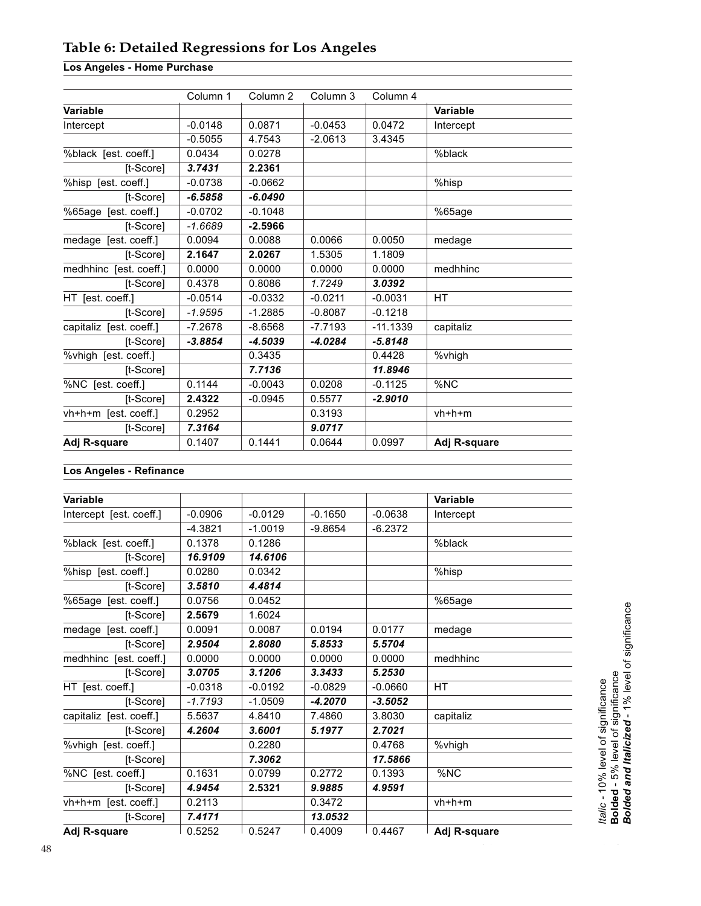## Table 6: Detailed Regressions for Los Angeles

**Los Angeles - Home Purchase**

| | Column 1 | Column 2 | Column 3 | Column 4 | |
|---|---|---|---|---|---|
| **Variable** | | | | | **Variable** |
| Intercept | -0.0148 | 0.0871 | -0.0453 | 0.0472 | Intercept |
| | -0.5055 | 4.7543 | -2.0613 | 3.4345 | |
| %black [est. coeff.] | 0.0434 | 0.0278 | | | %black |
| [t-Score] | ***3.7431*** | **2.2361** | | | |
| %hisp [est. coeff.] | -0.0738 | -0.0662 | | | %hisp |
| [t-Score] | ***-6.5858*** | ***-6.0490*** | | | |
| %65age [est. coeff.] | -0.0702 | -0.1048 | | | %65age |
| [t-Score] | *-1.6689* | **-2.5966** | | | |
| medage [est. coeff.] | 0.0094 | 0.0088 | 0.0066 | 0.0050 | medage |
| [t-Score] | **2.1647** | **2.0267** | 1.5305 | 1.1809 | |
| medhhinc [est. coeff.] | 0.0000 | 0.0000 | 0.0000 | 0.0000 | medhhinc |
| [t-Score] | 0.4378 | 0.8086 | *1.7249* | ***3.0392*** | |
| HT [est. coeff.] | -0.0514 | -0.0332 | -0.0211 | -0.0031 | HT |
| [t-Score] | *-1.9595* | -1.2885 | -0.8087 | -0.1218 | |
| capitaliz [est. coeff.] | -7.2678 | -8.6568 | -7.7193 | -11.1339 | capitaliz |
| [t-Score] | ***-3.8854*** | ***-4.5039*** | ***-4.0284*** | ***-5.8148*** | |
| %vhigh [est. coeff.] | | 0.3435 | | 0.4428 | %vhigh |
| [t-Score] | | ***7.7136*** | | ***11.8946*** | |
| %NC [est. coeff.] | 0.1144 | -0.0043 | 0.0208 | -0.1125 | %NC |
| [t-Score] | **2.4322** | -0.0945 | 0.5577 | ***-2.9010*** | |
| vh+h+m [est. coeff.] | 0.2952 | | 0.3193 | | vh+h+m |
| [t-Score] | ***7.3164*** | | ***9.0717*** | | |
| **Adj R-square** | 0.1407 | 0.1441 | 0.0644 | 0.0997 | **Adj R-square** |

**Los Angeles - Refinance**

| **Variable** | | | | | **Variable** |
|---|---|---|---|---|---|
| Intercept [est. coeff.] | -0.0906 | -0.0129 | -0.1650 | -0.0638 | Intercept |
| | -4.3821 | -1.0019 | -9.8654 | -6.2372 | |
| %black [est. coeff.] | 0.1378 | 0.1286 | | | %black |
| [t-Score] | ***16.9109*** | ***14.6106*** | | | |
| %hisp [est. coeff.] | 0.0280 | 0.0342 | | | %hisp |
| [t-Score] | ***3.5810*** | ***4.4814*** | | | |
| %65age [est. coeff.] | 0.0756 | 0.0452 | | | %65age |
| [t-Score] | **2.5679** | 1.6024 | | | |
| medage [est. coeff.] | 0.0091 | 0.0087 | 0.0194 | 0.0177 | medage |
| [t-Score] | ***2.9504*** | ***2.8080*** | ***5.8533*** | ***5.5704*** | |
| medhhinc [est. coeff.] | 0.0000 | 0.0000 | 0.0000 | 0.0000 | medhhinc |
| [t-Score] | ***3.0705*** | ***3.1206*** | ***3.3433*** | ***5.2530*** | |
| HT [est. coeff.] | -0.0318 | -0.0192 | -0.0829 | -0.0660 | HT |
| [t-Score] | *-1.7193* | -1.0509 | ***-4.2070*** | ***-3.5052*** | |
| capitaliz [est. coeff.] | 5.5637 | 4.8410 | 7.4860 | 3.8030 | capitaliz |
| [t-Score] | ***4.2604*** | ***3.6001*** | ***5.1977*** | ***2.7021*** | |
| %vhigh [est. coeff.] | | 0.2280 | | 0.4768 | %vhigh |
| [t-Score] | | ***7.3062*** | | ***17.5866*** | |
| %NC [est. coeff.] | 0.1631 | 0.0799 | 0.2772 | 0.1393 | %NC |
| [t-Score] | ***4.9454*** | **2.5321** | ***9.9885*** | ***4.9591*** | |
| vh+h+m [est. coeff.] | 0.2113 | | 0.3472 | | vh+h+m |
| [t-Score] | ***7.4171*** | | ***13.0532*** | | |
| **Adj R-square** | 0.5252 | 0.5247 | 0.4009 | 0.4467 | **Adj R-square** |

*Italic* - 10% level of significance
**Bolded** - 5% level of significance
***Bolded and Italicized*** - 1% level of significance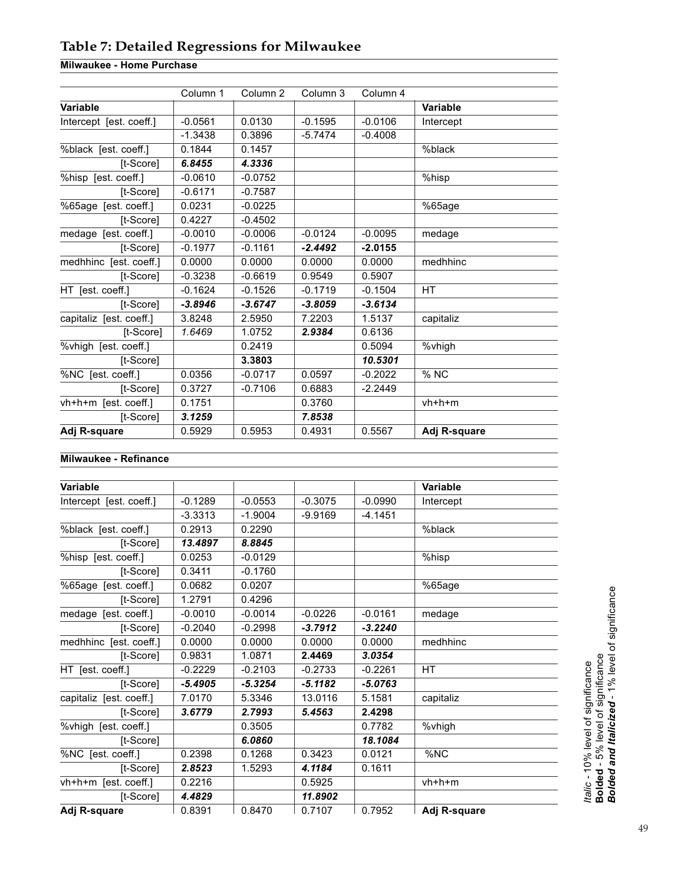## Table 7: Detailed Regressions for Milwaukee

**Milwaukee - Home Purchase**

| Variable | Column 1 | Column 2 | Column 3 | Column 4 | Variable |
|---|---|---|---|---|---|
| Intercept [est. coeff.] | -0.0561 | 0.0130 | -0.1595 | -0.0106 | Intercept |
| | -1.3438 | 0.3896 | -5.7474 | -0.4008 | |
| %black [est. coeff.] | 0.1844 | 0.1457 | | | %black |
| [t-Score] | ***6.8455*** | ***4.3336*** | | | |
| %hisp [est. coeff.] | -0.0610 | -0.0752 | | | %hisp |
| [t-Score] | -0.6171 | -0.7587 | | | |
| %65age [est. coeff.] | 0.0231 | -0.0225 | | | %65age |
| [t-Score] | 0.4227 | -0.4502 | | | |
| medage [est. coeff.] | -0.0010 | -0.0006 | -0.0124 | -0.0095 | medage |
| [t-Score] | -0.1977 | -0.1161 | ***-2.4492*** | ***-2.0155*** | |
| medhhinc [est. coeff.] | 0.0000 | 0.0000 | 0.0000 | 0.0000 | medhhinc |
| [t-Score] | -0.3238 | -0.6619 | 0.9549 | 0.5907 | |
| HT [est. coeff.] | -0.1624 | -0.1526 | -0.1719 | -0.1504 | HT |
| [t-Score] | ***-3.8946*** | ***-3.6747*** | ***-3.8059*** | ***-3.6134*** | |
| capitaliz [est. coeff.] | 3.8248 | 2.5950 | 7.2203 | 1.5137 | capitaliz |
| [t-Score] | *1.6469* | 1.0752 | ***2.9384*** | 0.6136 | |
| %vhigh [est. coeff.] | | 0.2419 | | 0.5094 | %vhigh |
| [t-Score] | | **3.3803** | | ***10.5301*** | |
| %NC [est. coeff.] | 0.0356 | -0.0717 | 0.0597 | -0.2022 | % NC |
| [t-Score] | 0.3727 | -0.7106 | 0.6883 | -2.2449 | |
| vh+h+m [est. coeff.] | 0.1751 | | 0.3760 | | vh+h+m |
| [t-Score] | ***3.1259*** | | ***7.8538*** | | |
| **Adj R-square** | 0.5929 | 0.5953 | 0.4931 | 0.5567 | **Adj R-square** |

**Milwaukee - Refinance**

| Variable | Column 1 | Column 2 | Column 3 | Column 4 | Variable |
|---|---|---|---|---|---|
| Intercept [est. coeff.] | -0.1289 | -0.0553 | -0.3075 | -0.0990 | Intercept |
| | -3.3313 | -1.9004 | -9.9169 | -4.1451 | |
| %black [est. coeff.] | 0.2913 | 0.2290 | | | %black |
| [t-Score] | ***13.4897*** | ***8.8845*** | | | |
| %hisp [est. coeff.] | 0.0253 | -0.0129 | | | %hisp |
| [t-Score] | 0.3411 | -0.1760 | | | |
| %65age [est. coeff.] | 0.0682 | 0.0207 | | | %65age |
| [t-Score] | 1.2791 | 0.4296 | | | |
| medage [est. coeff.] | -0.0010 | -0.0014 | -0.0226 | -0.0161 | medage |
| [t-Score] | -0.2040 | -0.2998 | ***-3.7912*** | ***-3.2240*** | |
| medhhinc [est. coeff.] | 0.0000 | 0.0000 | 0.0000 | 0.0000 | medhhinc |
| [t-Score] | 0.9831 | 1.0871 | **2.4469** | ***3.0354*** | |
| HT [est. coeff.] | -0.2229 | -0.2103 | -0.2733 | -0.2261 | HT |
| [t-Score] | ***-5.4905*** | ***-5.3254*** | ***-5.1182*** | ***-5.0763*** | |
| capitaliz [est. coeff.] | 7.0170 | 5.3346 | 13.0116 | 5.1581 | capitaliz |
| [t-Score] | ***3.6779*** | ***2.7993*** | ***5.4563*** | **2.4298** | |
| %vhigh [est. coeff.] | | 0.3505 | | 0.7782 | %vhigh |
| [t-Score] | | ***6.0860*** | | ***18.1084*** | |
| %NC [est. coeff.] | 0.2398 | 0.1268 | 0.3423 | 0.0121 | %NC |
| [t-Score] | ***2.8523*** | 1.5293 | ***4.1184*** | 0.1611 | |
| vh+h+m [est. coeff.] | 0.2216 | | 0.5925 | | vh+h+m |
| [t-Score] | ***4.4829*** | | ***11.8902*** | | |
| **Adj R-square** | 0.8391 | 0.8470 | 0.7107 | 0.7952 | **Adj R-square** |

*Italic* - 10% level of significance
**Bolded** - 5% level of significance
***Bolded and Italicized*** - 1% level of significance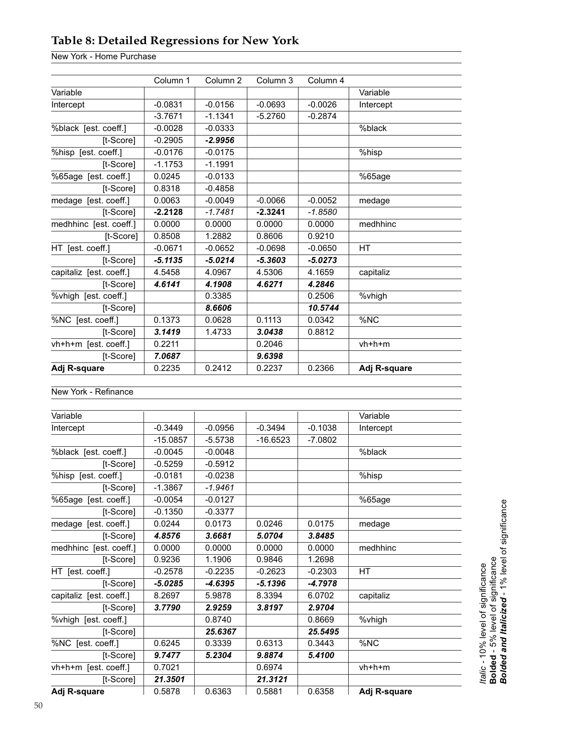## Table 8: Detailed Regressions for New York

New York - Home Purchase

| | Column 1 | Column 2 | Column 3 | Column 4 | |
|---|---|---|---|---|---|
| Variable | | | | | Variable |
| Intercept | -0.0831 | -0.0156 | -0.0693 | -0.0026 | Intercept |
| | -3.7671 | -1.1341 | -5.2760 | -0.2874 | |
| %black [est. coeff.] | -0.0028 | -0.0333 | | | %black |
| [t-Score] | -0.2905 | ***-2.9956*** | | | |
| %hisp [est. coeff.] | -0.0176 | -0.0175 | | | %hisp |
| [t-Score] | -1.1753 | -1.1991 | | | |
| %65age [est. coeff.] | 0.0245 | -0.0133 | | | %65age |
| [t-Score] | 0.8318 | -0.4858 | | | |
| medage [est. coeff.] | 0.0063 | -0.0049 | -0.0066 | -0.0052 | medage |
| [t-Score] | **-2.2128** | *-1.7481* | **-2.3241** | *-1.8580* | |
| medhhinc [est. coeff.] | 0.0000 | 0.0000 | 0.0000 | 0.0000 | medhhinc |
| [t-Score] | 0.8508 | 1.2882 | 0.8606 | 0.9210 | |
| HT [est. coeff.] | -0.0671 | -0.0652 | -0.0698 | -0.0650 | HT |
| [t-Score] | ***-5.1135*** | ***-5.0214*** | ***-5.3603*** | ***-5.0273*** | |
| capitaliz [est. coeff.] | 4.5458 | 4.0967 | 4.5306 | 4.1659 | capitaliz |
| [t-Score] | ***4.6141*** | ***4.1908*** | ***4.6271*** | ***4.2846*** | |
| %vhigh [est. coeff.] | | 0.3385 | | 0.2506 | %vhigh |
| [t-Score] | | ***8.6606*** | | ***10.5744*** | |
| %NC [est. coeff.] | 0.1373 | 0.0628 | 0.1113 | 0.0342 | %NC |
| [t-Score] | ***3.1419*** | 1.4733 | ***3.0438*** | 0.8812 | |
| vh+h+m [est. coeff.] | 0.2211 | | 0.2046 | | vh+h+m |
| [t-Score] | ***7.0687*** | | ***9.6398*** | | |
| **Adj R-square** | 0.2235 | 0.2412 | 0.2237 | 0.2366 | **Adj R-square** |

New York - Refinance

| Variable | | | | | Variable |
|---|---|---|---|---|---|
| Intercept | -0.3449 | -0.0956 | -0.3494 | -0.1038 | Intercept |
| | -15.0857 | -5.5738 | -16.6523 | -7.0802 | |
| %black [est. coeff.] | -0.0045 | -0.0048 | | | %black |
| [t-Score] | -0.5259 | -0.5912 | | | |
| %hisp [est. coeff.] | -0.0181 | -0.0238 | | | %hisp |
| [t-Score] | -1.3867 | *-1.9461* | | | |
| %65age [est. coeff.] | -0.0054 | -0.0127 | | | %65age |
| [t-Score] | -0.1350 | -0.3377 | | | |
| medage [est. coeff.] | 0.0244 | 0.0173 | 0.0246 | 0.0175 | medage |
| [t-Score] | ***4.8576*** | ***3.6681*** | ***5.0704*** | ***3.8485*** | |
| medhhinc [est. coeff.] | 0.0000 | 0.0000 | 0.0000 | 0.0000 | medhhinc |
| [t-Score] | 0.9236 | 1.1906 | 0.9846 | 1.2698 | |
| HT [est. coeff.] | -0.2578 | -0.2235 | -0.2623 | -0.2303 | HT |
| [t-Score] | ***-5.0285*** | ***-4.6395*** | ***-5.1396*** | ***-4.7978*** | |
| capitaliz [est. coeff.] | 8.2697 | 5.9878 | 8.3394 | 6.0702 | capitaliz |
| [t-Score] | ***3.7790*** | ***2.9259*** | ***3.8197*** | ***2.9704*** | |
| %vhigh [est. coeff.] | | 0.8740 | | 0.8669 | %vhigh |
| [t-Score] | | ***25.6367*** | | ***25.5495*** | |
| %NC [est. coeff.] | 0.6245 | 0.3339 | 0.6313 | 0.3443 | %NC |
| [t-Score] | ***9.7477*** | ***5.2304*** | ***9.8874*** | ***5.4100*** | |
| vh+h+m [est. coeff.] | 0.7021 | | 0.6974 | | vh+h+m |
| [t-Score] | ***21.3501*** | | ***21.3121*** | | |
| **Adj R-square** | 0.5878 | 0.6363 | 0.5881 | 0.6358 | **Adj R-square** |

*Italic* - 10% level of significance
**Bolded** - 5% level of significance
***Bolded and Italicized*** - 1% level of significance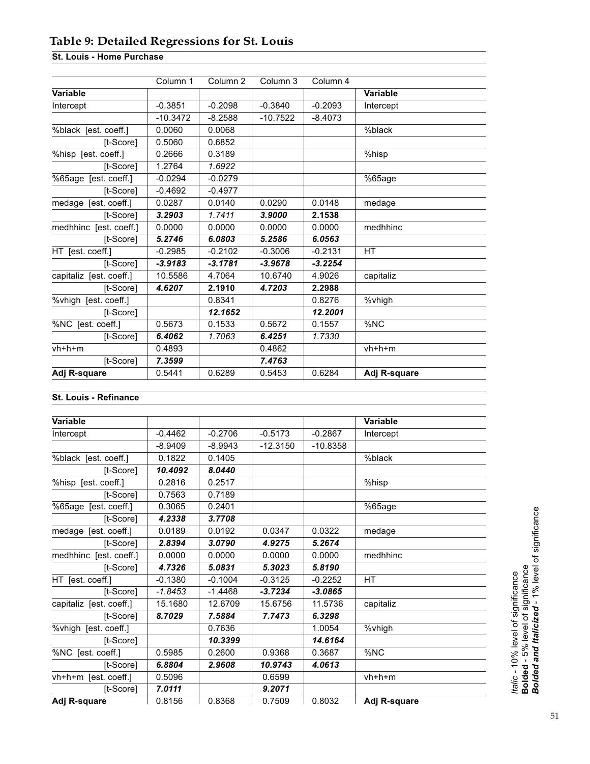## Table 9: Detailed Regressions for St. Louis

**St. Louis - Home Purchase**

| Variable | Column 1 | Column 2 | Column 3 | Column 4 | Variable |
|---|---|---|---|---|---|
| Intercept | -0.3851 | -0.2098 | -0.3840 | -0.2093 | Intercept |
| | -10.3472 | -8.2588 | -10.7522 | -8.4073 | |
| %black [est. coeff.] | 0.0060 | 0.0068 | | | %black |
| [t-Score] | 0.5060 | 0.6852 | | | |
| %hisp [est. coeff.] | 0.2666 | 0.3189 | | | %hisp |
| [t-Score] | 1.2764 | *1.6922* | | | |
| %65age [est. coeff.] | -0.0294 | -0.0279 | | | %65age |
| [t-Score] | -0.4692 | -0.4977 | | | |
| medage [est. coeff.] | 0.0287 | 0.0140 | 0.0290 | 0.0148 | medage |
| [t-Score] | ***3.2903*** | *1.7411* | ***3.9000*** | **2.1538** | |
| medhhinc [est. coeff.] | 0.0000 | 0.0000 | 0.0000 | 0.0000 | medhhinc |
| [t-Score] | ***5.2746*** | ***6.0803*** | ***5.2586*** | ***6.0563*** | |
| HT [est. coeff.] | -0.2985 | -0.2102 | -0.3006 | -0.2131 | HT |
| [t-Score] | ***-3.9183*** | ***-3.1781*** | ***-3.9678*** | ***-3.2254*** | |
| capitaliz [est. coeff.] | 10.5586 | 4.7064 | 10.6740 | 4.9026 | capitaliz |
| [t-Score] | ***4.6207*** | **2.1910** | ***4.7203*** | **2.2988** | |
| %vhigh [est. coeff.] | | 0.8341 | | 0.8276 | %vhigh |
| [t-Score] | | ***12.1652*** | | ***12.2001*** | |
| %NC [est. coeff.] | 0.5673 | 0.1533 | 0.5672 | 0.1557 | %NC |
| [t-Score] | ***6.4062*** | *1.7063* | ***6.4251*** | *1.7330* | |
| vh+h+m | 0.4893 | | 0.4862 | | vh+h+m |
| [t-Score] | ***7.3599*** | | ***7.4763*** | | |
| **Adj R-square** | 0.5441 | 0.6289 | 0.5453 | 0.6284 | **Adj R-square** |

**St. Louis - Refinance**

| Variable | | | | | Variable |
|---|---|---|---|---|---|
| Intercept | -0.4462 | -0.2706 | -0.5173 | -0.2867 | Intercept |
| | -8.9409 | -8.9943 | -12.3150 | -10.8358 | |
| %black [est. coeff.] | 0.1822 | 0.1405 | | | %black |
| [t-Score] | ***10.4092*** | ***8.0440*** | | | |
| %hisp [est. coeff.] | 0.2816 | 0.2517 | | | %hisp |
| [t-Score] | 0.7563 | 0.7189 | | | |
| %65age [est. coeff.] | 0.3065 | 0.2401 | | | %65age |
| [t-Score] | ***4.2338*** | ***3.7708*** | | | |
| medage [est. coeff.] | 0.0189 | 0.0192 | 0.0347 | 0.0322 | medage |
| [t-Score] | ***2.8394*** | ***3.0790*** | ***4.9275*** | ***5.2674*** | |
| medhhinc [est. coeff.] | 0.0000 | 0.0000 | 0.0000 | 0.0000 | medhhinc |
| [t-Score] | ***4.7326*** | ***5.0831*** | ***5.3023*** | ***5.8190*** | |
| HT [est. coeff.] | -0.1380 | -0.1004 | -0.3125 | -0.2252 | HT |
| [t-Score] | *-1.8453* | -1.4468 | ***-3.7234*** | ***-3.0865*** | |
| capitaliz [est. coeff.] | 15.1680 | 12.6709 | 15.6756 | 11.5736 | capitaliz |
| [t-Score] | ***8.7029*** | ***7.5884*** | ***7.7473*** | ***6.3298*** | |
| %vhigh [est. coeff.] | | 0.7636 | | 1.0054 | %vhigh |
| [t-Score] | | ***10.3399*** | | ***14.6164*** | |
| %NC [est. coeff.] | 0.5985 | 0.2600 | 0.9368 | 0.3687 | %NC |
| [t-Score] | ***6.8804*** | ***2.9608*** | ***10.9743*** | ***4.0613*** | |
| vh+h+m [est. coeff.] | 0.5096 | | 0.6599 | | vh+h+m |
| [t-Score] | ***7.0111*** | | ***9.2071*** | | |
| **Adj R-square** | 0.8156 | 0.8368 | 0.7509 | 0.8032 | **Adj R-square** |

*Italic* - 10% level of significance
**Bolded** - 5% level of significance
***Bolded and Italicized*** - 1% level of significance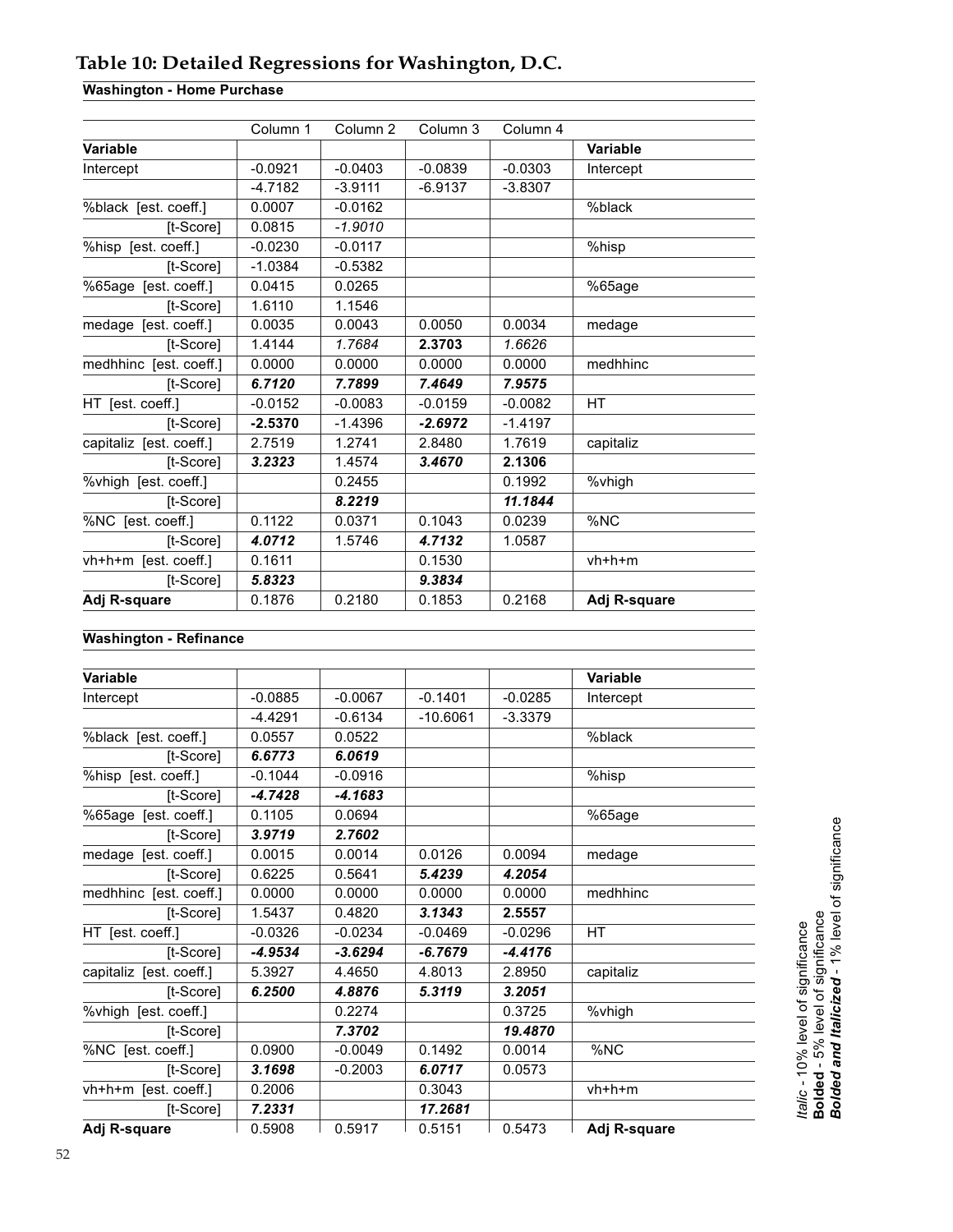## Table 10: Detailed Regressions for Washington, D.C.

**Washington - Home Purchase**

| Variable | Column 1 | Column 2 | Column 3 | Column 4 | Variable |
|---|---|---|---|---|---|
| Intercept | -0.0921 | -0.0403 | -0.0839 | -0.0303 | Intercept |
| | -4.7182 | -3.9111 | -6.9137 | -3.8307 | |
| %black [est. coeff.] | 0.0007 | -0.0162 | | | %black |
| [t-Score] | 0.0815 | *-1.9010* | | | |
| %hisp [est. coeff.] | -0.0230 | -0.0117 | | | %hisp |
| [t-Score] | -1.0384 | -0.5382 | | | |
| %65age [est. coeff.] | 0.0415 | 0.0265 | | | %65age |
| [t-Score] | 1.6110 | 1.1546 | | | |
| medage [est. coeff.] | 0.0035 | 0.0043 | 0.0050 | 0.0034 | medage |
| [t-Score] | 1.4144 | *1.7684* | **2.3703** | *1.6626* | |
| medhhinc [est. coeff.] | 0.0000 | 0.0000 | 0.0000 | 0.0000 | medhhinc |
| [t-Score] | ***6.7120*** | ***7.7899*** | ***7.4649*** | ***7.9575*** | |
| HT [est. coeff.] | -0.0152 | -0.0083 | -0.0159 | -0.0082 | HT |
| [t-Score] | **-2.5370** | -1.4396 | ***-2.6972*** | -1.4197 | |
| capitaliz [est. coeff.] | 2.7519 | 1.2741 | 2.8480 | 1.7619 | capitaliz |
| [t-Score] | ***3.2323*** | 1.4574 | ***3.4670*** | **2.1306** | |
| %vhigh [est. coeff.] | | 0.2455 | | 0.1992 | %vhigh |
| [t-Score] | | ***8.2219*** | | ***11.1844*** | |
| %NC [est. coeff.] | 0.1122 | 0.0371 | 0.1043 | 0.0239 | %NC |
| [t-Score] | ***4.0712*** | 1.5746 | ***4.7132*** | 1.0587 | |
| vh+h+m [est. coeff.] | 0.1611 | | 0.1530 | | vh+h+m |
| [t-Score] | ***5.8323*** | | ***9.3834*** | | |
| **Adj R-square** | 0.1876 | 0.2180 | 0.1853 | 0.2168 | **Adj R-square** |

**Washington - Refinance**

| Variable | Column 1 | Column 2 | Column 3 | Column 4 | Variable |
|---|---|---|---|---|---|
| Intercept | -0.0885 | -0.0067 | -0.1401 | -0.0285 | Intercept |
| | -4.4291 | -0.6134 | -10.6061 | -3.3379 | |
| %black [est. coeff.] | 0.0557 | 0.0522 | | | %black |
| [t-Score] | ***6.6773*** | ***6.0619*** | | | |
| %hisp [est. coeff.] | -0.1044 | -0.0916 | | | %hisp |
| [t-Score] | ***-4.7428*** | ***-4.1683*** | | | |
| %65age [est. coeff.] | 0.1105 | 0.0694 | | | %65age |
| [t-Score] | ***3.9719*** | ***2.7602*** | | | |
| medage [est. coeff.] | 0.0015 | 0.0014 | 0.0126 | 0.0094 | medage |
| [t-Score] | 0.6225 | 0.5641 | ***5.4239*** | ***4.2054*** | |
| medhhinc [est. coeff.] | 0.0000 | 0.0000 | 0.0000 | 0.0000 | medhhinc |
| [t-Score] | 1.5437 | 0.4820 | ***3.1343*** | **2.5557** | |
| HT [est. coeff.] | -0.0326 | -0.0234 | -0.0469 | -0.0296 | HT |
| [t-Score] | ***-4.9534*** | ***-3.6294*** | ***-6.7679*** | ***-4.4176*** | |
| capitaliz [est. coeff.] | 5.3927 | 4.4650 | 4.8013 | 2.8950 | capitaliz |
| [t-Score] | ***6.2500*** | ***4.8876*** | ***5.3119*** | ***3.2051*** | |
| %vhigh [est. coeff.] | | 0.2274 | | 0.3725 | %vhigh |
| [t-Score] | | ***7.3702*** | | ***19.4870*** | |
| %NC [est. coeff.] | 0.0900 | -0.0049 | 0.1492 | 0.0014 | %NC |
| [t-Score] | ***3.1698*** | -0.2003 | ***6.0717*** | 0.0573 | |
| vh+h+m [est. coeff.] | 0.2006 | | 0.3043 | | vh+h+m |
| [t-Score] | ***7.2331*** | | ***17.2681*** | | |
| **Adj R-square** | 0.5908 | 0.5917 | 0.5151 | 0.5473 | **Adj R-square** |

*Italic* - 10% level of significance
**Bolded** - 5% level of significance
***Bolded and Italicized*** - 1% level of significance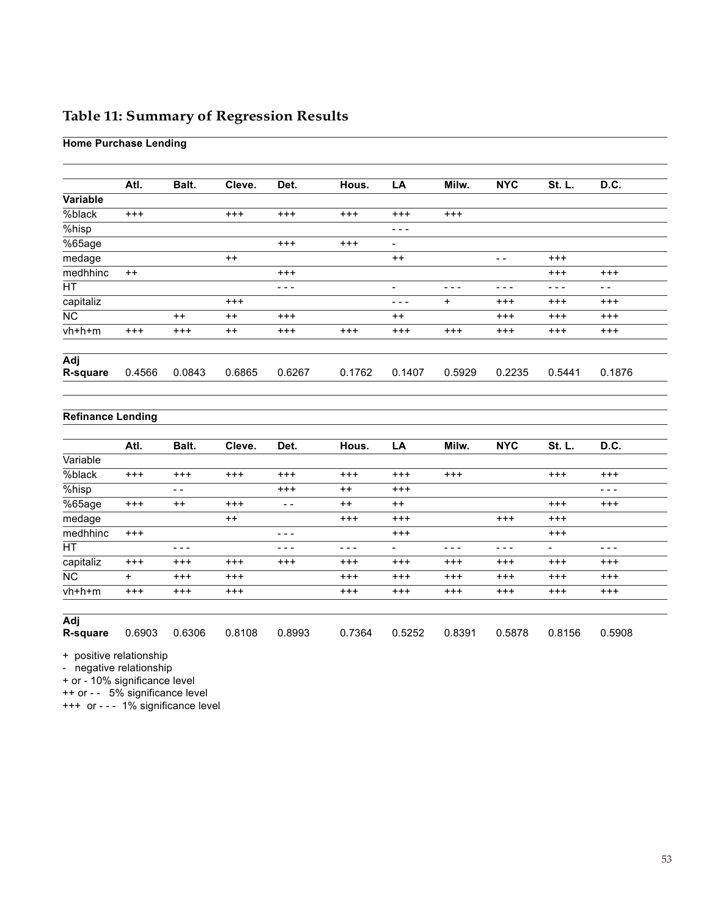## Table 11: Summary of Regression Results

**Home Purchase Lending**

| | Atl. | Balt. | Cleve. | Det. | Hous. | LA | Milw. | NYC | St. L. | D.C. |
|---|---|---|---|---|---|---|---|---|---|---|
| **Variable** | | | | | | | | | | |
| %black | +++ | | +++ | +++ | +++ | +++ | +++ | | | |
| %hisp | | | | | | - - - | | | | |
| %65age | | | | +++ | +++ | - | | | | |
| medage | | | ++ | | | ++ | | - - | +++ | |
| medhhinc | ++ | | | +++ | | | | | +++ | +++ |
| HT | | | | - - - | | - | - - - | - - - | - - - | - - |
| capitaliz | | | +++ | | | - - - | + | +++ | +++ | +++ |
| NC | | ++ | ++ | +++ | | ++ | | +++ | +++ | +++ |
| vh+h+m | +++ | +++ | ++ | +++ | +++ | +++ | +++ | +++ | +++ | +++ |
| **Adj R-square** | 0.4566 | 0.0843 | 0.6865 | 0.6267 | 0.1762 | 0.1407 | 0.5929 | 0.2235 | 0.5441 | 0.1876 |

**Refinance Lending**

| | Atl. | Balt. | Cleve. | Det. | Hous. | LA | Milw. | NYC | St. L. | D.C. |
|---|---|---|---|---|---|---|---|---|---|---|
| Variable | | | | | | | | | | |
| %black | +++ | +++ | +++ | +++ | +++ | +++ | +++ | | +++ | +++ |
| %hisp | | - - | | +++ | ++ | +++ | | | | - - - |
| %65age | +++ | ++ | +++ | - - | ++ | ++ | | | +++ | +++ |
| medage | | | ++ | | +++ | +++ | | +++ | +++ | |
| medhhinc | +++ | | | - - - | | +++ | | | +++ | |
| HT | | - - - | | - - - | - - - | - | - - - | - - - | - | - - - |
| capitaliz | +++ | +++ | +++ | +++ | +++ | +++ | +++ | +++ | +++ | +++ |
| NC | + | +++ | +++ | | +++ | +++ | +++ | +++ | +++ | +++ |
| vh+h+m | +++ | +++ | +++ | | +++ | +++ | +++ | +++ | +++ | +++ |
| **Adj R-square** | 0.6903 | 0.6306 | 0.8108 | 0.8993 | 0.7364 | 0.5252 | 0.8391 | 0.5878 | 0.8156 | 0.5908 |

\+ positive relationship
\- negative relationship
\+ or - 10% significance level
++ or - - 5% significance level
+++ or - - - 1% significance level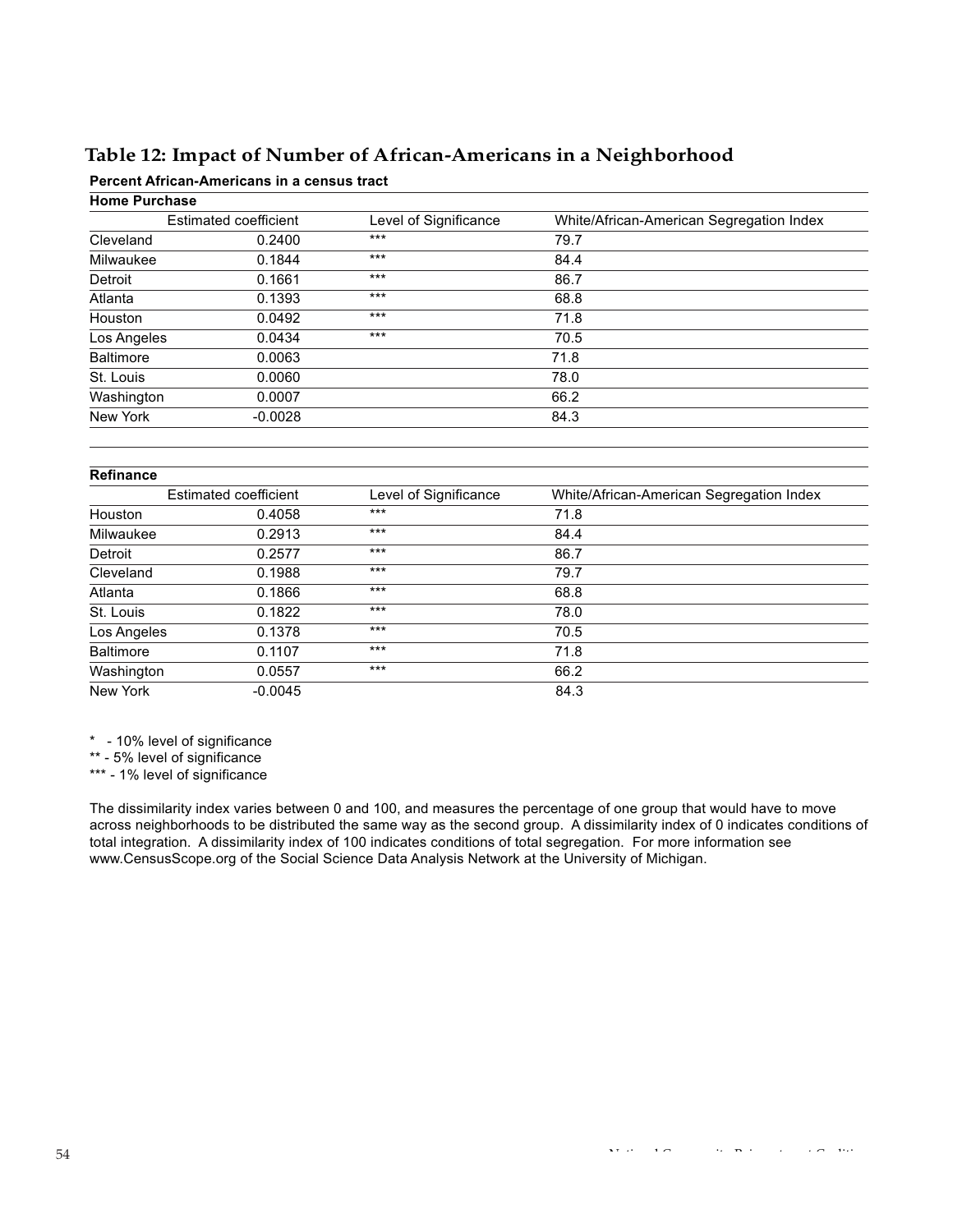## Table 12: Impact of Number of African-Americans in a Neighborhood

**Percent African-Americans in a census tract**

**Home Purchase**

| | Estimated coefficient | Level of Significance | White/African-American Segregation Index |
|---|---|---|---|
| Cleveland | 0.2400 | *** | 79.7 |
| Milwaukee | 0.1844 | *** | 84.4 |
| Detroit | 0.1661 | *** | 86.7 |
| Atlanta | 0.1393 | *** | 68.8 |
| Houston | 0.0492 | *** | 71.8 |
| Los Angeles | 0.0434 | *** | 70.5 |
| Baltimore | 0.0063 | | 71.8 |
| St. Louis | 0.0060 | | 78.0 |
| Washington | 0.0007 | | 66.2 |
| New York | -0.0028 | | 84.3 |

**Refinance**

| | Estimated coefficient | Level of Significance | White/African-American Segregation Index |
|---|---|---|---|
| Houston | 0.4058 | *** | 71.8 |
| Milwaukee | 0.2913 | *** | 84.4 |
| Detroit | 0.2577 | *** | 86.7 |
| Cleveland | 0.1988 | *** | 79.7 |
| Atlanta | 0.1866 | *** | 68.8 |
| St. Louis | 0.1822 | *** | 78.0 |
| Los Angeles | 0.1378 | *** | 70.5 |
| Baltimore | 0.1107 | *** | 71.8 |
| Washington | 0.0557 | *** | 66.2 |
| New York | -0.0045 | | 84.3 |

* - 10% level of significance
** - 5% level of significance
*** - 1% level of significance

The dissimilarity index varies between 0 and 100, and measures the percentage of one group that would have to move across neighborhoods to be distributed the same way as the second group. A dissimilarity index of 0 indicates conditions of total integration. A dissimilarity index of 100 indicates conditions of total segregation. For more information see www.CensusScope.org of the Social Science Data Analysis Network at the University of Michigan.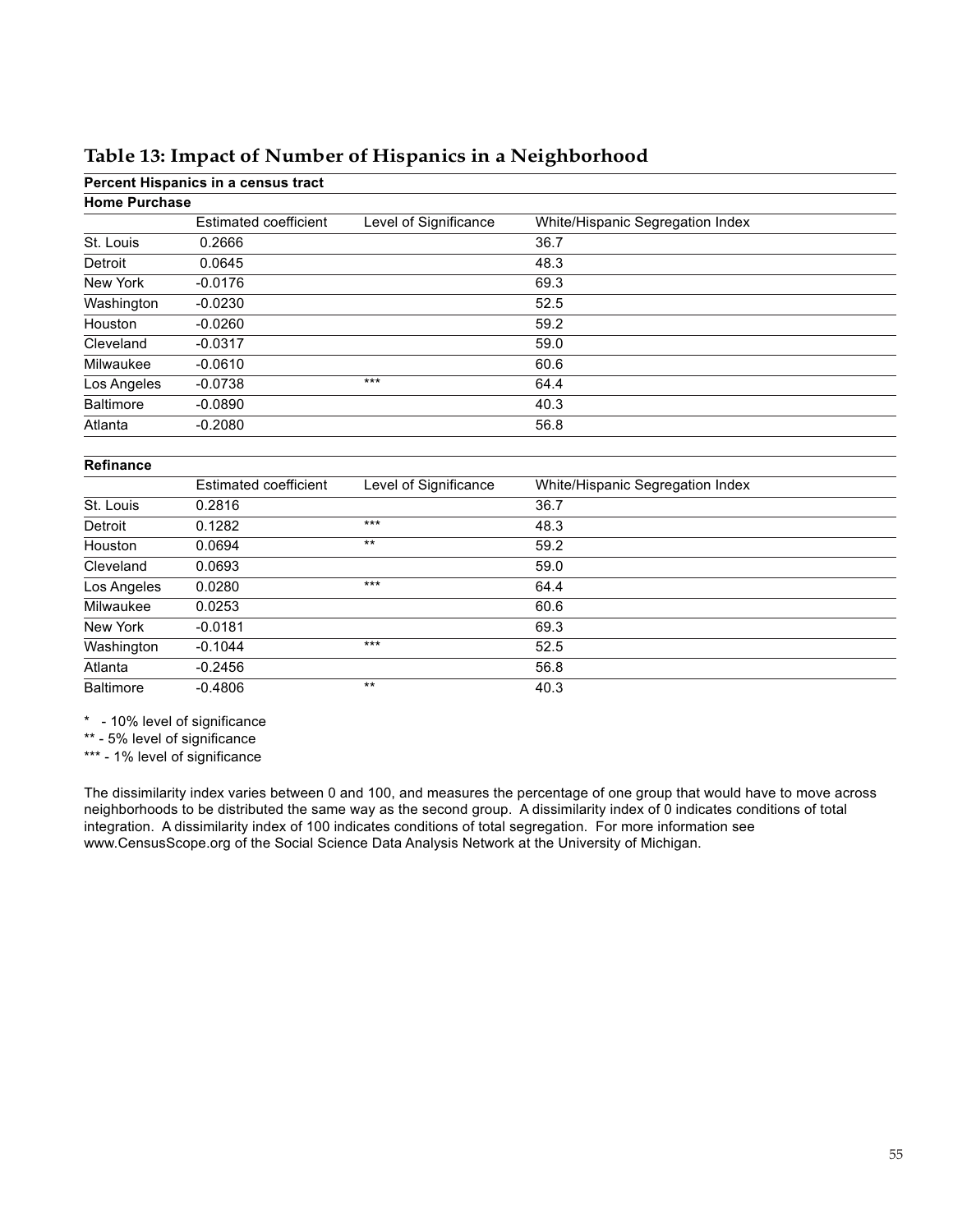## Table 13: Impact of Number of Hispanics in a Neighborhood

**Percent Hispanics in a census tract**

**Home Purchase**

| | Estimated coefficient | Level of Significance | White/Hispanic Segregation Index |
|---|---|---|---|
| St. Louis | 0.2666 | | 36.7 |
| Detroit | 0.0645 | | 48.3 |
| New York | -0.0176 | | 69.3 |
| Washington | -0.0230 | | 52.5 |
| Houston | -0.0260 | | 59.2 |
| Cleveland | -0.0317 | | 59.0 |
| Milwaukee | -0.0610 | | 60.6 |
| Los Angeles | -0.0738 | *** | 64.4 |
| Baltimore | -0.0890 | | 40.3 |
| Atlanta | -0.2080 | | 56.8 |

**Refinance**

| | Estimated coefficient | Level of Significance | White/Hispanic Segregation Index |
|---|---|---|---|
| St. Louis | 0.2816 | | 36.7 |
| Detroit | 0.1282 | *** | 48.3 |
| Houston | 0.0694 | ** | 59.2 |
| Cleveland | 0.0693 | | 59.0 |
| Los Angeles | 0.0280 | *** | 64.4 |
| Milwaukee | 0.0253 | | 60.6 |
| New York | -0.0181 | | 69.3 |
| Washington | -0.1044 | *** | 52.5 |
| Atlanta | -0.2456 | | 56.8 |
| Baltimore | -0.4806 | ** | 40.3 |

* - 10% level of significance
** - 5% level of significance
*** - 1% level of significance

The dissimilarity index varies between 0 and 100, and measures the percentage of one group that would have to move across neighborhoods to be distributed the same way as the second group. A dissimilarity index of 0 indicates conditions of total integration. A dissimilarity index of 100 indicates conditions of total segregation. For more information see www.CensusScope.org of the Social Science Data Analysis Network at the University of Michigan.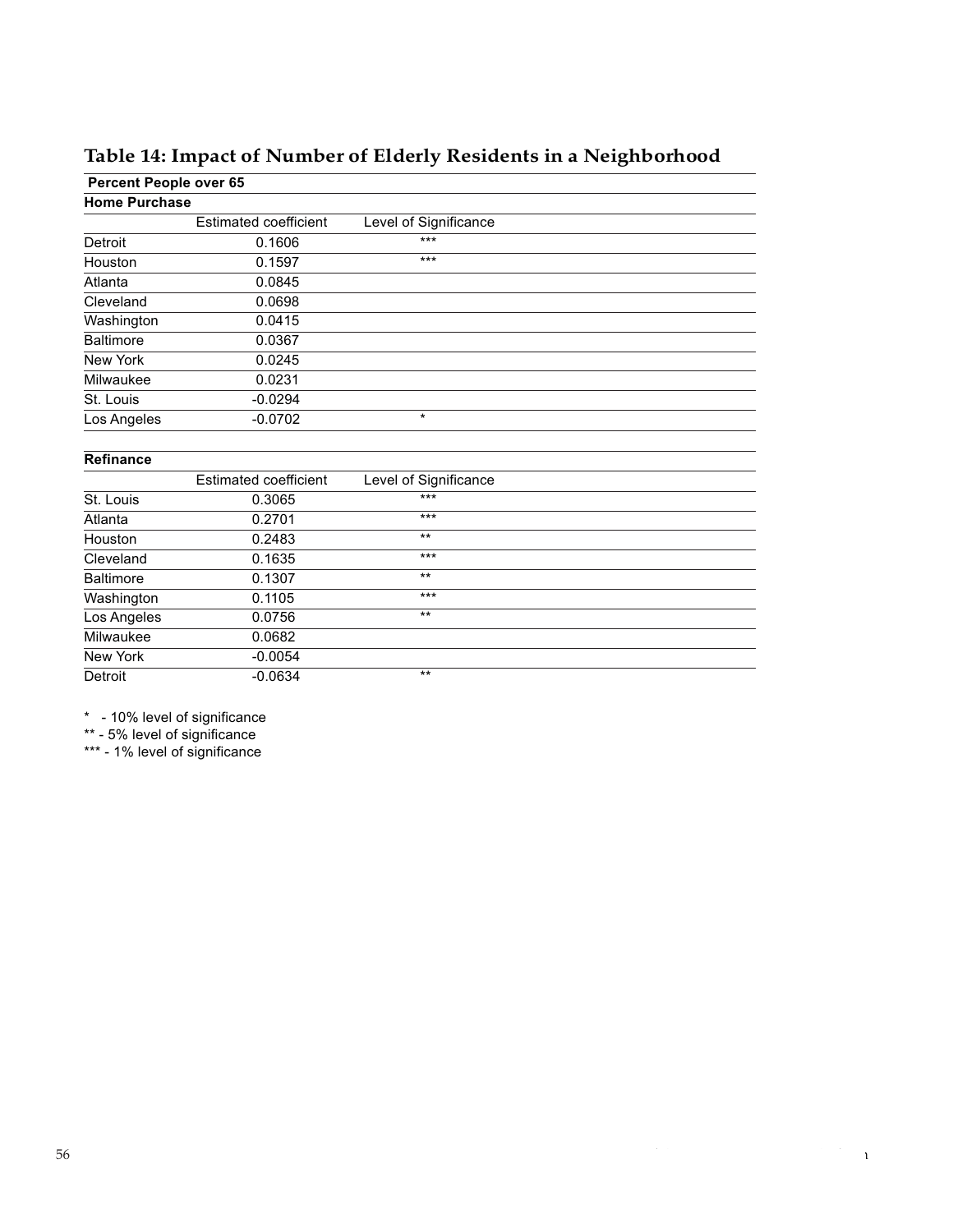## Table 14: Impact of Number of Elderly Residents in a Neighborhood

**Percent People over 65**

**Home Purchase**

| | Estimated coefficient | Level of Significance |
|---|---|---|
| Detroit | 0.1606 | *** |
| Houston | 0.1597 | *** |
| Atlanta | 0.0845 | |
| Cleveland | 0.0698 | |
| Washington | 0.0415 | |
| Baltimore | 0.0367 | |
| New York | 0.0245 | |
| Milwaukee | 0.0231 | |
| St. Louis | -0.0294 | |
| Los Angeles | -0.0702 | * |

**Refinance**

| | Estimated coefficient | Level of Significance |
|---|---|---|
| St. Louis | 0.3065 | *** |
| Atlanta | 0.2701 | *** |
| Houston | 0.2483 | ** |
| Cleveland | 0.1635 | *** |
| Baltimore | 0.1307 | ** |
| Washington | 0.1105 | *** |
| Los Angeles | 0.0756 | ** |
| Milwaukee | 0.0682 | |
| New York | -0.0054 | |
| Detroit | -0.0634 | ** |

* - 10% level of significance
** - 5% level of significance
*** - 1% level of significance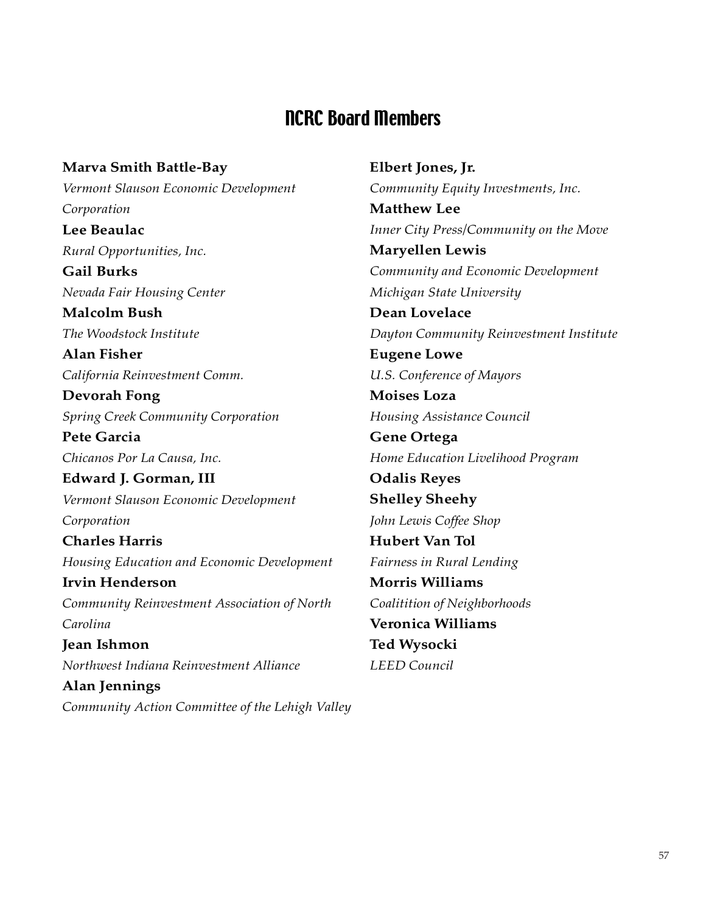# NCRC Board Members

**Marva Smith Battle-Bay**
*Vermont Slauson Economic Development Corporation*

**Lee Beaulac**
*Rural Opportunities, Inc.*

**Gail Burks**
*Nevada Fair Housing Center*

**Malcolm Bush**
*The Woodstock Institute*

**Alan Fisher**
*California Reinvestment Comm.*

**Devorah Fong**
*Spring Creek Community Corporation*

**Pete Garcia**
*Chicanos Por La Causa, Inc.*

**Edward J. Gorman, III**
*Vermont Slauson Economic Development Corporation*

**Charles Harris**
*Housing Education and Economic Development*

**Irvin Henderson**
*Community Reinvestment Association of North Carolina*

**Jean Ishmon**
*Northwest Indiana Reinvestment Alliance*

**Alan Jennings**
*Community Action Committee of the Lehigh Valley*

**Elbert Jones, Jr.**
*Community Equity Investments, Inc.*

**Matthew Lee**
*Inner City Press/Community on the Move*

**Maryellen Lewis**
*Community and Economic Development Michigan State University*

**Dean Lovelace**
*Dayton Community Reinvestment Institute*

**Eugene Lowe**
*U.S. Conference of Mayors*

**Moises Loza**
*Housing Assistance Council*

**Gene Ortega**
*Home Education Livelihood Program*

**Odalis Reyes**

**Shelley Sheehy**
*John Lewis Coffee Shop*

**Hubert Van Tol**
*Fairness in Rural Lending*

**Morris Williams**
*Coalitition of Neighborhoods*

**Veronica Williams**

**Ted Wysocki**
*LEED Council*